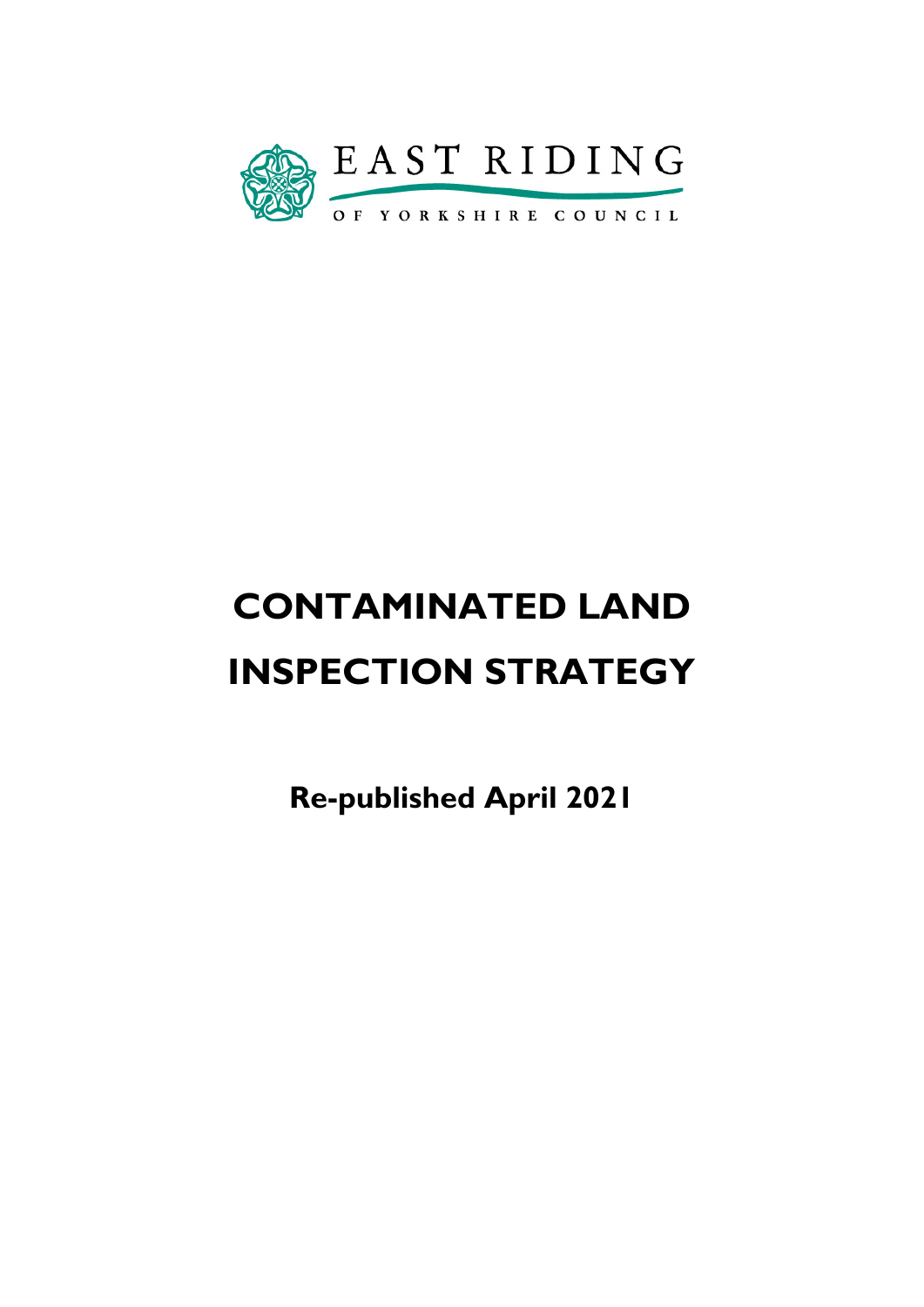EAST RIDING

OF YORKSHIRE COUNCIL

# CONTAMINATED LAND INSPECTION STRATEGY

**Re-published April 2021**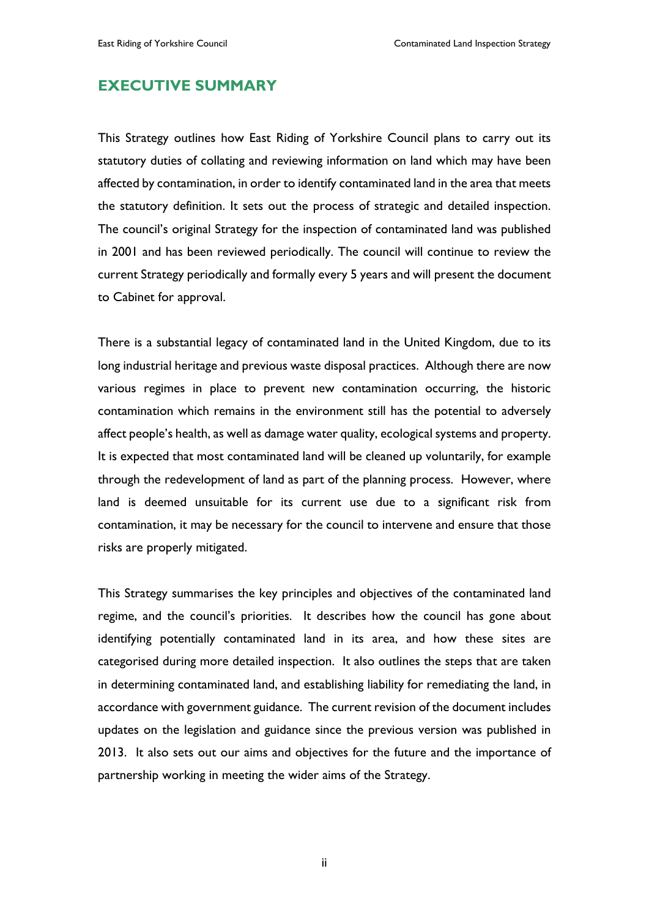## EXECUTIVE SUMMARY

This Strategy outlines how East Riding of Yorkshire Council plans to carry out its statutory duties of collating and reviewing information on land which may have been affected by contamination, in order to identify contaminated land in the area that meets the statutory definition. It sets out the process of strategic and detailed inspection. The council's original Strategy for the inspection of contaminated land was published in 2001 and has been reviewed periodically. The council will continue to review the current Strategy periodically and formally every 5 years and will present the document to Cabinet for approval.

There is a substantial legacy of contaminated land in the United Kingdom, due to its long industrial heritage and previous waste disposal practices. Although there are now various regimes in place to prevent new contamination occurring, the historic contamination which remains in the environment still has the potential to adversely affect people's health, as well as damage water quality, ecological systems and property. It is expected that most contaminated land will be cleaned up voluntarily, for example through the redevelopment of land as part of the planning process. However, where land is deemed unsuitable for its current use due to a significant risk from contamination, it may be necessary for the council to intervene and ensure that those risks are properly mitigated.

This Strategy summarises the key principles and objectives of the contaminated land regime, and the council's priorities. It describes how the council has gone about identifying potentially contaminated land in its area, and how these sites are categorised during more detailed inspection. It also outlines the steps that are taken in determining contaminated land, and establishing liability for remediating the land, in accordance with government guidance. The current revision of the document includes updates on the legislation and guidance since the previous version was published in 2013. It also sets out our aims and objectives for the future and the importance of partnership working in meeting the wider aims of the Strategy.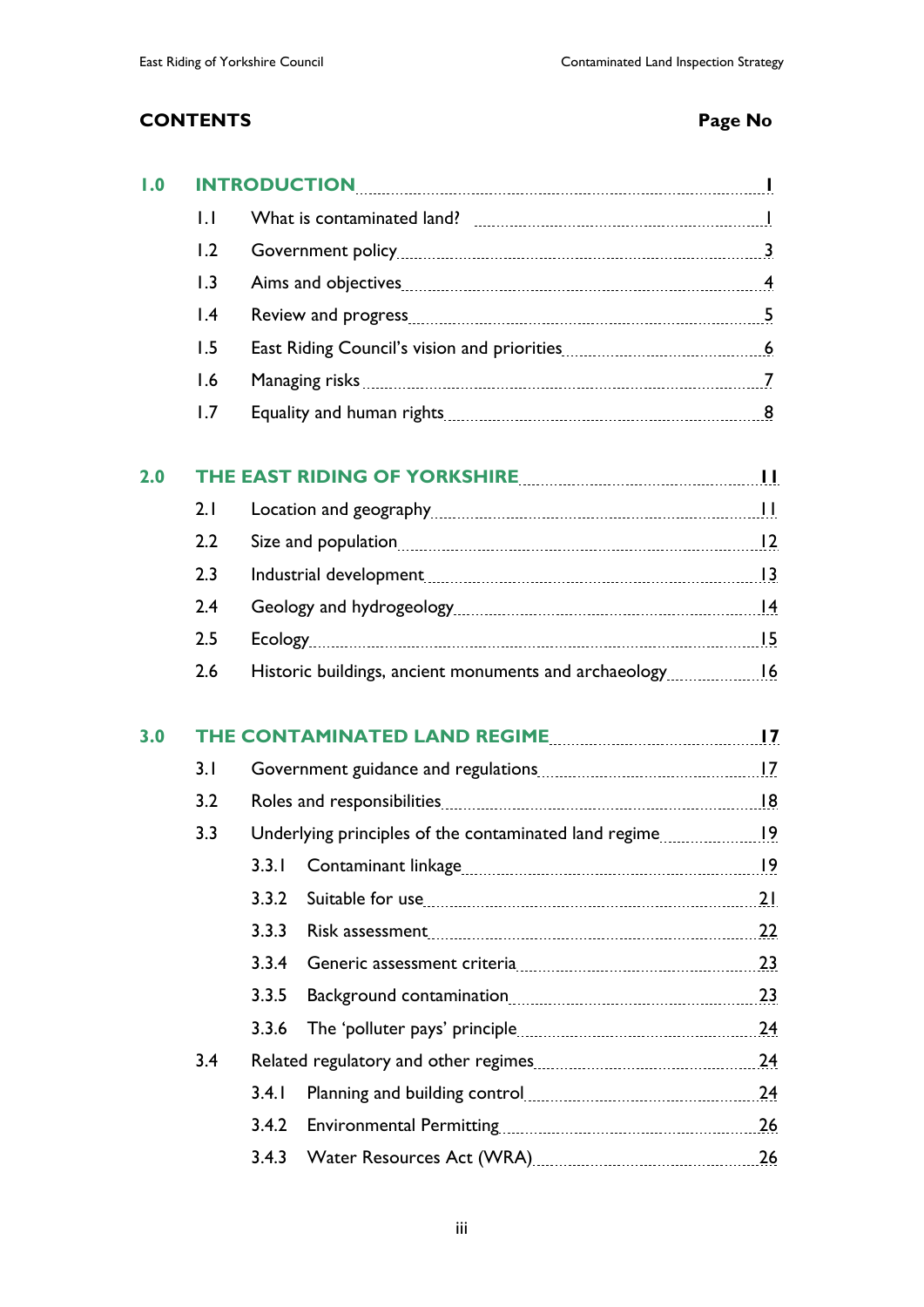## CONTENTS

| | | | Page No |
|---|---|---|---|
| **1.0** | **INTRODUCTION** | | **1** |
| | 1.1 | What is contaminated land? | 1 |
| | 1.2 | Government policy | 3 |
| | 1.3 | Aims and objectives | 4 |
| | 1.4 | Review and progress | 5 |
| | 1.5 | East Riding Council's vision and priorities | 6 |
| | 1.6 | Managing risks | 7 |
| | 1.7 | Equality and human rights | 8 |
| **2.0** | **THE EAST RIDING OF YORKSHIRE** | | **11** |
| | 2.1 | Location and geography | 11 |
| | 2.2 | Size and population | 12 |
| | 2.3 | Industrial development | 13 |
| | 2.4 | Geology and hydrogeology | 14 |
| | 2.5 | Ecology | 15 |
| | 2.6 | Historic buildings, ancient monuments and archaeology | 16 |
| **3.0** | **THE CONTAMINATED LAND REGIME** | | **17** |
| | 3.1 | Government guidance and regulations | 17 |
| | 3.2 | Roles and responsibilities | 18 |
| | 3.3 | Underlying principles of the contaminated land regime | 19 |
| | 3.3.1 | Contaminant linkage | 19 |
| | 3.3.2 | Suitable for use | 21 |
| | 3.3.3 | Risk assessment | 22 |
| | 3.3.4 | Generic assessment criteria | 23 |
| | 3.3.5 | Background contamination | 23 |
| | 3.3.6 | The 'polluter pays' principle | 24 |
| | 3.4 | Related regulatory and other regimes | 24 |
| | 3.4.1 | Planning and building control | 24 |
| | 3.4.2 | Environmental Permitting | 26 |
| | 3.4.3 | Water Resources Act (WRA) | 26 |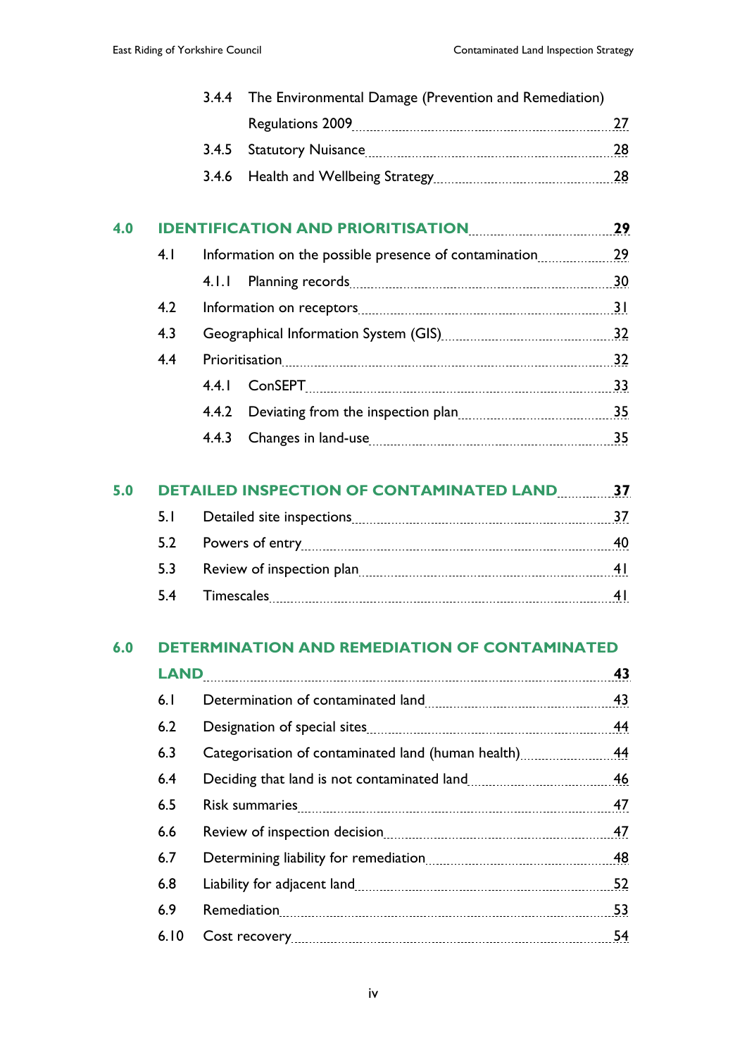3.4.4 The Environmental Damage (Prevention and Remediation) Regulations 2009 ........ 27
3.4.5 Statutory Nuisance ........ 28
3.4.6 Health and Wellbeing Strategy ........ 28

**4.0 IDENTIFICATION AND PRIORITISATION ........ 29**

4.1 Information on the possible presence of contamination ........ 29
4.1.1 Planning records ........ 30
4.2 Information on receptors ........ 31
4.3 Geographical Information System (GIS) ........ 32
4.4 Prioritisation ........ 32
4.4.1 ConSEPT ........ 33
4.4.2 Deviating from the inspection plan ........ 35
4.4.3 Changes in land-use ........ 35

**5.0 DETAILED INSPECTION OF CONTAMINATED LAND ........ 37**

5.1 Detailed site inspections ........ 37
5.2 Powers of entry ........ 40
5.3 Review of inspection plan ........ 41
5.4 Timescales ........ 41

**6.0 DETERMINATION AND REMEDIATION OF CONTAMINATED LAND ........ 43**

6.1 Determination of contaminated land ........ 43
6.2 Designation of special sites ........ 44
6.3 Categorisation of contaminated land (human health) ........ 44
6.4 Deciding that land is not contaminated land ........ 46
6.5 Risk summaries ........ 47
6.6 Review of inspection decision ........ 47
6.7 Determining liability for remediation ........ 48
6.8 Liability for adjacent land ........ 52
6.9 Remediation ........ 53
6.10 Cost recovery ........ 54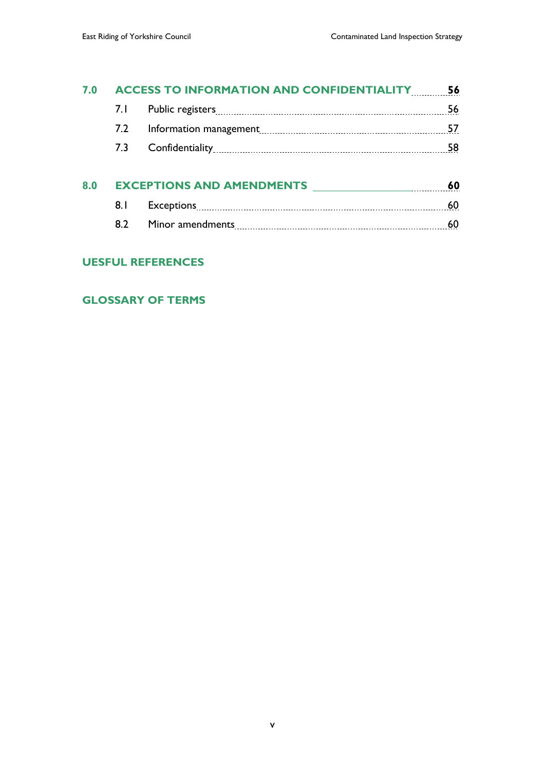| | | |
|---|---|---|
| **7.0** | **ACCESS TO INFORMATION AND CONFIDENTIALITY** | **56** |
| 7.1 | Public registers | 56 |
| 7.2 | Information management | 57 |
| 7.3 | Confidentiality | 58 |
| **8.0** | **EXCEPTIONS AND AMENDMENTS** | **60** |
| 8.1 | Exceptions | 60 |
| 8.2 | Minor amendments | 60 |

**UESFUL REFERENCES**

**GLOSSARY OF TERMS**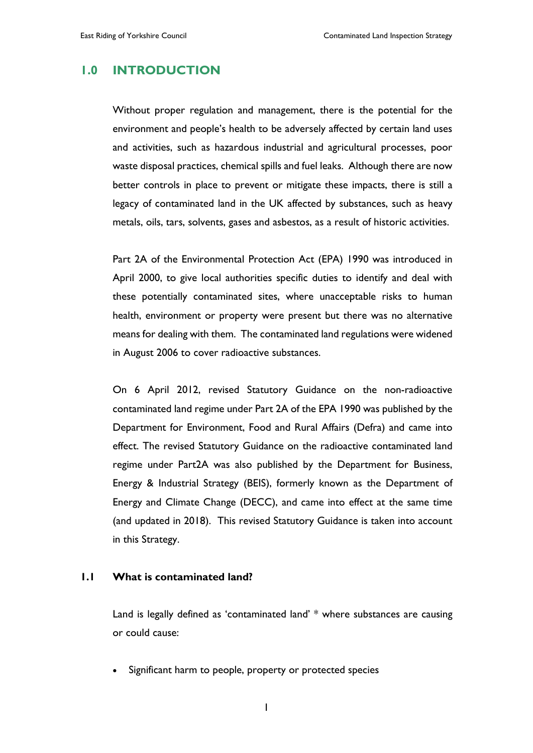# 1.0 INTRODUCTION

Without proper regulation and management, there is the potential for the environment and people's health to be adversely affected by certain land uses and activities, such as hazardous industrial and agricultural processes, poor waste disposal practices, chemical spills and fuel leaks. Although there are now better controls in place to prevent or mitigate these impacts, there is still a legacy of contaminated land in the UK affected by substances, such as heavy metals, oils, tars, solvents, gases and asbestos, as a result of historic activities.

Part 2A of the Environmental Protection Act (EPA) 1990 was introduced in April 2000, to give local authorities specific duties to identify and deal with these potentially contaminated sites, where unacceptable risks to human health, environment or property were present but there was no alternative means for dealing with them. The contaminated land regulations were widened in August 2006 to cover radioactive substances.

On 6 April 2012, revised Statutory Guidance on the non-radioactive contaminated land regime under Part 2A of the EPA 1990 was published by the Department for Environment, Food and Rural Affairs (Defra) and came into effect. The revised Statutory Guidance on the radioactive contaminated land regime under Part2A was also published by the Department for Business, Energy & Industrial Strategy (BEIS), formerly known as the Department of Energy and Climate Change (DECC), and came into effect at the same time (and updated in 2018). This revised Statutory Guidance is taken into account in this Strategy.

## 1.1 What is contaminated land?

Land is legally defined as 'contaminated land' * where substances are causing or could cause:

- Significant harm to people, property or protected species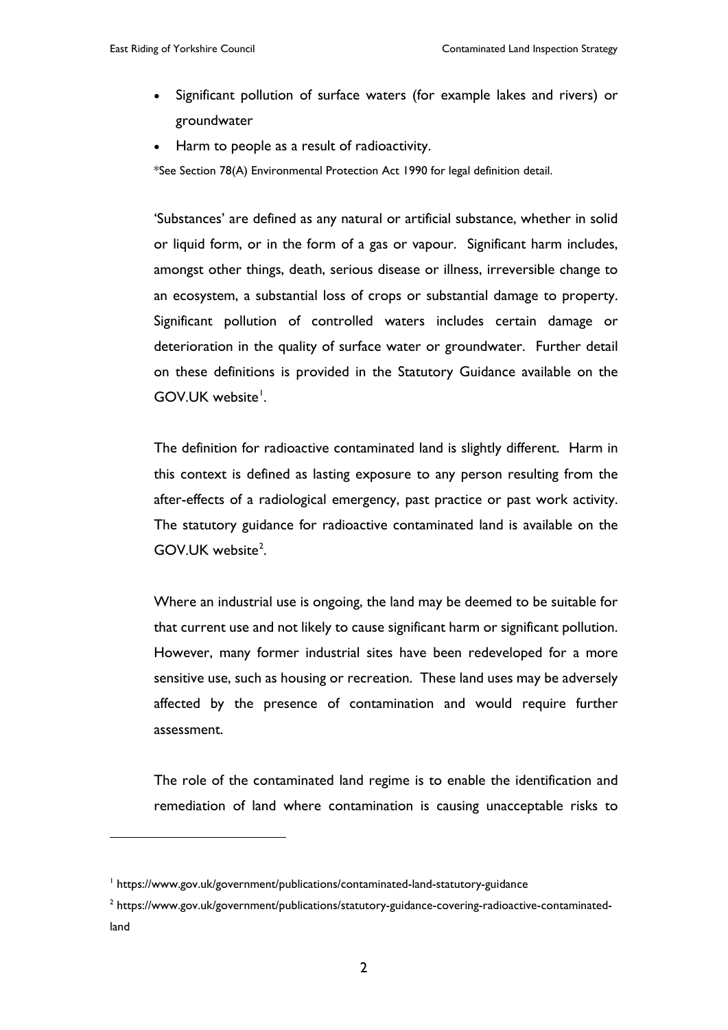- Significant pollution of surface waters (for example lakes and rivers) or groundwater
- Harm to people as a result of radioactivity.

*See Section 78(A) Environmental Protection Act 1990 for legal definition detail.

'Substances' are defined as any natural or artificial substance, whether in solid or liquid form, or in the form of a gas or vapour. Significant harm includes, amongst other things, death, serious disease or illness, irreversible change to an ecosystem, a substantial loss of crops or substantial damage to property. Significant pollution of controlled waters includes certain damage or deterioration in the quality of surface water or groundwater. Further detail on these definitions is provided in the Statutory Guidance available on the GOV.UK website[1].

The definition for radioactive contaminated land is slightly different. Harm in this context is defined as lasting exposure to any person resulting from the after-effects of a radiological emergency, past practice or past work activity. The statutory guidance for radioactive contaminated land is available on the GOV.UK website[2].

Where an industrial use is ongoing, the land may be deemed to be suitable for that current use and not likely to cause significant harm or significant pollution. However, many former industrial sites have been redeveloped for a more sensitive use, such as housing or recreation. These land uses may be adversely affected by the presence of contamination and would require further assessment.

The role of the contaminated land regime is to enable the identification and remediation of land where contamination is causing unacceptable risks to

---

[1] https://www.gov.uk/government/publications/contaminated-land-statutory-guidance

[2] https://www.gov.uk/government/publications/statutory-guidance-covering-radioactive-contaminated-land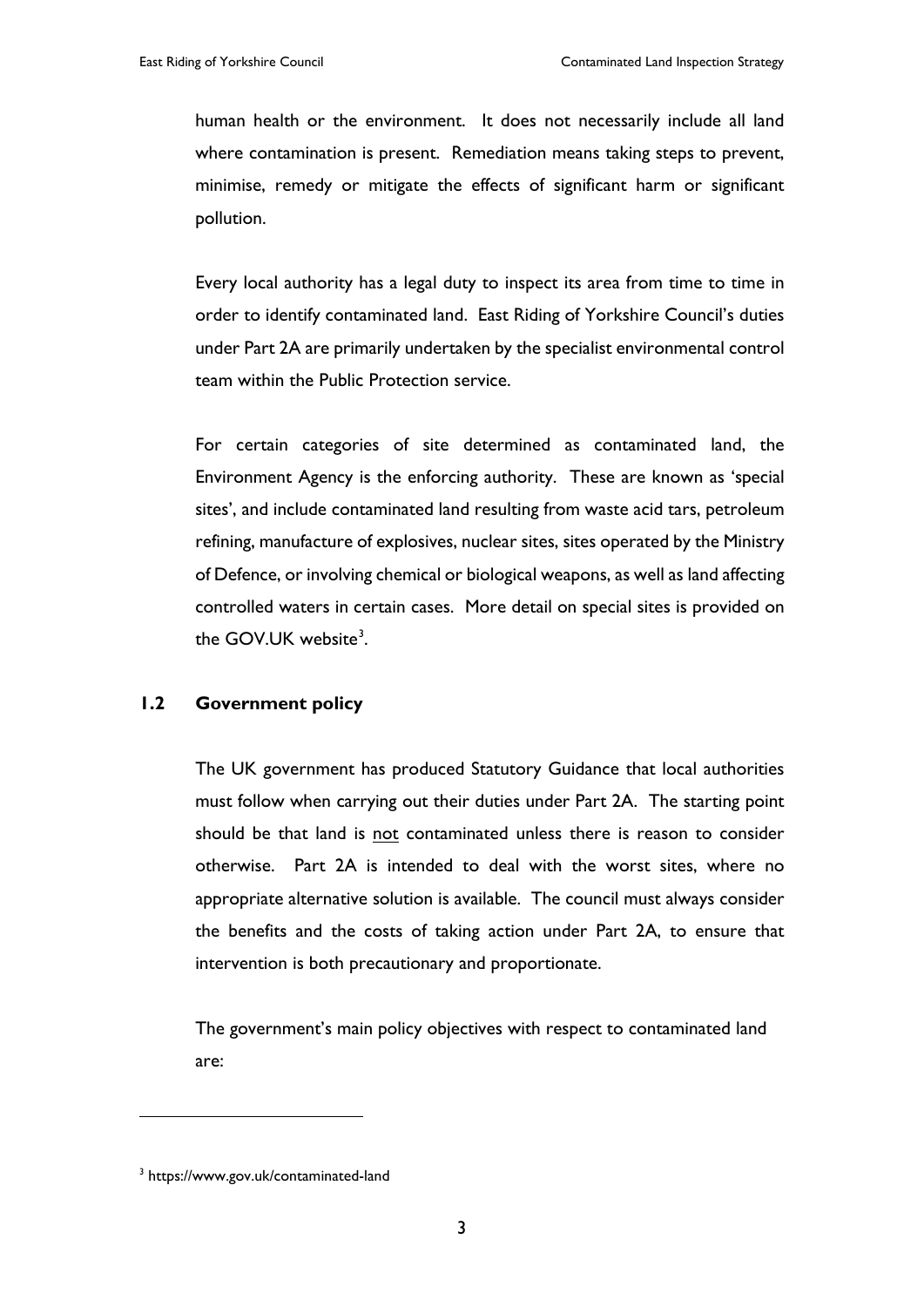human health or the environment. It does not necessarily include all land where contamination is present. Remediation means taking steps to prevent, minimise, remedy or mitigate the effects of significant harm or significant pollution.

Every local authority has a legal duty to inspect its area from time to time in order to identify contaminated land. East Riding of Yorkshire Council's duties under Part 2A are primarily undertaken by the specialist environmental control team within the Public Protection service.

For certain categories of site determined as contaminated land, the Environment Agency is the enforcing authority. These are known as 'special sites', and include contaminated land resulting from waste acid tars, petroleum refining, manufacture of explosives, nuclear sites, sites operated by the Ministry of Defence, or involving chemical or biological weapons, as well as land affecting controlled waters in certain cases. More detail on special sites is provided on the GOV.UK website[3].

## 1.2 Government policy

The UK government has produced Statutory Guidance that local authorities must follow when carrying out their duties under Part 2A. The starting point should be that land is <u>not</u> contaminated unless there is reason to consider otherwise. Part 2A is intended to deal with the worst sites, where no appropriate alternative solution is available. The council must always consider the benefits and the costs of taking action under Part 2A, to ensure that intervention is both precautionary and proportionate.

The government's main policy objectives with respect to contaminated land are:

---

[3] https://www.gov.uk/contaminated-land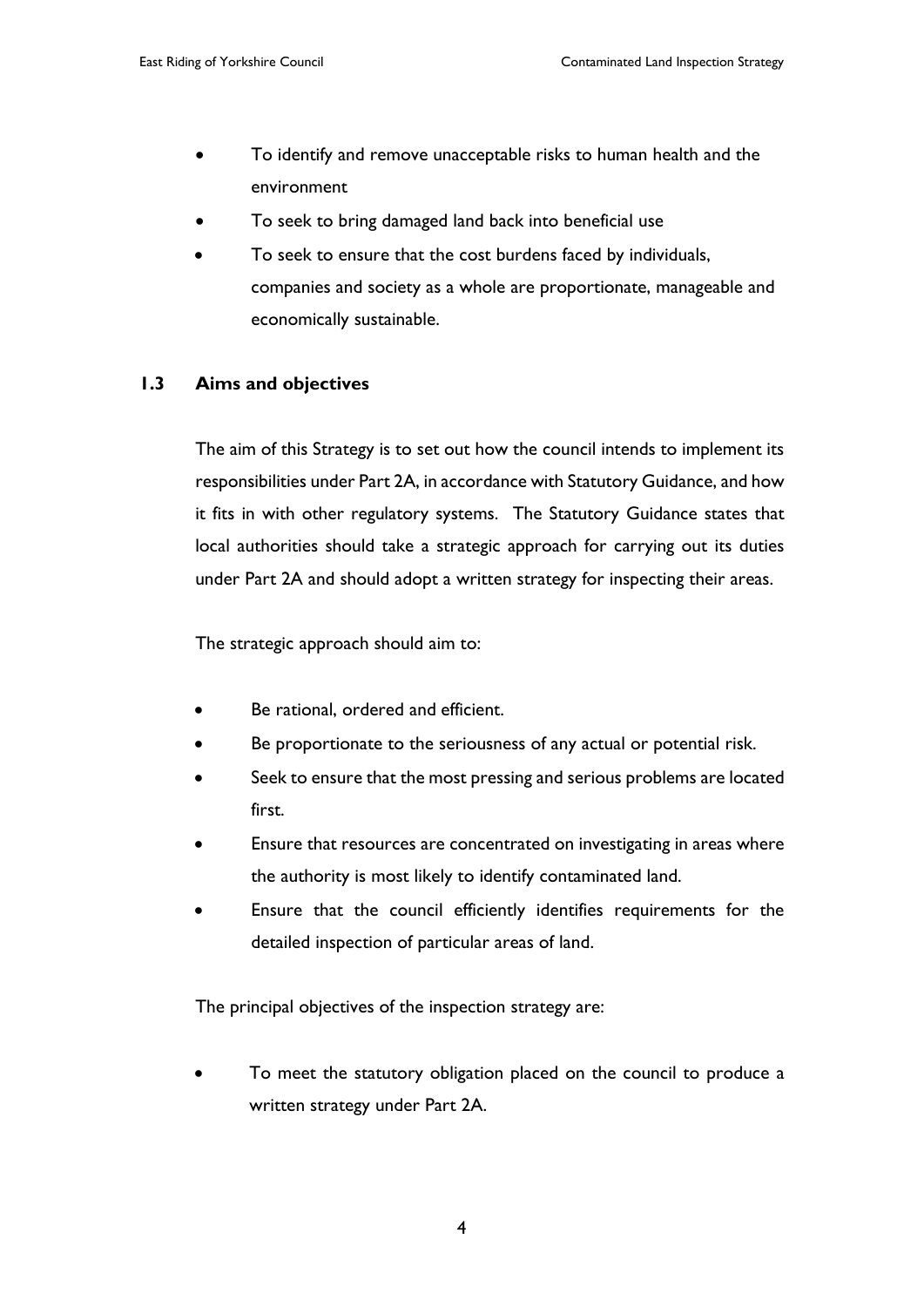- To identify and remove unacceptable risks to human health and the environment
- To seek to bring damaged land back into beneficial use
- To seek to ensure that the cost burdens faced by individuals, companies and society as a whole are proportionate, manageable and economically sustainable.

## 1.3 Aims and objectives

The aim of this Strategy is to set out how the council intends to implement its responsibilities under Part 2A, in accordance with Statutory Guidance, and how it fits in with other regulatory systems. The Statutory Guidance states that local authorities should take a strategic approach for carrying out its duties under Part 2A and should adopt a written strategy for inspecting their areas.

The strategic approach should aim to:

- Be rational, ordered and efficient.
- Be proportionate to the seriousness of any actual or potential risk.
- Seek to ensure that the most pressing and serious problems are located first.
- Ensure that resources are concentrated on investigating in areas where the authority is most likely to identify contaminated land.
- Ensure that the council efficiently identifies requirements for the detailed inspection of particular areas of land.

The principal objectives of the inspection strategy are:

- To meet the statutory obligation placed on the council to produce a written strategy under Part 2A.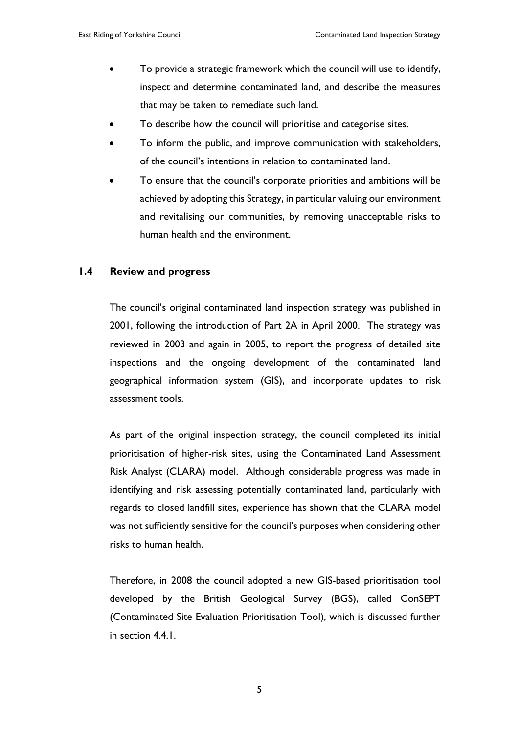- To provide a strategic framework which the council will use to identify, inspect and determine contaminated land, and describe the measures that may be taken to remediate such land.
- To describe how the council will prioritise and categorise sites.
- To inform the public, and improve communication with stakeholders, of the council's intentions in relation to contaminated land.
- To ensure that the council's corporate priorities and ambitions will be achieved by adopting this Strategy, in particular valuing our environment and revitalising our communities, by removing unacceptable risks to human health and the environment.

## 1.4 Review and progress

The council's original contaminated land inspection strategy was published in 2001, following the introduction of Part 2A in April 2000. The strategy was reviewed in 2003 and again in 2005, to report the progress of detailed site inspections and the ongoing development of the contaminated land geographical information system (GIS), and incorporate updates to risk assessment tools.

As part of the original inspection strategy, the council completed its initial prioritisation of higher-risk sites, using the Contaminated Land Assessment Risk Analyst (CLARA) model. Although considerable progress was made in identifying and risk assessing potentially contaminated land, particularly with regards to closed landfill sites, experience has shown that the CLARA model was not sufficiently sensitive for the council's purposes when considering other risks to human health.

Therefore, in 2008 the council adopted a new GIS-based prioritisation tool developed by the British Geological Survey (BGS), called ConSEPT (Contaminated Site Evaluation Prioritisation Tool), which is discussed further in section 4.4.1.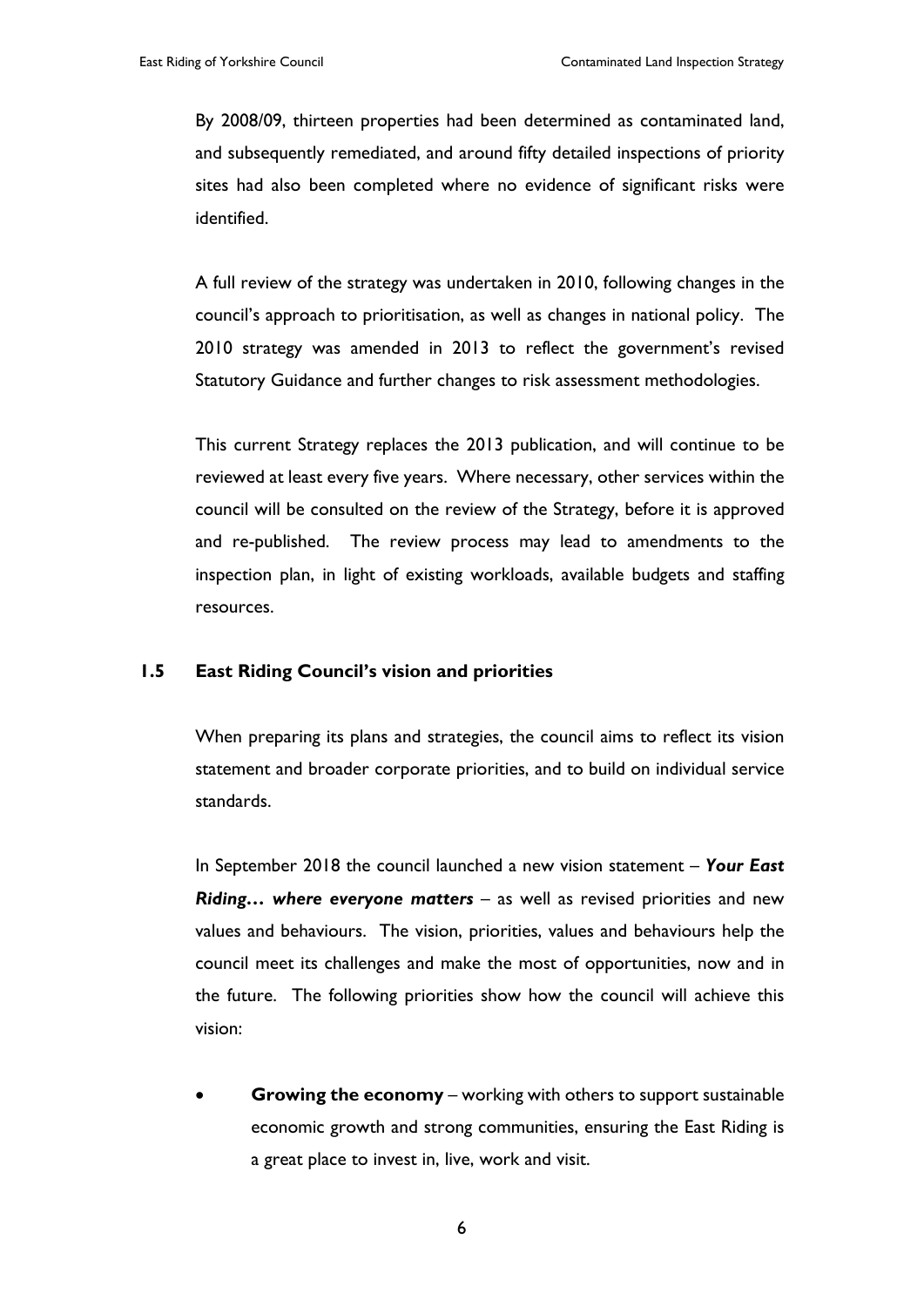By 2008/09, thirteen properties had been determined as contaminated land, and subsequently remediated, and around fifty detailed inspections of priority sites had also been completed where no evidence of significant risks were identified.

A full review of the strategy was undertaken in 2010, following changes in the council's approach to prioritisation, as well as changes in national policy. The 2010 strategy was amended in 2013 to reflect the government's revised Statutory Guidance and further changes to risk assessment methodologies.

This current Strategy replaces the 2013 publication, and will continue to be reviewed at least every five years. Where necessary, other services within the council will be consulted on the review of the Strategy, before it is approved and re-published. The review process may lead to amendments to the inspection plan, in light of existing workloads, available budgets and staffing resources.

## 1.5 East Riding Council's vision and priorities

When preparing its plans and strategies, the council aims to reflect its vision statement and broader corporate priorities, and to build on individual service standards.

In September 2018 the council launched a new vision statement – ***Your East Riding… where everyone matters*** – as well as revised priorities and new values and behaviours. The vision, priorities, values and behaviours help the council meet its challenges and make the most of opportunities, now and in the future. The following priorities show how the council will achieve this vision:

- **Growing the economy** – working with others to support sustainable economic growth and strong communities, ensuring the East Riding is a great place to invest in, live, work and visit.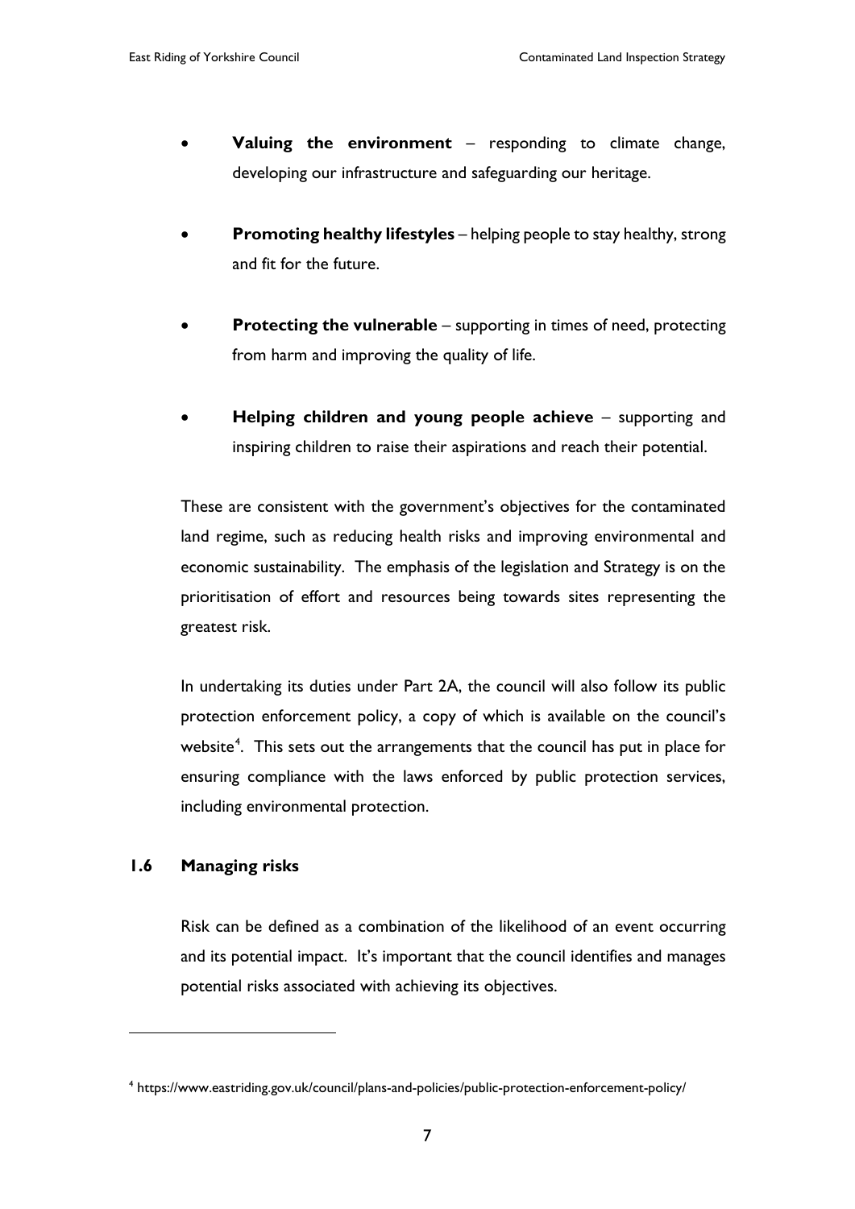- **Valuing the environment** – responding to climate change, developing our infrastructure and safeguarding our heritage.

- **Promoting healthy lifestyles** – helping people to stay healthy, strong and fit for the future.

- **Protecting the vulnerable** – supporting in times of need, protecting from harm and improving the quality of life.

- **Helping children and young people achieve** – supporting and inspiring children to raise their aspirations and reach their potential.

These are consistent with the government's objectives for the contaminated land regime, such as reducing health risks and improving environmental and economic sustainability. The emphasis of the legislation and Strategy is on the prioritisation of effort and resources being towards sites representing the greatest risk.

In undertaking its duties under Part 2A, the council will also follow its public protection enforcement policy, a copy of which is available on the council's website[4]. This sets out the arrangements that the council has put in place for ensuring compliance with the laws enforced by public protection services, including environmental protection.

## 1.6 Managing risks

Risk can be defined as a combination of the likelihood of an event occurring and its potential impact. It's important that the council identifies and manages potential risks associated with achieving its objectives.

---

[4] https://www.eastriding.gov.uk/council/plans-and-policies/public-protection-enforcement-policy/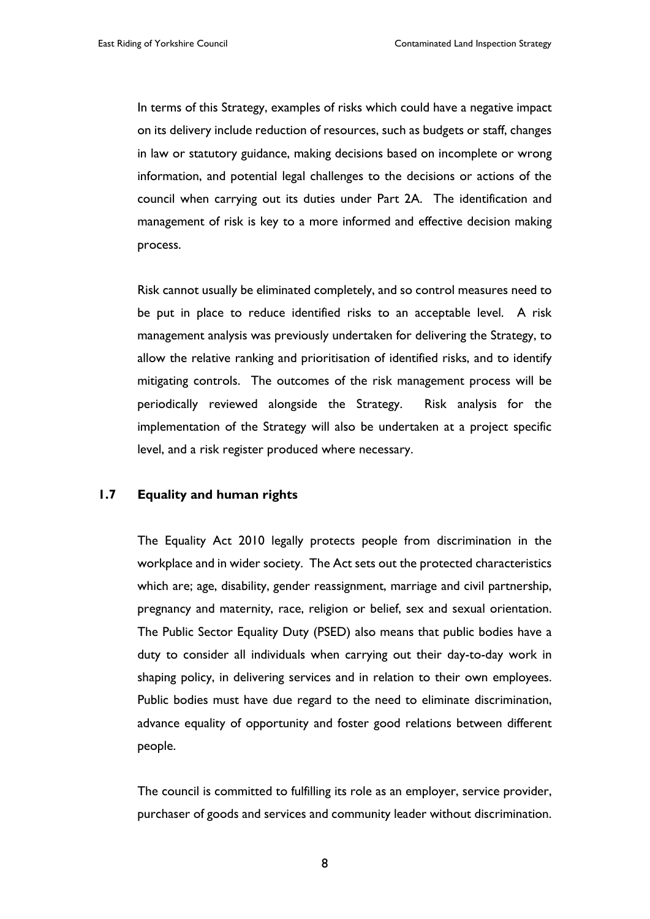In terms of this Strategy, examples of risks which could have a negative impact on its delivery include reduction of resources, such as budgets or staff, changes in law or statutory guidance, making decisions based on incomplete or wrong information, and potential legal challenges to the decisions or actions of the council when carrying out its duties under Part 2A. The identification and management of risk is key to a more informed and effective decision making process.

Risk cannot usually be eliminated completely, and so control measures need to be put in place to reduce identified risks to an acceptable level. A risk management analysis was previously undertaken for delivering the Strategy, to allow the relative ranking and prioritisation of identified risks, and to identify mitigating controls. The outcomes of the risk management process will be periodically reviewed alongside the Strategy. Risk analysis for the implementation of the Strategy will also be undertaken at a project specific level, and a risk register produced where necessary.

## 1.7 Equality and human rights

The Equality Act 2010 legally protects people from discrimination in the workplace and in wider society. The Act sets out the protected characteristics which are; age, disability, gender reassignment, marriage and civil partnership, pregnancy and maternity, race, religion or belief, sex and sexual orientation. The Public Sector Equality Duty (PSED) also means that public bodies have a duty to consider all individuals when carrying out their day-to-day work in shaping policy, in delivering services and in relation to their own employees. Public bodies must have due regard to the need to eliminate discrimination, advance equality of opportunity and foster good relations between different people.

The council is committed to fulfilling its role as an employer, service provider, purchaser of goods and services and community leader without discrimination.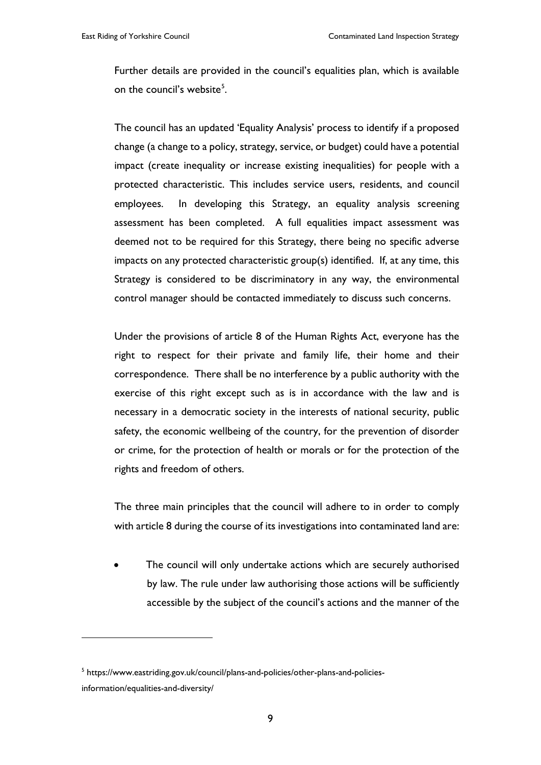Further details are provided in the council's equalities plan, which is available on the council's website[5].

The council has an updated 'Equality Analysis' process to identify if a proposed change (a change to a policy, strategy, service, or budget) could have a potential impact (create inequality or increase existing inequalities) for people with a protected characteristic. This includes service users, residents, and council employees. In developing this Strategy, an equality analysis screening assessment has been completed. A full equalities impact assessment was deemed not to be required for this Strategy, there being no specific adverse impacts on any protected characteristic group(s) identified. If, at any time, this Strategy is considered to be discriminatory in any way, the environmental control manager should be contacted immediately to discuss such concerns.

Under the provisions of article 8 of the Human Rights Act, everyone has the right to respect for their private and family life, their home and their correspondence. There shall be no interference by a public authority with the exercise of this right except such as is in accordance with the law and is necessary in a democratic society in the interests of national security, public safety, the economic wellbeing of the country, for the prevention of disorder or crime, for the protection of health or morals or for the protection of the rights and freedom of others.

The three main principles that the council will adhere to in order to comply with article 8 during the course of its investigations into contaminated land are:

- The council will only undertake actions which are securely authorised by law. The rule under law authorising those actions will be sufficiently accessible by the subject of the council's actions and the manner of the

[5] https://www.eastriding.gov.uk/council/plans-and-policies/other-plans-and-policies-information/equalities-and-diversity/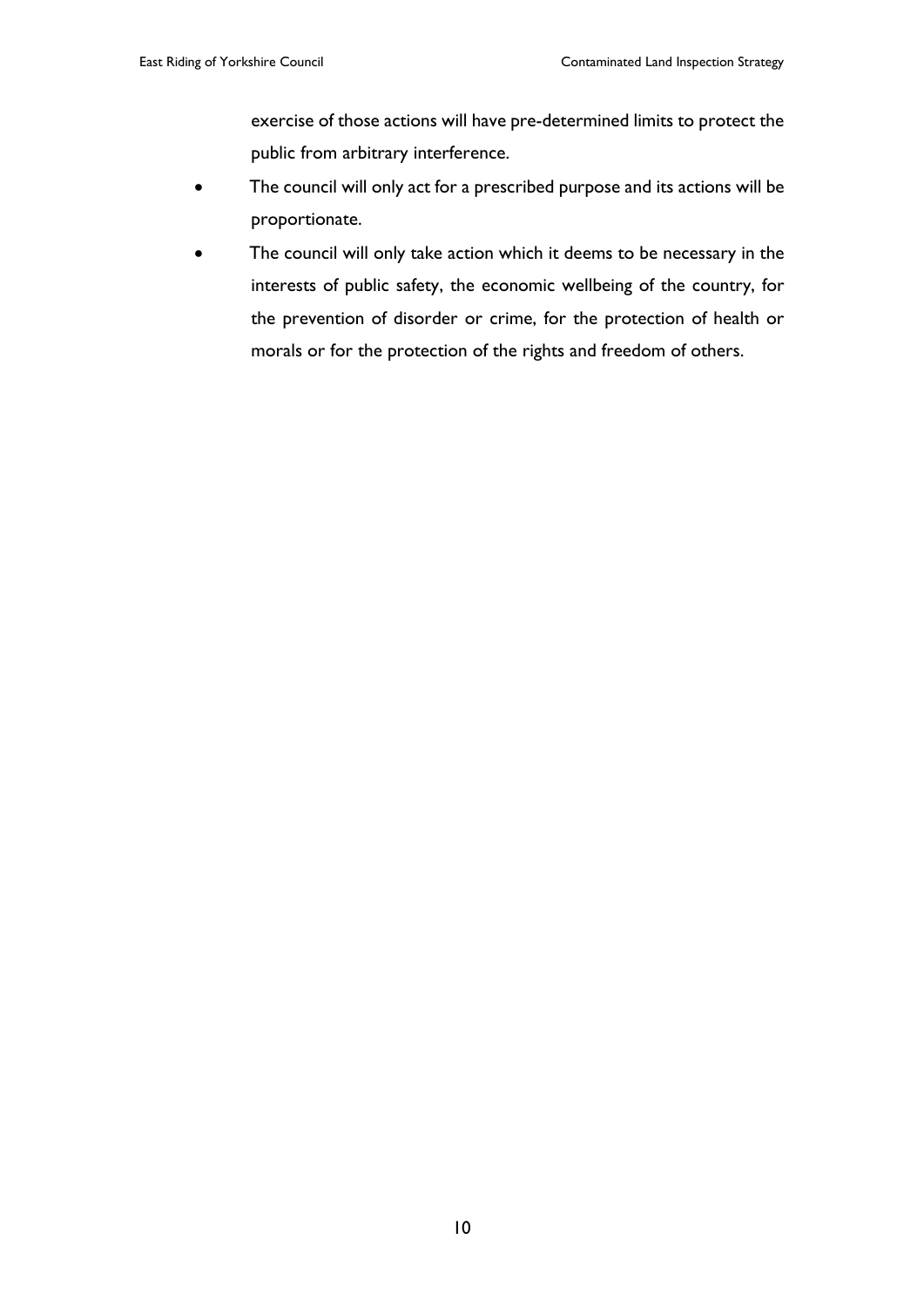exercise of those actions will have pre-determined limits to protect the public from arbitrary interference.

- The council will only act for a prescribed purpose and its actions will be proportionate.
- The council will only take action which it deems to be necessary in the interests of public safety, the economic wellbeing of the country, for the prevention of disorder or crime, for the protection of health or morals or for the protection of the rights and freedom of others.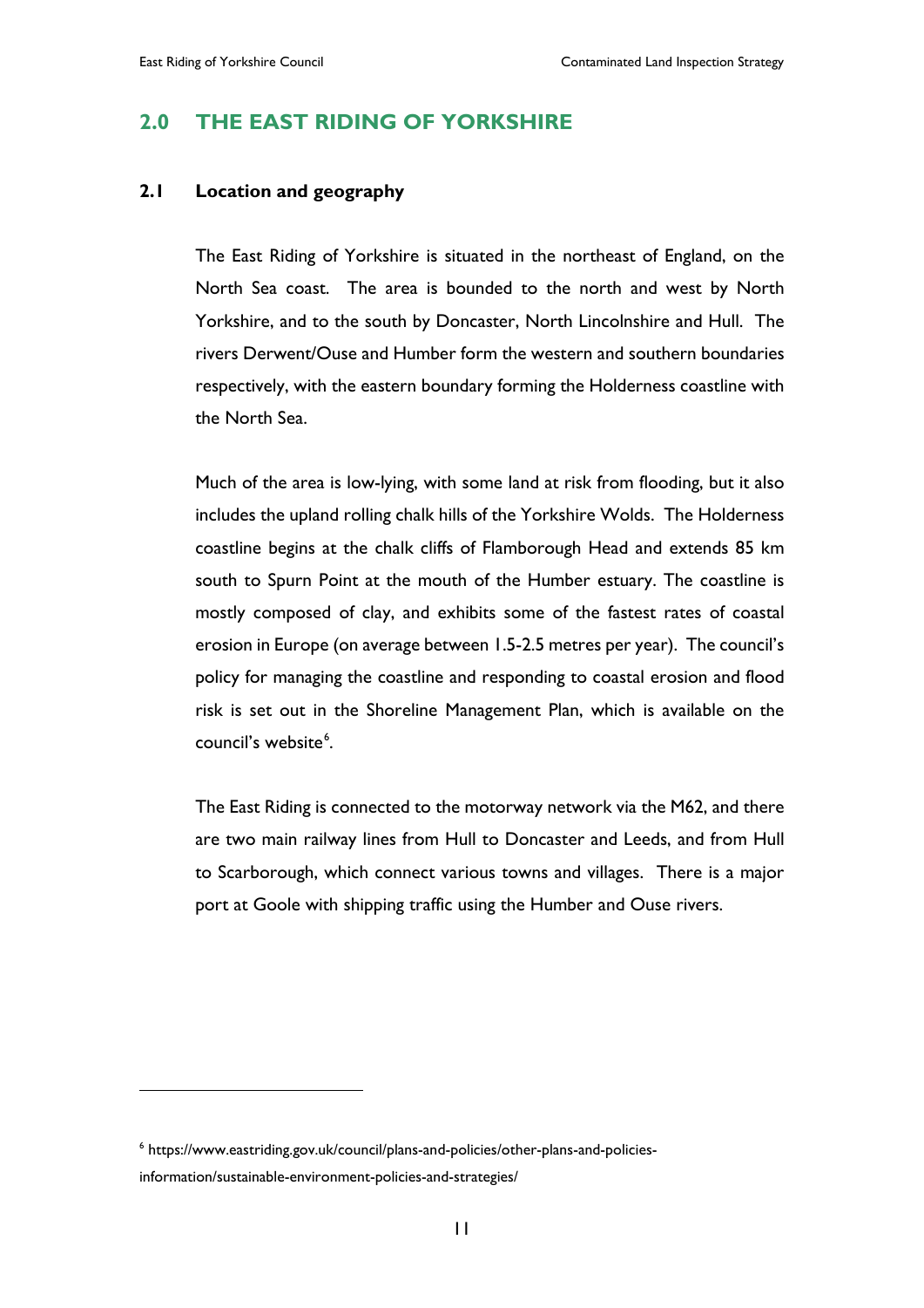## 2.0 THE EAST RIDING OF YORKSHIRE

### 2.1 Location and geography

The East Riding of Yorkshire is situated in the northeast of England, on the North Sea coast. The area is bounded to the north and west by North Yorkshire, and to the south by Doncaster, North Lincolnshire and Hull. The rivers Derwent/Ouse and Humber form the western and southern boundaries respectively, with the eastern boundary forming the Holderness coastline with the North Sea.

Much of the area is low-lying, with some land at risk from flooding, but it also includes the upland rolling chalk hills of the Yorkshire Wolds. The Holderness coastline begins at the chalk cliffs of Flamborough Head and extends 85 km south to Spurn Point at the mouth of the Humber estuary. The coastline is mostly composed of clay, and exhibits some of the fastest rates of coastal erosion in Europe (on average between 1.5-2.5 metres per year). The council's policy for managing the coastline and responding to coastal erosion and flood risk is set out in the Shoreline Management Plan, which is available on the council's website[6].

The East Riding is connected to the motorway network via the M62, and there are two main railway lines from Hull to Doncaster and Leeds, and from Hull to Scarborough, which connect various towns and villages. There is a major port at Goole with shipping traffic using the Humber and Ouse rivers.

---

[6] https://www.eastriding.gov.uk/council/plans-and-policies/other-plans-and-policies-information/sustainable-environment-policies-and-strategies/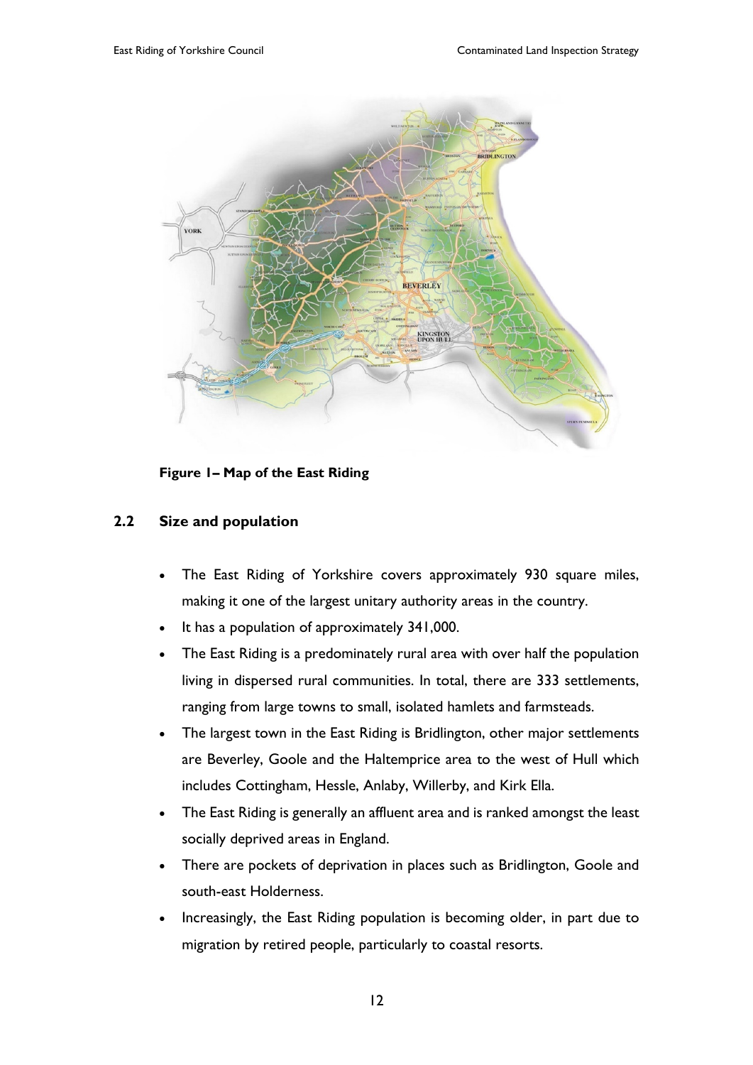**Figure 1– Map of the East Riding**

## 2.2 Size and population

- The East Riding of Yorkshire covers approximately 930 square miles, making it one of the largest unitary authority areas in the country.
- It has a population of approximately 341,000.
- The East Riding is a predominately rural area with over half the population living in dispersed rural communities. In total, there are 333 settlements, ranging from large towns to small, isolated hamlets and farmsteads.
- The largest town in the East Riding is Bridlington, other major settlements are Beverley, Goole and the Haltemprice area to the west of Hull which includes Cottingham, Hessle, Anlaby, Willerby, and Kirk Ella.
- The East Riding is generally an affluent area and is ranked amongst the least socially deprived areas in England.
- There are pockets of deprivation in places such as Bridlington, Goole and south-east Holderness.
- Increasingly, the East Riding population is becoming older, in part due to migration by retired people, particularly to coastal resorts.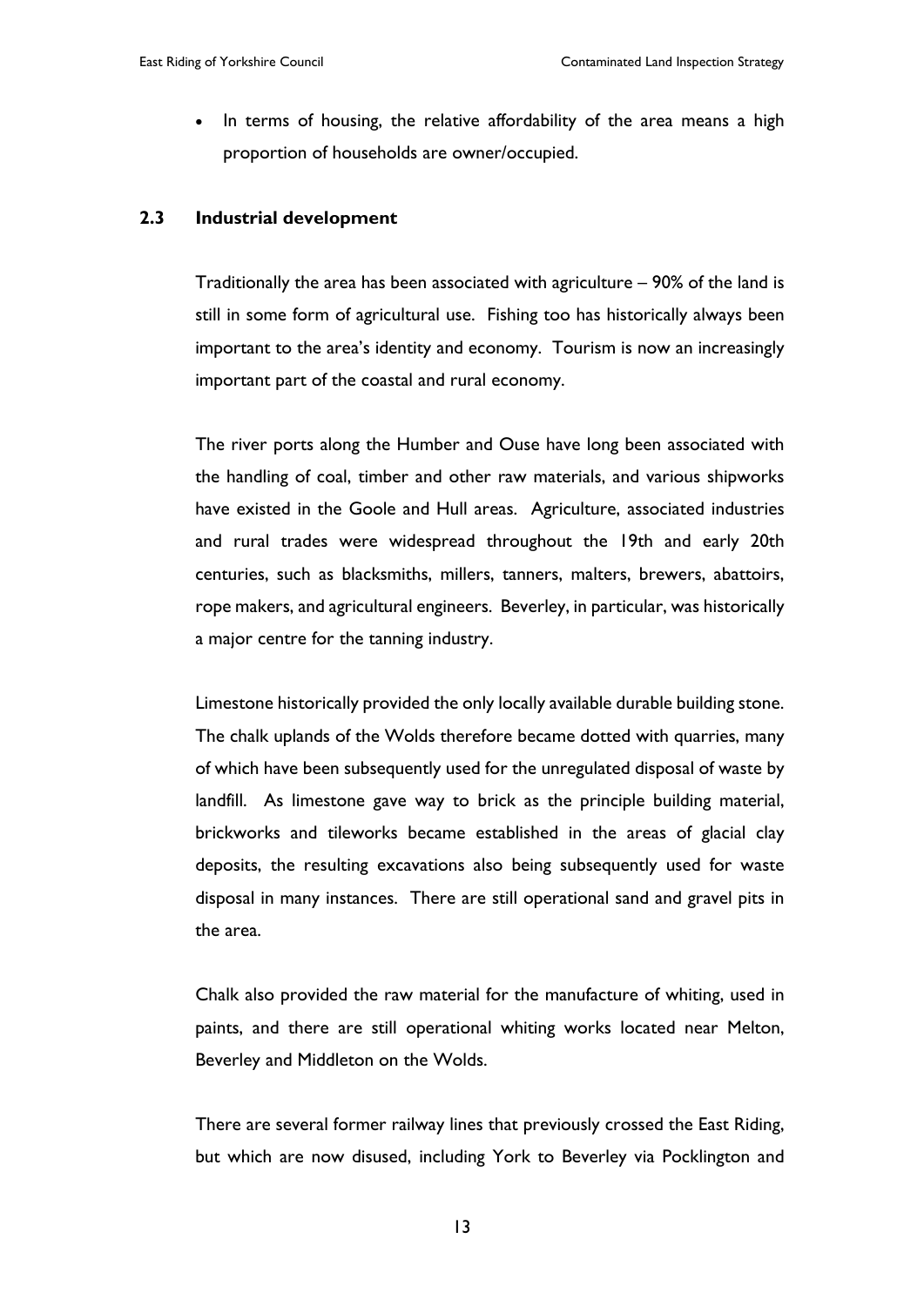- In terms of housing, the relative affordability of the area means a high proportion of households are owner/occupied.

## 2.3 Industrial development

Traditionally the area has been associated with agriculture – 90% of the land is still in some form of agricultural use. Fishing too has historically always been important to the area's identity and economy. Tourism is now an increasingly important part of the coastal and rural economy.

The river ports along the Humber and Ouse have long been associated with the handling of coal, timber and other raw materials, and various shipworks have existed in the Goole and Hull areas. Agriculture, associated industries and rural trades were widespread throughout the 19th and early 20th centuries, such as blacksmiths, millers, tanners, malters, brewers, abattoirs, rope makers, and agricultural engineers. Beverley, in particular, was historically a major centre for the tanning industry.

Limestone historically provided the only locally available durable building stone. The chalk uplands of the Wolds therefore became dotted with quarries, many of which have been subsequently used for the unregulated disposal of waste by landfill. As limestone gave way to brick as the principle building material, brickworks and tileworks became established in the areas of glacial clay deposits, the resulting excavations also being subsequently used for waste disposal in many instances. There are still operational sand and gravel pits in the area.

Chalk also provided the raw material for the manufacture of whiting, used in paints, and there are still operational whiting works located near Melton, Beverley and Middleton on the Wolds.

There are several former railway lines that previously crossed the East Riding, but which are now disused, including York to Beverley via Pocklington and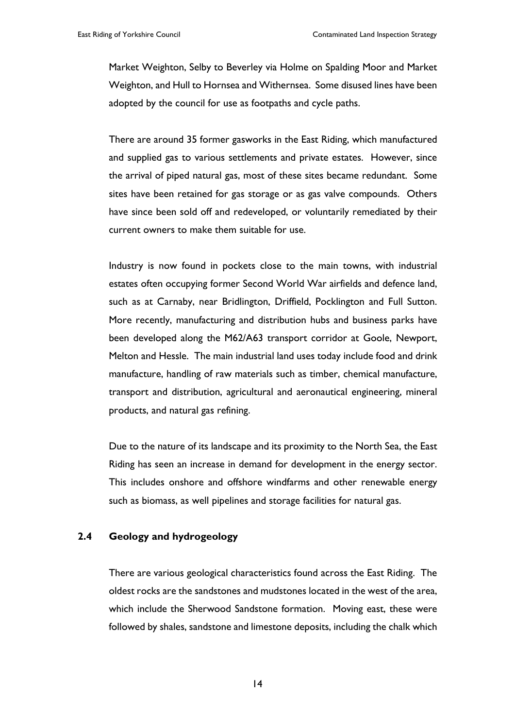Market Weighton, Selby to Beverley via Holme on Spalding Moor and Market Weighton, and Hull to Hornsea and Withernsea. Some disused lines have been adopted by the council for use as footpaths and cycle paths.

There are around 35 former gasworks in the East Riding, which manufactured and supplied gas to various settlements and private estates. However, since the arrival of piped natural gas, most of these sites became redundant. Some sites have been retained for gas storage or as gas valve compounds. Others have since been sold off and redeveloped, or voluntarily remediated by their current owners to make them suitable for use.

Industry is now found in pockets close to the main towns, with industrial estates often occupying former Second World War airfields and defence land, such as at Carnaby, near Bridlington, Driffield, Pocklington and Full Sutton. More recently, manufacturing and distribution hubs and business parks have been developed along the M62/A63 transport corridor at Goole, Newport, Melton and Hessle. The main industrial land uses today include food and drink manufacture, handling of raw materials such as timber, chemical manufacture, transport and distribution, agricultural and aeronautical engineering, mineral products, and natural gas refining.

Due to the nature of its landscape and its proximity to the North Sea, the East Riding has seen an increase in demand for development in the energy sector. This includes onshore and offshore windfarms and other renewable energy such as biomass, as well pipelines and storage facilities for natural gas.

## 2.4 Geology and hydrogeology

There are various geological characteristics found across the East Riding. The oldest rocks are the sandstones and mudstones located in the west of the area, which include the Sherwood Sandstone formation. Moving east, these were followed by shales, sandstone and limestone deposits, including the chalk which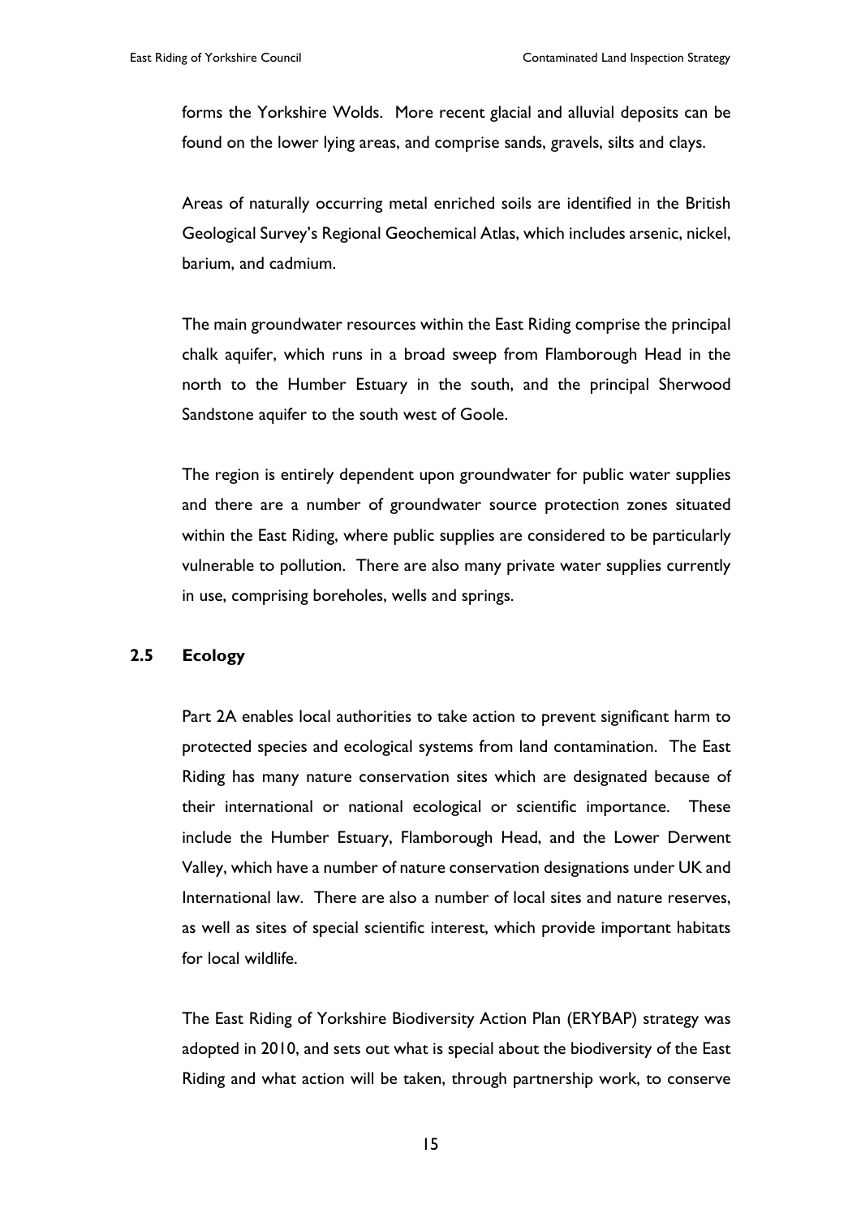forms the Yorkshire Wolds. More recent glacial and alluvial deposits can be found on the lower lying areas, and comprise sands, gravels, silts and clays.

Areas of naturally occurring metal enriched soils are identified in the British Geological Survey's Regional Geochemical Atlas, which includes arsenic, nickel, barium, and cadmium.

The main groundwater resources within the East Riding comprise the principal chalk aquifer, which runs in a broad sweep from Flamborough Head in the north to the Humber Estuary in the south, and the principal Sherwood Sandstone aquifer to the south west of Goole.

The region is entirely dependent upon groundwater for public water supplies and there are a number of groundwater source protection zones situated within the East Riding, where public supplies are considered to be particularly vulnerable to pollution. There are also many private water supplies currently in use, comprising boreholes, wells and springs.

## 2.5 Ecology

Part 2A enables local authorities to take action to prevent significant harm to protected species and ecological systems from land contamination. The East Riding has many nature conservation sites which are designated because of their international or national ecological or scientific importance. These include the Humber Estuary, Flamborough Head, and the Lower Derwent Valley, which have a number of nature conservation designations under UK and International law. There are also a number of local sites and nature reserves, as well as sites of special scientific interest, which provide important habitats for local wildlife.

The East Riding of Yorkshire Biodiversity Action Plan (ERYBAP) strategy was adopted in 2010, and sets out what is special about the biodiversity of the East Riding and what action will be taken, through partnership work, to conserve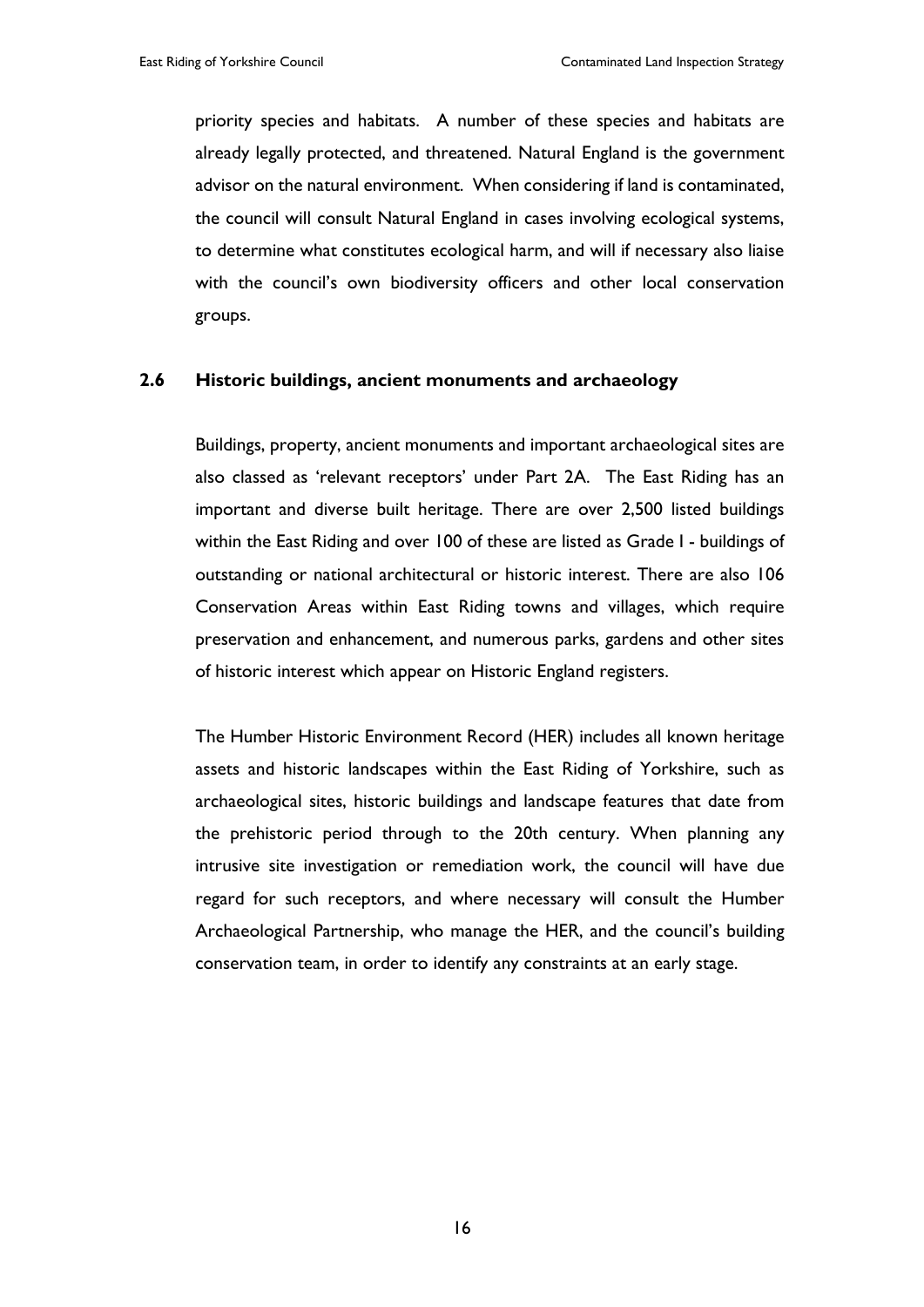priority species and habitats. A number of these species and habitats are already legally protected, and threatened. Natural England is the government advisor on the natural environment. When considering if land is contaminated, the council will consult Natural England in cases involving ecological systems, to determine what constitutes ecological harm, and will if necessary also liaise with the council's own biodiversity officers and other local conservation groups.

## 2.6 Historic buildings, ancient monuments and archaeology

Buildings, property, ancient monuments and important archaeological sites are also classed as 'relevant receptors' under Part 2A. The East Riding has an important and diverse built heritage. There are over 2,500 listed buildings within the East Riding and over 100 of these are listed as Grade I - buildings of outstanding or national architectural or historic interest. There are also 106 Conservation Areas within East Riding towns and villages, which require preservation and enhancement, and numerous parks, gardens and other sites of historic interest which appear on Historic England registers.

The Humber Historic Environment Record (HER) includes all known heritage assets and historic landscapes within the East Riding of Yorkshire, such as archaeological sites, historic buildings and landscape features that date from the prehistoric period through to the 20th century. When planning any intrusive site investigation or remediation work, the council will have due regard for such receptors, and where necessary will consult the Humber Archaeological Partnership, who manage the HER, and the council's building conservation team, in order to identify any constraints at an early stage.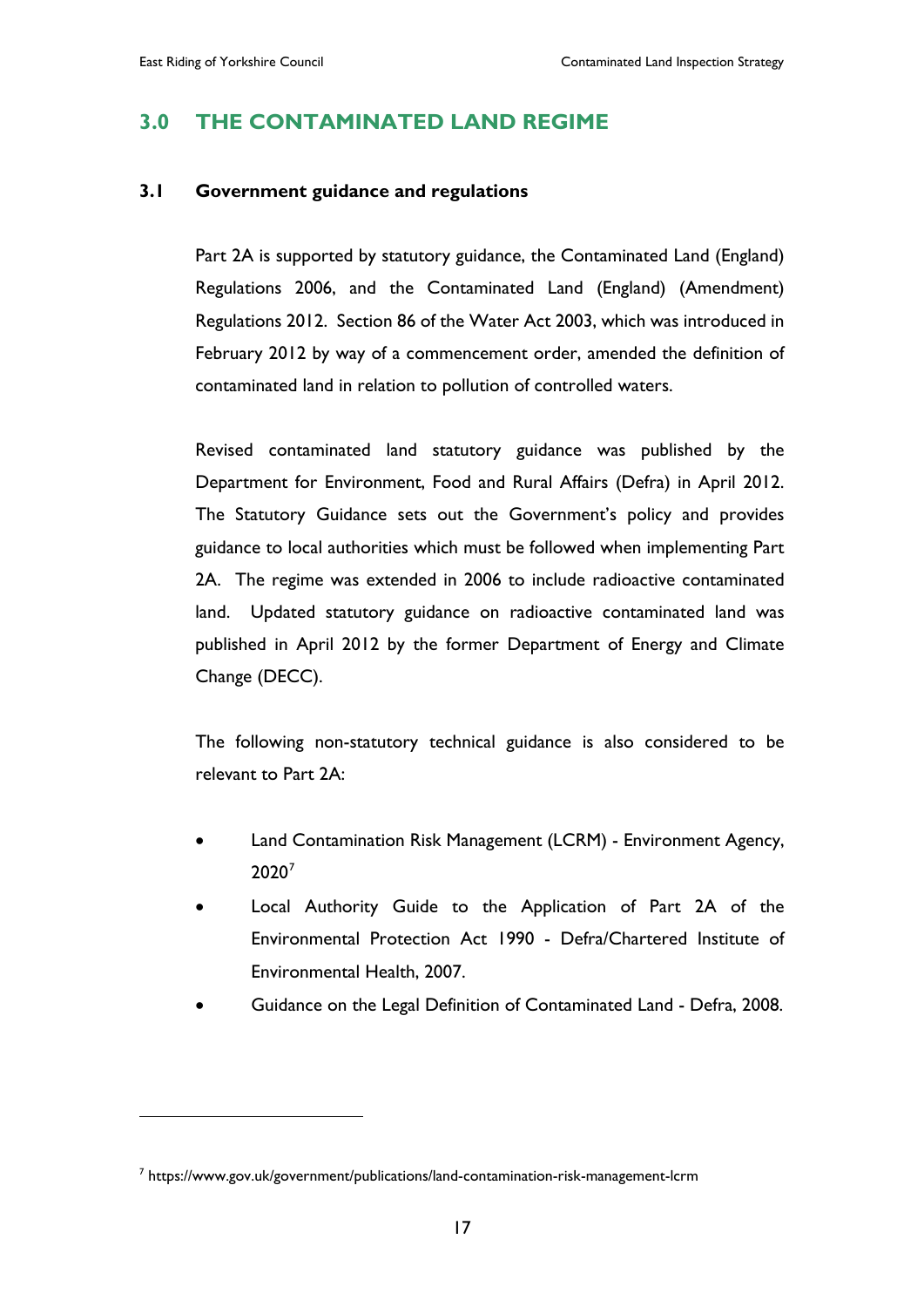## 3.0 THE CONTAMINATED LAND REGIME

### 3.1 Government guidance and regulations

Part 2A is supported by statutory guidance, the Contaminated Land (England) Regulations 2006, and the Contaminated Land (England) (Amendment) Regulations 2012. Section 86 of the Water Act 2003, which was introduced in February 2012 by way of a commencement order, amended the definition of contaminated land in relation to pollution of controlled waters.

Revised contaminated land statutory guidance was published by the Department for Environment, Food and Rural Affairs (Defra) in April 2012. The Statutory Guidance sets out the Government's policy and provides guidance to local authorities which must be followed when implementing Part 2A. The regime was extended in 2006 to include radioactive contaminated land. Updated statutory guidance on radioactive contaminated land was published in April 2012 by the former Department of Energy and Climate Change (DECC).

The following non-statutory technical guidance is also considered to be relevant to Part 2A:

- Land Contamination Risk Management (LCRM) - Environment Agency, 2020[7]
- Local Authority Guide to the Application of Part 2A of the Environmental Protection Act 1990 - Defra/Chartered Institute of Environmental Health, 2007.
- Guidance on the Legal Definition of Contaminated Land - Defra, 2008.

[7] https://www.gov.uk/government/publications/land-contamination-risk-management-lcrm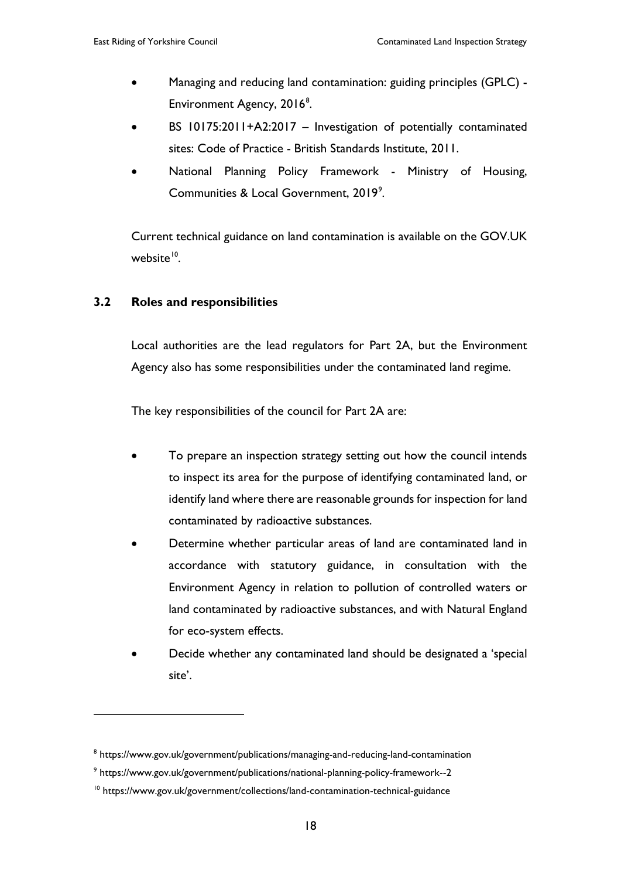- Managing and reducing land contamination: guiding principles (GPLC) - Environment Agency, 2016[8].
- BS 10175:2011+A2:2017 – Investigation of potentially contaminated sites: Code of Practice - British Standards Institute, 2011.
- National Planning Policy Framework - Ministry of Housing, Communities & Local Government, 2019[9].

Current technical guidance on land contamination is available on the GOV.UK website[10].

### 3.2 Roles and responsibilities

Local authorities are the lead regulators for Part 2A, but the Environment Agency also has some responsibilities under the contaminated land regime.

The key responsibilities of the council for Part 2A are:

- To prepare an inspection strategy setting out how the council intends to inspect its area for the purpose of identifying contaminated land, or identify land where there are reasonable grounds for inspection for land contaminated by radioactive substances.
- Determine whether particular areas of land are contaminated land in accordance with statutory guidance, in consultation with the Environment Agency in relation to pollution of controlled waters or land contaminated by radioactive substances, and with Natural England for eco-system effects.
- Decide whether any contaminated land should be designated a 'special site'.

---

[8] https://www.gov.uk/government/publications/managing-and-reducing-land-contamination

[9] https://www.gov.uk/government/publications/national-planning-policy-framework--2

[10] https://www.gov.uk/government/collections/land-contamination-technical-guidance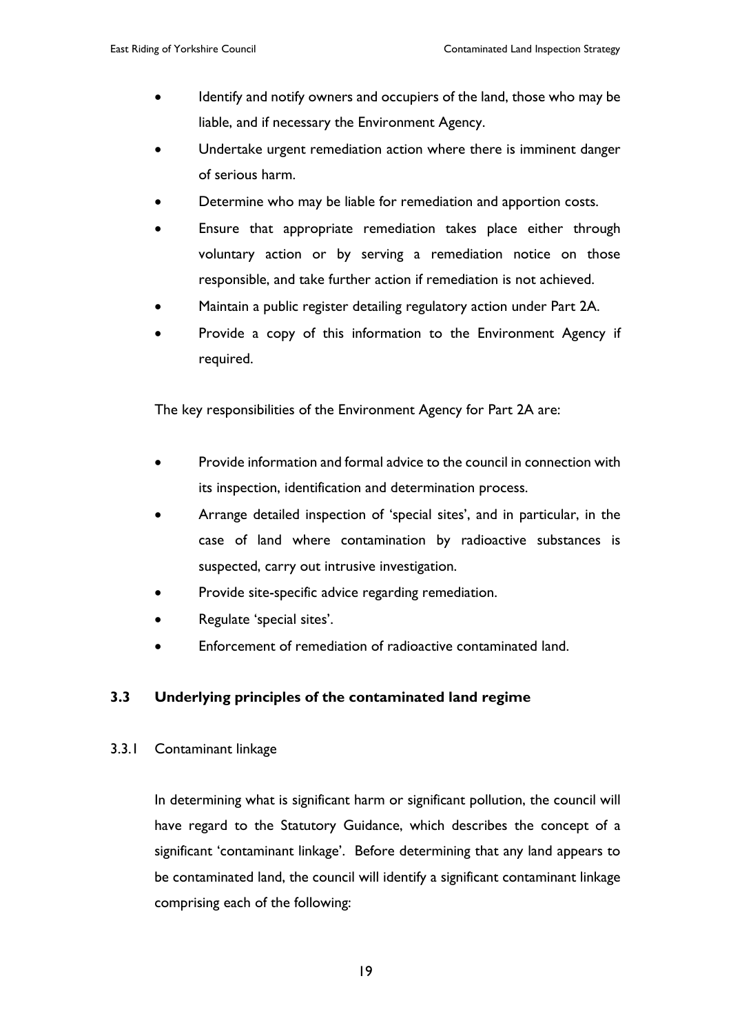- Identify and notify owners and occupiers of the land, those who may be liable, and if necessary the Environment Agency.
- Undertake urgent remediation action where there is imminent danger of serious harm.
- Determine who may be liable for remediation and apportion costs.
- Ensure that appropriate remediation takes place either through voluntary action or by serving a remediation notice on those responsible, and take further action if remediation is not achieved.
- Maintain a public register detailing regulatory action under Part 2A.
- Provide a copy of this information to the Environment Agency if required.

The key responsibilities of the Environment Agency for Part 2A are:

- Provide information and formal advice to the council in connection with its inspection, identification and determination process.
- Arrange detailed inspection of 'special sites', and in particular, in the case of land where contamination by radioactive substances is suspected, carry out intrusive investigation.
- Provide site-specific advice regarding remediation.
- Regulate 'special sites'.
- Enforcement of remediation of radioactive contaminated land.

## 3.3 Underlying principles of the contaminated land regime

### 3.3.1 Contaminant linkage

In determining what is significant harm or significant pollution, the council will have regard to the Statutory Guidance, which describes the concept of a significant 'contaminant linkage'. Before determining that any land appears to be contaminated land, the council will identify a significant contaminant linkage comprising each of the following: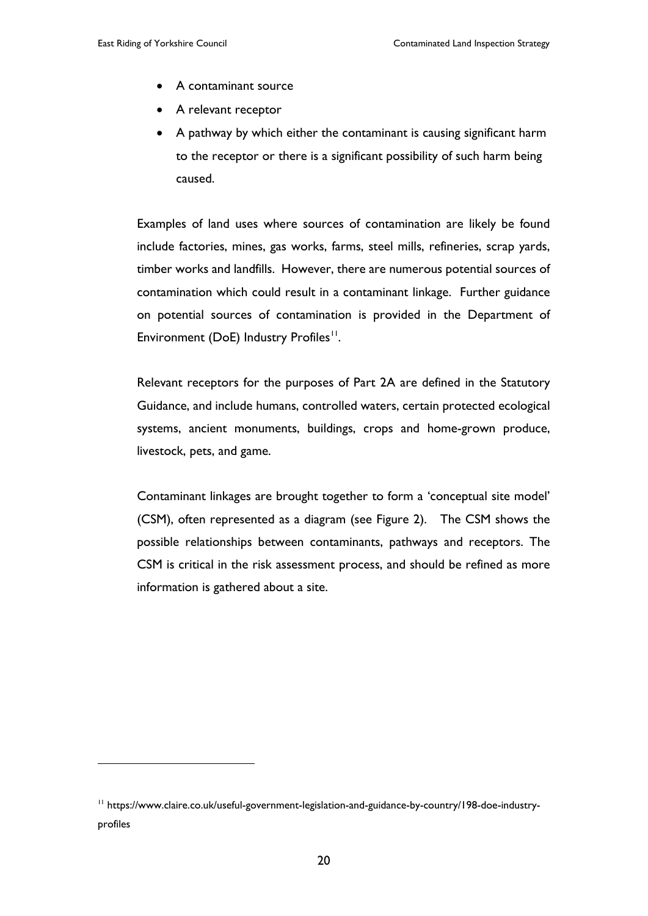- A contaminant source
- A relevant receptor
- A pathway by which either the contaminant is causing significant harm to the receptor or there is a significant possibility of such harm being caused.

Examples of land uses where sources of contamination are likely be found include factories, mines, gas works, farms, steel mills, refineries, scrap yards, timber works and landfills. However, there are numerous potential sources of contamination which could result in a contaminant linkage. Further guidance on potential sources of contamination is provided in the Department of Environment (DoE) Industry Profiles[11].

Relevant receptors for the purposes of Part 2A are defined in the Statutory Guidance, and include humans, controlled waters, certain protected ecological systems, ancient monuments, buildings, crops and home-grown produce, livestock, pets, and game.

Contaminant linkages are brought together to form a 'conceptual site model' (CSM), often represented as a diagram (see Figure 2). The CSM shows the possible relationships between contaminants, pathways and receptors. The CSM is critical in the risk assessment process, and should be refined as more information is gathered about a site.

---

[11] https://www.claire.co.uk/useful-government-legislation-and-guidance-by-country/198-doe-industry-profiles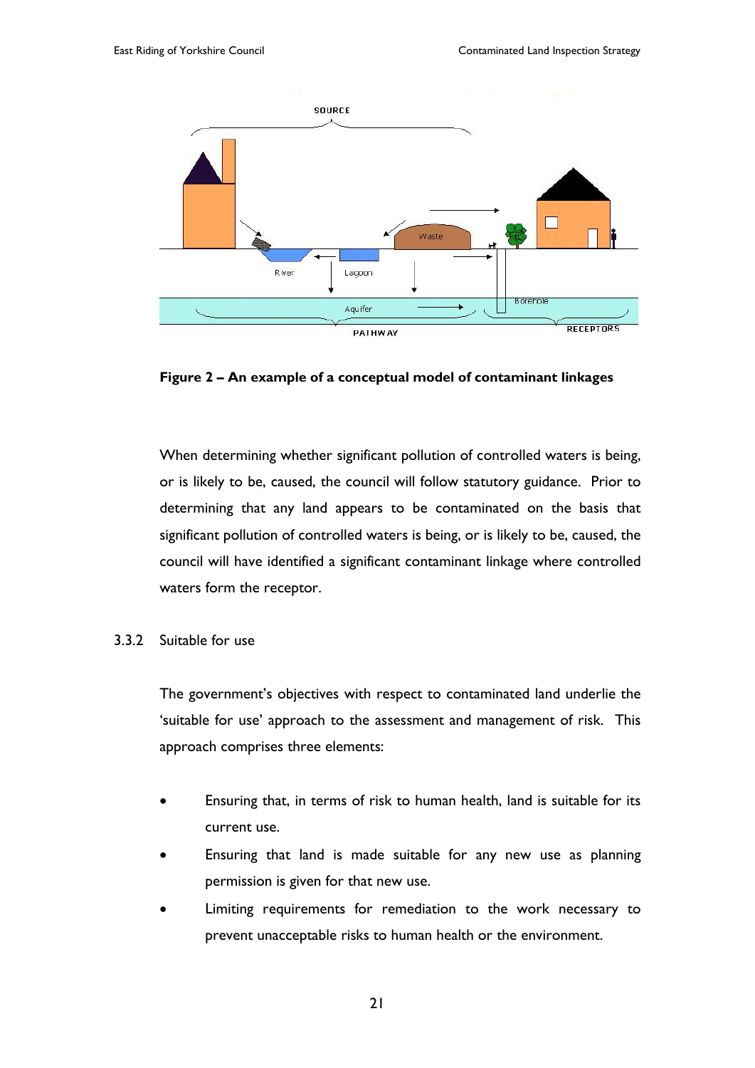**Figure 2 – An example of a conceptual model of contaminant linkages**

When determining whether significant pollution of controlled waters is being, or is likely to be, caused, the council will follow statutory guidance. Prior to determining that any land appears to be contaminated on the basis that significant pollution of controlled waters is being, or is likely to be, caused, the council will have identified a significant contaminant linkage where controlled waters form the receptor.

### 3.3.2 Suitable for use

The government's objectives with respect to contaminated land underlie the 'suitable for use' approach to the assessment and management of risk. This approach comprises three elements:

- Ensuring that, in terms of risk to human health, land is suitable for its current use.
- Ensuring that land is made suitable for any new use as planning permission is given for that new use.
- Limiting requirements for remediation to the work necessary to prevent unacceptable risks to human health or the environment.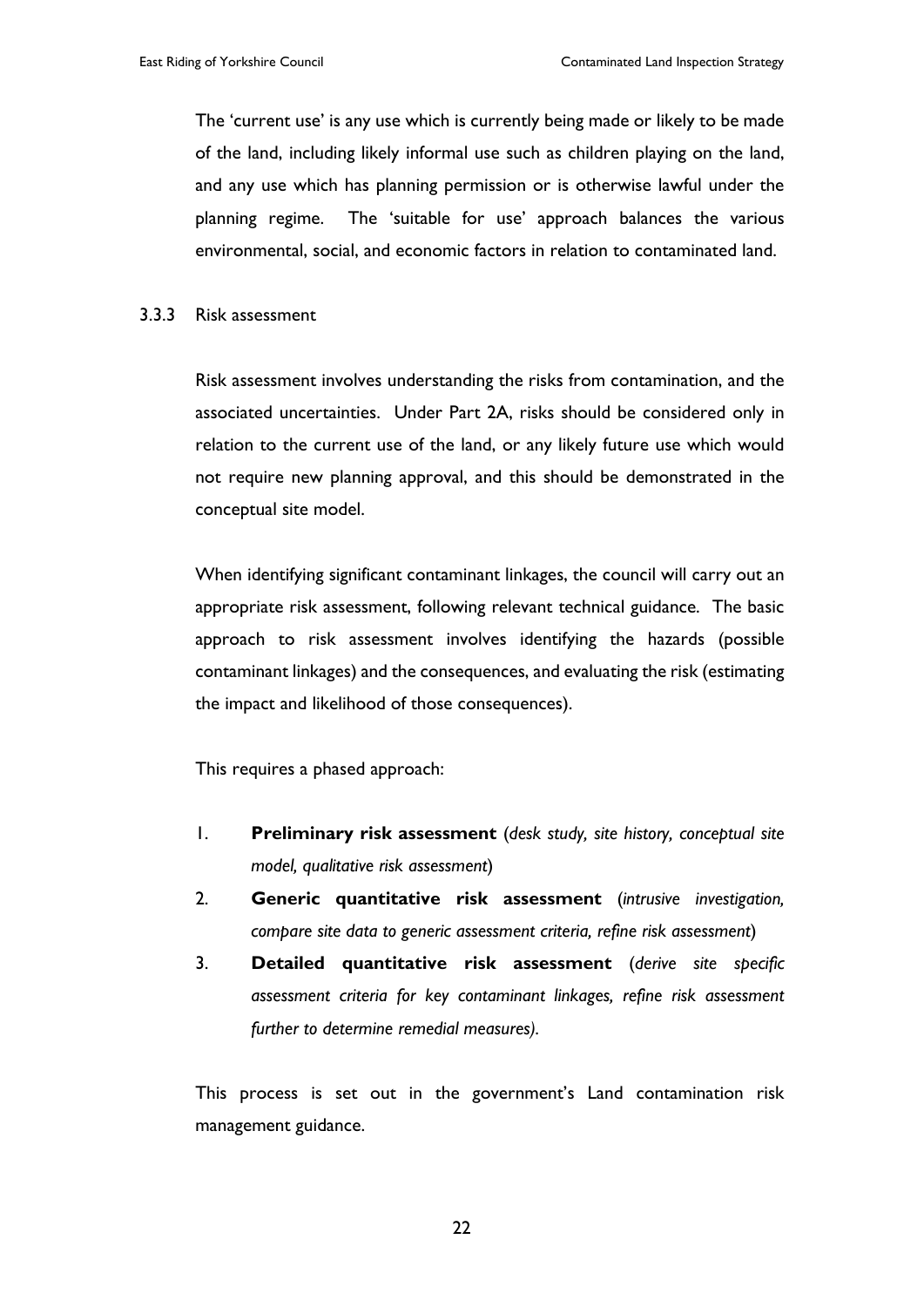The 'current use' is any use which is currently being made or likely to be made of the land, including likely informal use such as children playing on the land, and any use which has planning permission or is otherwise lawful under the planning regime. The 'suitable for use' approach balances the various environmental, social, and economic factors in relation to contaminated land.

### 3.3.3 Risk assessment

Risk assessment involves understanding the risks from contamination, and the associated uncertainties. Under Part 2A, risks should be considered only in relation to the current use of the land, or any likely future use which would not require new planning approval, and this should be demonstrated in the conceptual site model.

When identifying significant contaminant linkages, the council will carry out an appropriate risk assessment, following relevant technical guidance. The basic approach to risk assessment involves identifying the hazards (possible contaminant linkages) and the consequences, and evaluating the risk (estimating the impact and likelihood of those consequences).

This requires a phased approach:

1. **Preliminary risk assessment** (*desk study, site history, conceptual site model, qualitative risk assessment*)
2. **Generic quantitative risk assessment** (*intrusive investigation, compare site data to generic assessment criteria, refine risk assessment*)
3. **Detailed quantitative risk assessment** (*derive site specific assessment criteria for key contaminant linkages, refine risk assessment further to determine remedial measures).*

This process is set out in the government's Land contamination risk management guidance.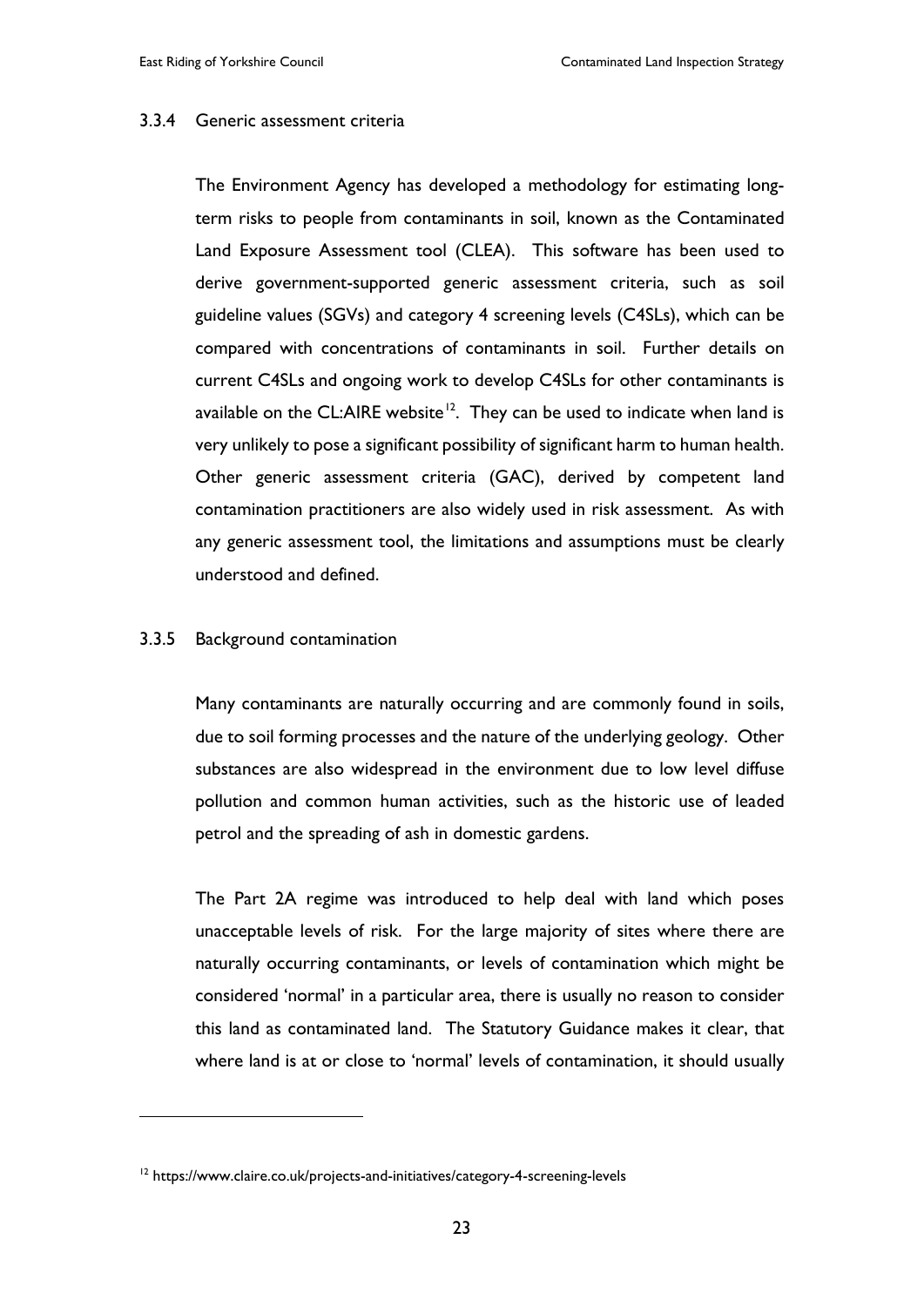### 3.3.4 Generic assessment criteria

The Environment Agency has developed a methodology for estimating long-term risks to people from contaminants in soil, known as the Contaminated Land Exposure Assessment tool (CLEA). This software has been used to derive government-supported generic assessment criteria, such as soil guideline values (SGVs) and category 4 screening levels (C4SLs), which can be compared with concentrations of contaminants in soil. Further details on current C4SLs and ongoing work to develop C4SLs for other contaminants is available on the CL:AIRE website[12]. They can be used to indicate when land is very unlikely to pose a significant possibility of significant harm to human health. Other generic assessment criteria (GAC), derived by competent land contamination practitioners are also widely used in risk assessment. As with any generic assessment tool, the limitations and assumptions must be clearly understood and defined.

### 3.3.5 Background contamination

Many contaminants are naturally occurring and are commonly found in soils, due to soil forming processes and the nature of the underlying geology. Other substances are also widespread in the environment due to low level diffuse pollution and common human activities, such as the historic use of leaded petrol and the spreading of ash in domestic gardens.

The Part 2A regime was introduced to help deal with land which poses unacceptable levels of risk. For the large majority of sites where there are naturally occurring contaminants, or levels of contamination which might be considered 'normal' in a particular area, there is usually no reason to consider this land as contaminated land. The Statutory Guidance makes it clear, that where land is at or close to 'normal' levels of contamination, it should usually

[12] https://www.claire.co.uk/projects-and-initiatives/category-4-screening-levels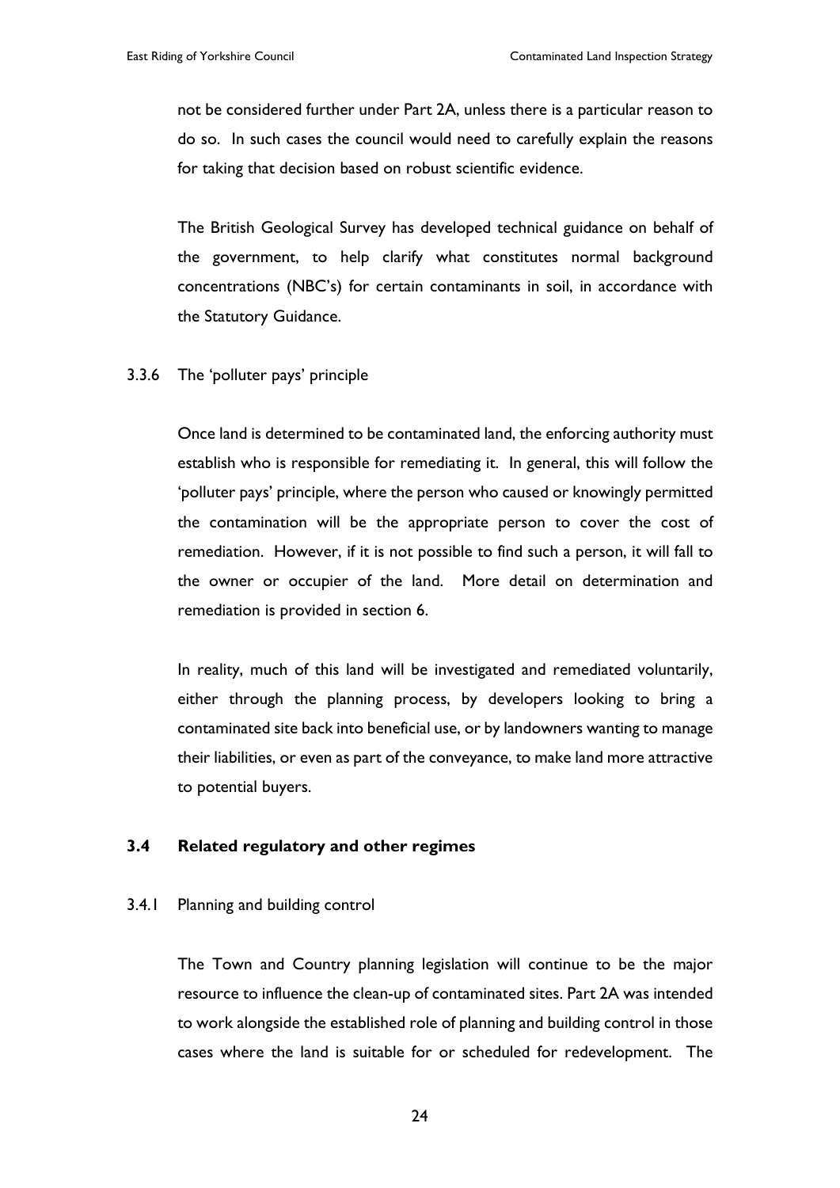not be considered further under Part 2A, unless there is a particular reason to do so. In such cases the council would need to carefully explain the reasons for taking that decision based on robust scientific evidence.

The British Geological Survey has developed technical guidance on behalf of the government, to help clarify what constitutes normal background concentrations (NBC's) for certain contaminants in soil, in accordance with the Statutory Guidance.

3.3.6 The 'polluter pays' principle

Once land is determined to be contaminated land, the enforcing authority must establish who is responsible for remediating it. In general, this will follow the 'polluter pays' principle, where the person who caused or knowingly permitted the contamination will be the appropriate person to cover the cost of remediation. However, if it is not possible to find such a person, it will fall to the owner or occupier of the land. More detail on determination and remediation is provided in section 6.

In reality, much of this land will be investigated and remediated voluntarily, either through the planning process, by developers looking to bring a contaminated site back into beneficial use, or by landowners wanting to manage their liabilities, or even as part of the conveyance, to make land more attractive to potential buyers.

## 3.4 Related regulatory and other regimes

3.4.1 Planning and building control

The Town and Country planning legislation will continue to be the major resource to influence the clean-up of contaminated sites. Part 2A was intended to work alongside the established role of planning and building control in those cases where the land is suitable for or scheduled for redevelopment. The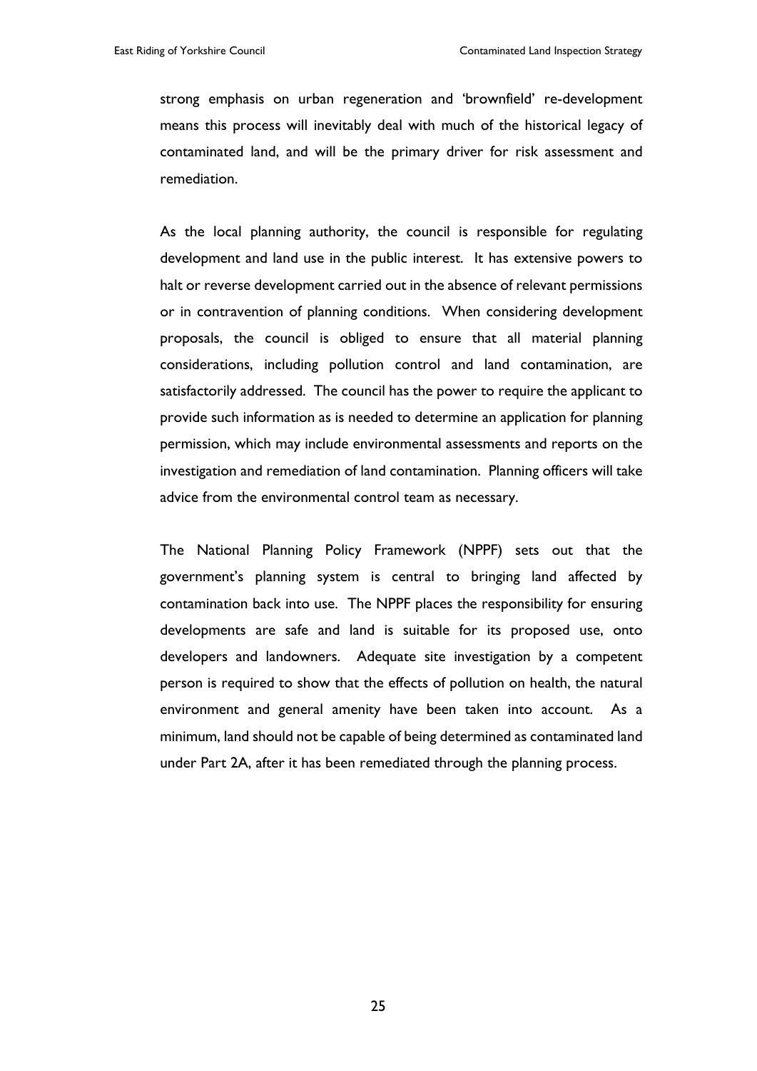strong emphasis on urban regeneration and 'brownfield' re-development means this process will inevitably deal with much of the historical legacy of contaminated land, and will be the primary driver for risk assessment and remediation.

As the local planning authority, the council is responsible for regulating development and land use in the public interest. It has extensive powers to halt or reverse development carried out in the absence of relevant permissions or in contravention of planning conditions. When considering development proposals, the council is obliged to ensure that all material planning considerations, including pollution control and land contamination, are satisfactorily addressed. The council has the power to require the applicant to provide such information as is needed to determine an application for planning permission, which may include environmental assessments and reports on the investigation and remediation of land contamination. Planning officers will take advice from the environmental control team as necessary.

The National Planning Policy Framework (NPPF) sets out that the government's planning system is central to bringing land affected by contamination back into use. The NPPF places the responsibility for ensuring developments are safe and land is suitable for its proposed use, onto developers and landowners. Adequate site investigation by a competent person is required to show that the effects of pollution on health, the natural environment and general amenity have been taken into account. As a minimum, land should not be capable of being determined as contaminated land under Part 2A, after it has been remediated through the planning process.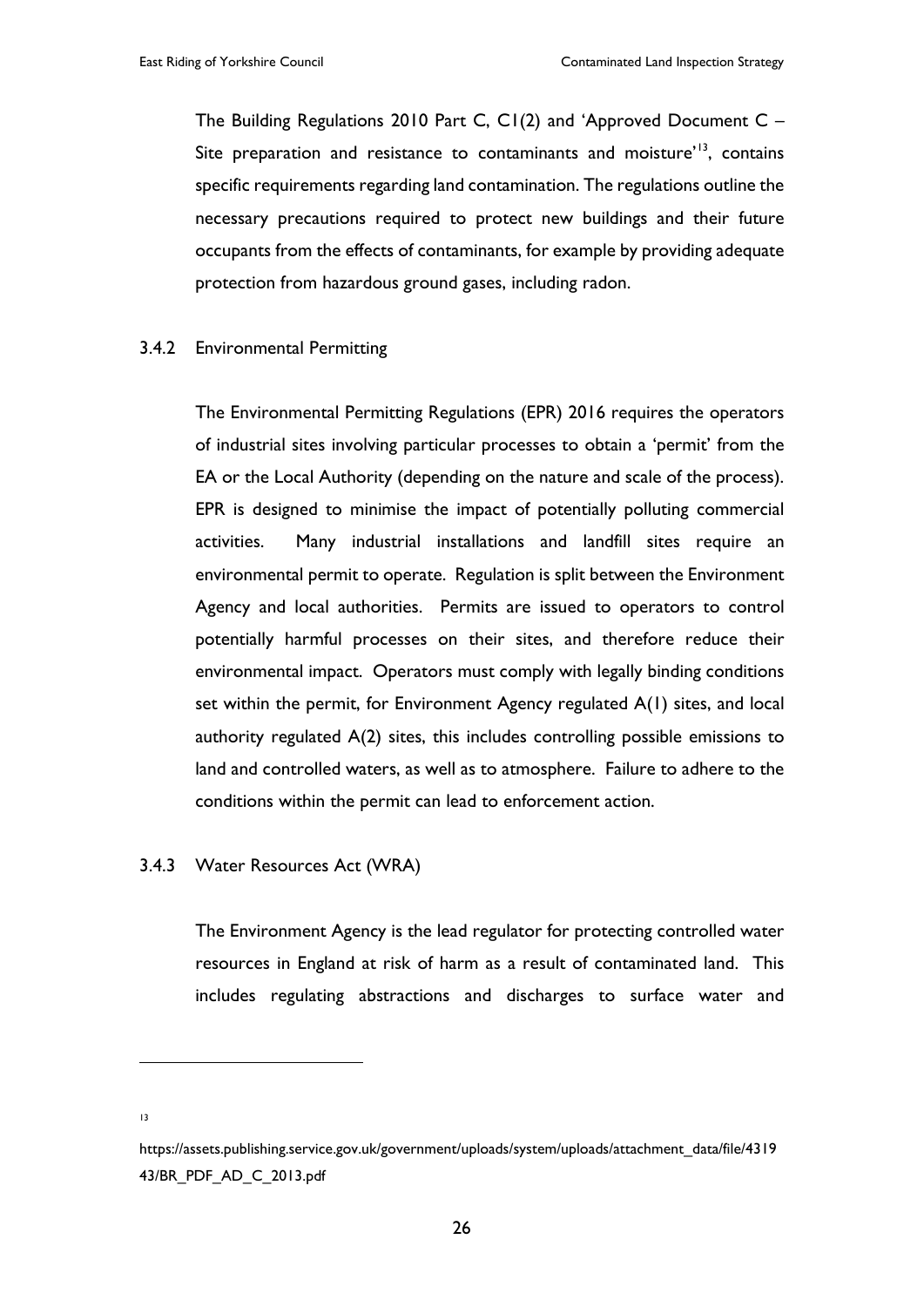The Building Regulations 2010 Part C, C1(2) and 'Approved Document C – Site preparation and resistance to contaminants and moisture'[13], contains specific requirements regarding land contamination. The regulations outline the necessary precautions required to protect new buildings and their future occupants from the effects of contaminants, for example by providing adequate protection from hazardous ground gases, including radon.

### 3.4.2 Environmental Permitting

The Environmental Permitting Regulations (EPR) 2016 requires the operators of industrial sites involving particular processes to obtain a 'permit' from the EA or the Local Authority (depending on the nature and scale of the process). EPR is designed to minimise the impact of potentially polluting commercial activities. Many industrial installations and landfill sites require an environmental permit to operate. Regulation is split between the Environment Agency and local authorities. Permits are issued to operators to control potentially harmful processes on their sites, and therefore reduce their environmental impact. Operators must comply with legally binding conditions set within the permit, for Environment Agency regulated A(1) sites, and local authority regulated A(2) sites, this includes controlling possible emissions to land and controlled waters, as well as to atmosphere. Failure to adhere to the conditions within the permit can lead to enforcement action.

### 3.4.3 Water Resources Act (WRA)

The Environment Agency is the lead regulator for protecting controlled water resources in England at risk of harm as a result of contaminated land. This includes regulating abstractions and discharges to surface water and

---

[13] https://assets.publishing.service.gov.uk/government/uploads/system/uploads/attachment_data/file/431943/BR_PDF_AD_C_2013.pdf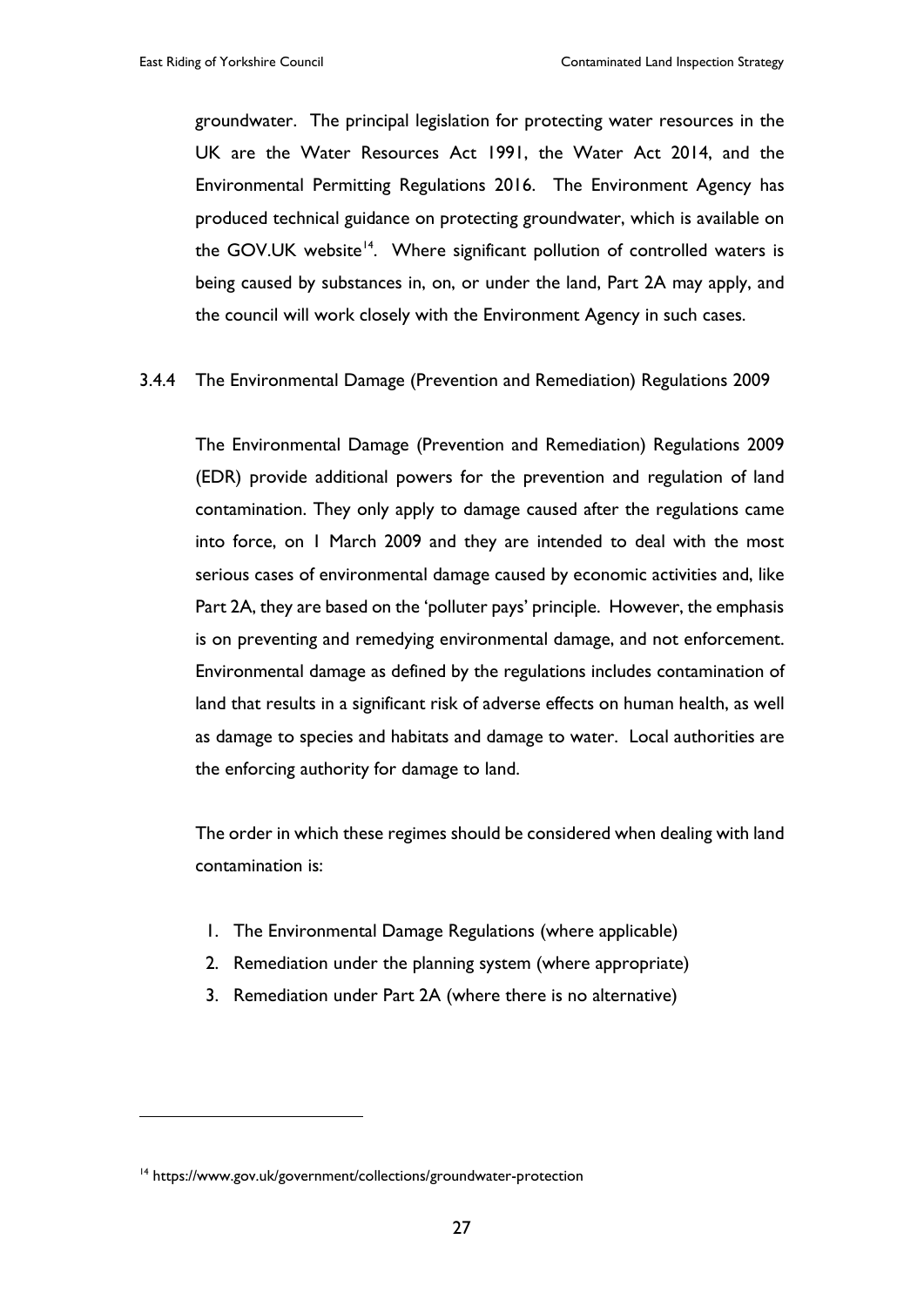groundwater. The principal legislation for protecting water resources in the UK are the Water Resources Act 1991, the Water Act 2014, and the Environmental Permitting Regulations 2016. The Environment Agency has produced technical guidance on protecting groundwater, which is available on the GOV.UK website[14]. Where significant pollution of controlled waters is being caused by substances in, on, or under the land, Part 2A may apply, and the council will work closely with the Environment Agency in such cases.

### 3.4.4 The Environmental Damage (Prevention and Remediation) Regulations 2009

The Environmental Damage (Prevention and Remediation) Regulations 2009 (EDR) provide additional powers for the prevention and regulation of land contamination. They only apply to damage caused after the regulations came into force, on 1 March 2009 and they are intended to deal with the most serious cases of environmental damage caused by economic activities and, like Part 2A, they are based on the 'polluter pays' principle. However, the emphasis is on preventing and remedying environmental damage, and not enforcement. Environmental damage as defined by the regulations includes contamination of land that results in a significant risk of adverse effects on human health, as well as damage to species and habitats and damage to water. Local authorities are the enforcing authority for damage to land.

The order in which these regimes should be considered when dealing with land contamination is:

1. The Environmental Damage Regulations (where applicable)
2. Remediation under the planning system (where appropriate)
3. Remediation under Part 2A (where there is no alternative)

[14] https://www.gov.uk/government/collections/groundwater-protection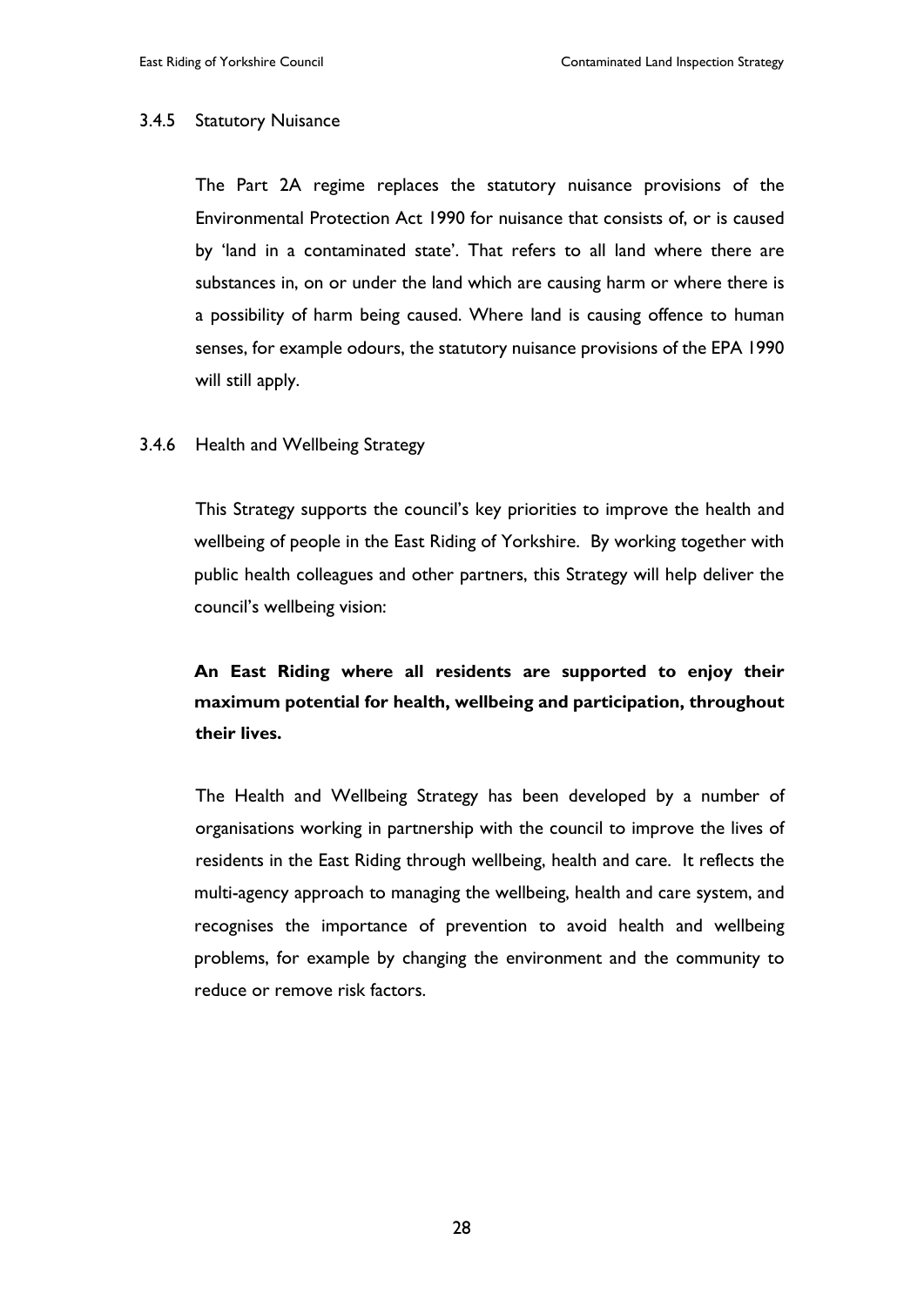### 3.4.5 Statutory Nuisance

The Part 2A regime replaces the statutory nuisance provisions of the Environmental Protection Act 1990 for nuisance that consists of, or is caused by 'land in a contaminated state'. That refers to all land where there are substances in, on or under the land which are causing harm or where there is a possibility of harm being caused. Where land is causing offence to human senses, for example odours, the statutory nuisance provisions of the EPA 1990 will still apply.

### 3.4.6 Health and Wellbeing Strategy

This Strategy supports the council's key priorities to improve the health and wellbeing of people in the East Riding of Yorkshire. By working together with public health colleagues and other partners, this Strategy will help deliver the council's wellbeing vision:

**An East Riding where all residents are supported to enjoy their maximum potential for health, wellbeing and participation, throughout their lives.**

The Health and Wellbeing Strategy has been developed by a number of organisations working in partnership with the council to improve the lives of residents in the East Riding through wellbeing, health and care. It reflects the multi-agency approach to managing the wellbeing, health and care system, and recognises the importance of prevention to avoid health and wellbeing problems, for example by changing the environment and the community to reduce or remove risk factors.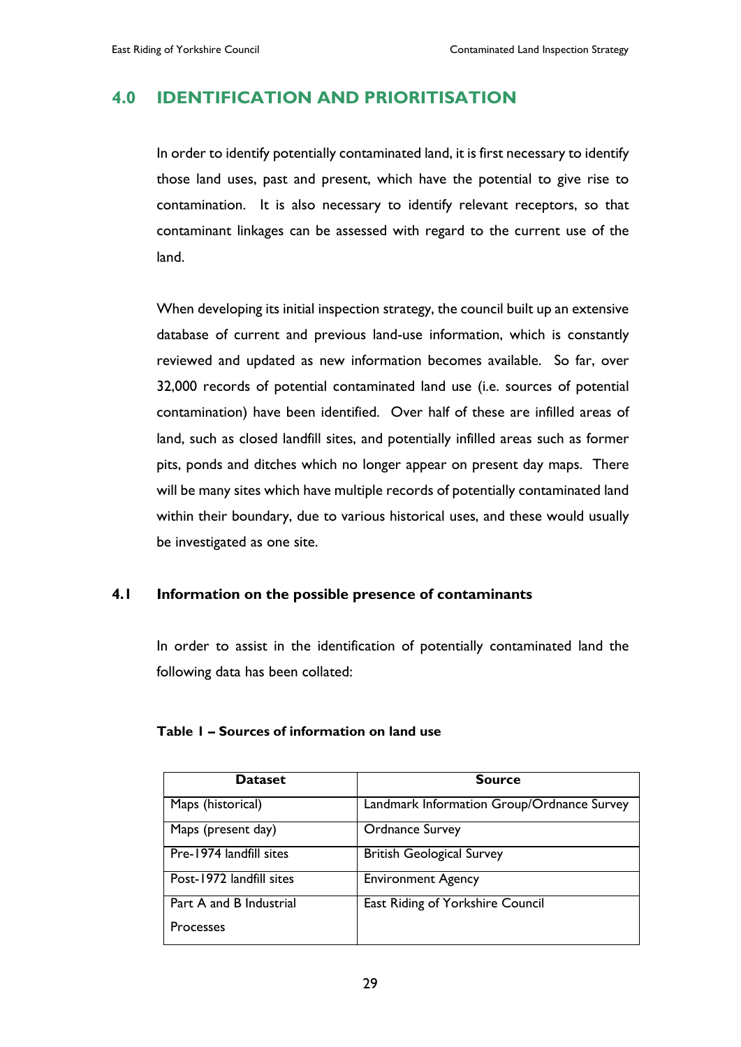## 4.0 IDENTIFICATION AND PRIORITISATION

In order to identify potentially contaminated land, it is first necessary to identify those land uses, past and present, which have the potential to give rise to contamination. It is also necessary to identify relevant receptors, so that contaminant linkages can be assessed with regard to the current use of the land.

When developing its initial inspection strategy, the council built up an extensive database of current and previous land-use information, which is constantly reviewed and updated as new information becomes available. So far, over 32,000 records of potential contaminated land use (i.e. sources of potential contamination) have been identified. Over half of these are infilled areas of land, such as closed landfill sites, and potentially infilled areas such as former pits, ponds and ditches which no longer appear on present day maps. There will be many sites which have multiple records of potentially contaminated land within their boundary, due to various historical uses, and these would usually be investigated as one site.

### 4.1 Information on the possible presence of contaminants

In order to assist in the identification of potentially contaminated land the following data has been collated:

**Table 1 – Sources of information on land use**

| Dataset | Source |
|---|---|
| Maps (historical) | Landmark Information Group/Ordnance Survey |
| Maps (present day) | Ordnance Survey |
| Pre-1974 landfill sites | British Geological Survey |
| Post-1972 landfill sites | Environment Agency |
| Part A and B Industrial Processes | East Riding of Yorkshire Council |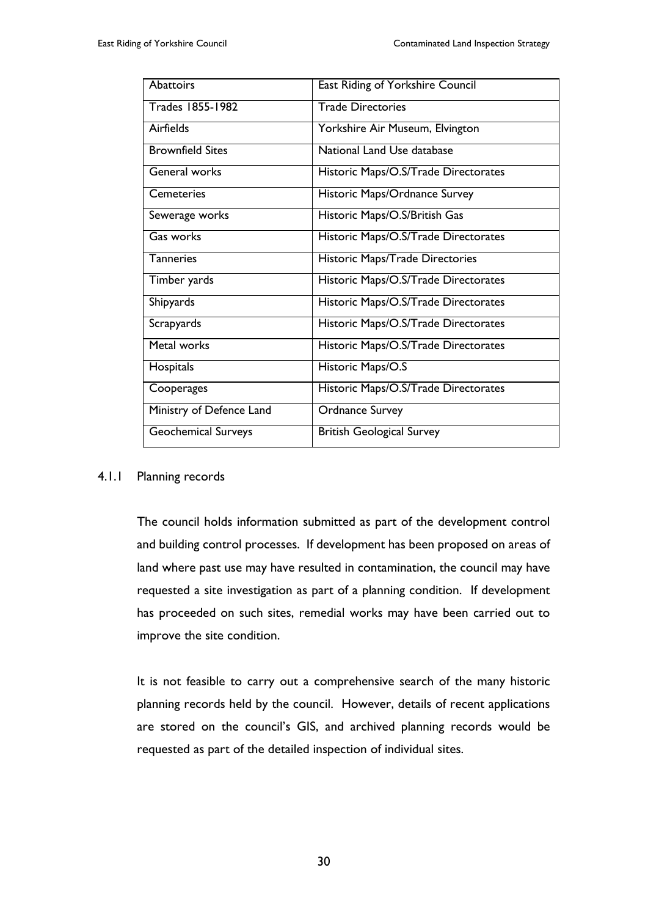| Abattoirs | East Riding of Yorkshire Council |
|---|---|
| Trades 1855-1982 | Trade Directories |
| Airfields | Yorkshire Air Museum, Elvington |
| Brownfield Sites | National Land Use database |
| General works | Historic Maps/O.S/Trade Directorates |
| Cemeteries | Historic Maps/Ordnance Survey |
| Sewerage works | Historic Maps/O.S/British Gas |
| Gas works | Historic Maps/O.S/Trade Directorates |
| Tanneries | Historic Maps/Trade Directories |
| Timber yards | Historic Maps/O.S/Trade Directorates |
| Shipyards | Historic Maps/O.S/Trade Directorates |
| Scrapyards | Historic Maps/O.S/Trade Directorates |
| Metal works | Historic Maps/O.S/Trade Directorates |
| Hospitals | Historic Maps/O.S |
| Cooperages | Historic Maps/O.S/Trade Directorates |
| Ministry of Defence Land | Ordnance Survey |
| Geochemical Surveys | British Geological Survey |

### 4.1.1 Planning records

The council holds information submitted as part of the development control and building control processes. If development has been proposed on areas of land where past use may have resulted in contamination, the council may have requested a site investigation as part of a planning condition. If development has proceeded on such sites, remedial works may have been carried out to improve the site condition.

It is not feasible to carry out a comprehensive search of the many historic planning records held by the council. However, details of recent applications are stored on the council's GIS, and archived planning records would be requested as part of the detailed inspection of individual sites.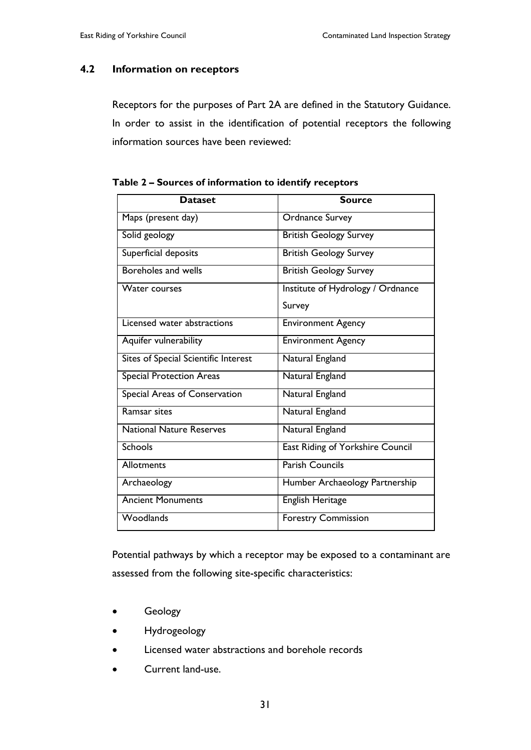## 4.2 Information on receptors

Receptors for the purposes of Part 2A are defined in the Statutory Guidance. In order to assist in the identification of potential receptors the following information sources have been reviewed:

**Table 2 – Sources of information to identify receptors**

| Dataset | Source |
|---|---|
| Maps (present day) | Ordnance Survey |
| Solid geology | British Geology Survey |
| Superficial deposits | British Geology Survey |
| Boreholes and wells | British Geology Survey |
| Water courses | Institute of Hydrology / Ordnance Survey |
| Licensed water abstractions | Environment Agency |
| Aquifer vulnerability | Environment Agency |
| Sites of Special Scientific Interest | Natural England |
| Special Protection Areas | Natural England |
| Special Areas of Conservation | Natural England |
| Ramsar sites | Natural England |
| National Nature Reserves | Natural England |
| Schools | East Riding of Yorkshire Council |
| Allotments | Parish Councils |
| Archaeology | Humber Archaeology Partnership |
| Ancient Monuments | English Heritage |
| Woodlands | Forestry Commission |

Potential pathways by which a receptor may be exposed to a contaminant are assessed from the following site-specific characteristics:

- Geology
- Hydrogeology
- Licensed water abstractions and borehole records
- Current land-use.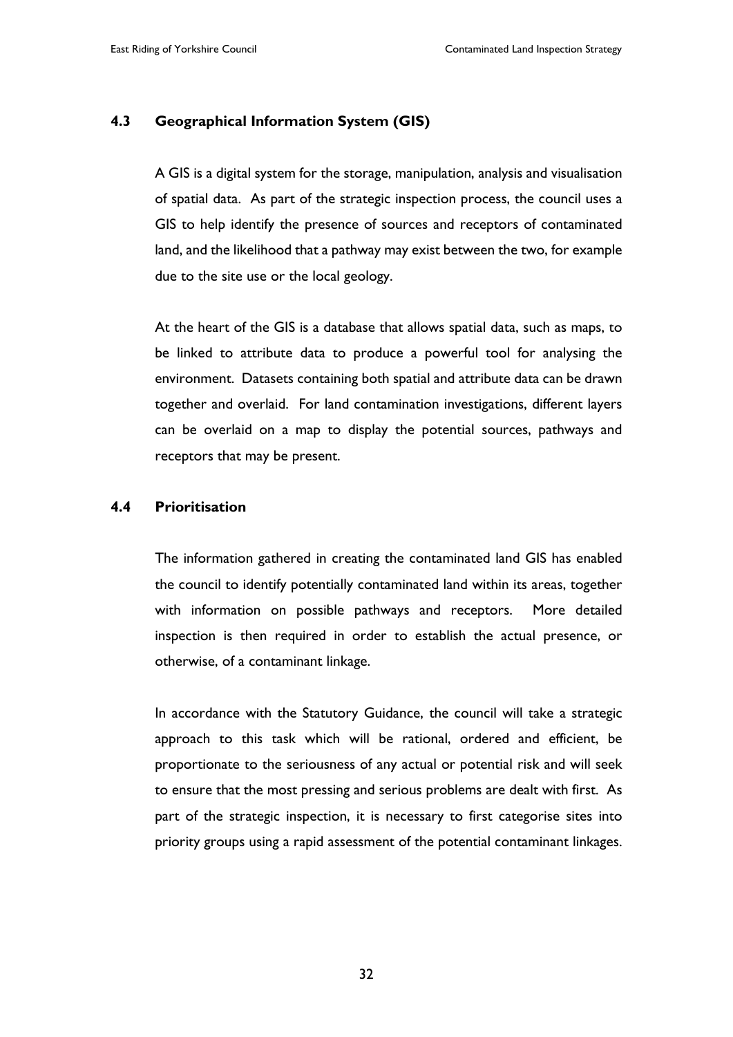### 4.3 Geographical Information System (GIS)

A GIS is a digital system for the storage, manipulation, analysis and visualisation of spatial data. As part of the strategic inspection process, the council uses a GIS to help identify the presence of sources and receptors of contaminated land, and the likelihood that a pathway may exist between the two, for example due to the site use or the local geology.

At the heart of the GIS is a database that allows spatial data, such as maps, to be linked to attribute data to produce a powerful tool for analysing the environment. Datasets containing both spatial and attribute data can be drawn together and overlaid. For land contamination investigations, different layers can be overlaid on a map to display the potential sources, pathways and receptors that may be present.

### 4.4 Prioritisation

The information gathered in creating the contaminated land GIS has enabled the council to identify potentially contaminated land within its areas, together with information on possible pathways and receptors. More detailed inspection is then required in order to establish the actual presence, or otherwise, of a contaminant linkage.

In accordance with the Statutory Guidance, the council will take a strategic approach to this task which will be rational, ordered and efficient, be proportionate to the seriousness of any actual or potential risk and will seek to ensure that the most pressing and serious problems are dealt with first. As part of the strategic inspection, it is necessary to first categorise sites into priority groups using a rapid assessment of the potential contaminant linkages.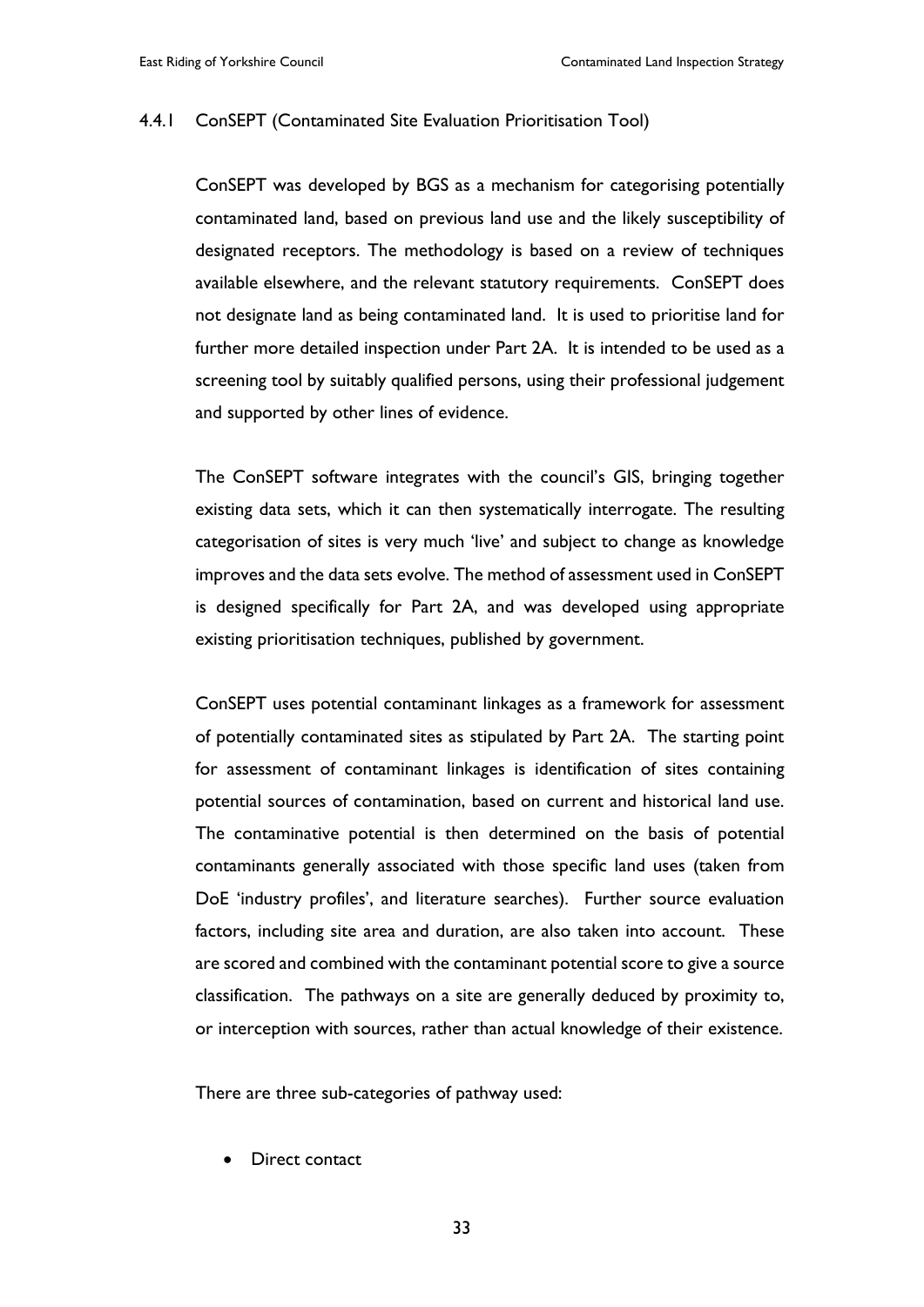#### 4.4.1 ConSEPT (Contaminated Site Evaluation Prioritisation Tool)

ConSEPT was developed by BGS as a mechanism for categorising potentially contaminated land, based on previous land use and the likely susceptibility of designated receptors. The methodology is based on a review of techniques available elsewhere, and the relevant statutory requirements. ConSEPT does not designate land as being contaminated land. It is used to prioritise land for further more detailed inspection under Part 2A. It is intended to be used as a screening tool by suitably qualified persons, using their professional judgement and supported by other lines of evidence.

The ConSEPT software integrates with the council's GIS, bringing together existing data sets, which it can then systematically interrogate. The resulting categorisation of sites is very much 'live' and subject to change as knowledge improves and the data sets evolve. The method of assessment used in ConSEPT is designed specifically for Part 2A, and was developed using appropriate existing prioritisation techniques, published by government.

ConSEPT uses potential contaminant linkages as a framework for assessment of potentially contaminated sites as stipulated by Part 2A. The starting point for assessment of contaminant linkages is identification of sites containing potential sources of contamination, based on current and historical land use. The contaminative potential is then determined on the basis of potential contaminants generally associated with those specific land uses (taken from DoE 'industry profiles', and literature searches). Further source evaluation factors, including site area and duration, are also taken into account. These are scored and combined with the contaminant potential score to give a source classification. The pathways on a site are generally deduced by proximity to, or interception with sources, rather than actual knowledge of their existence.

There are three sub-categories of pathway used:

- Direct contact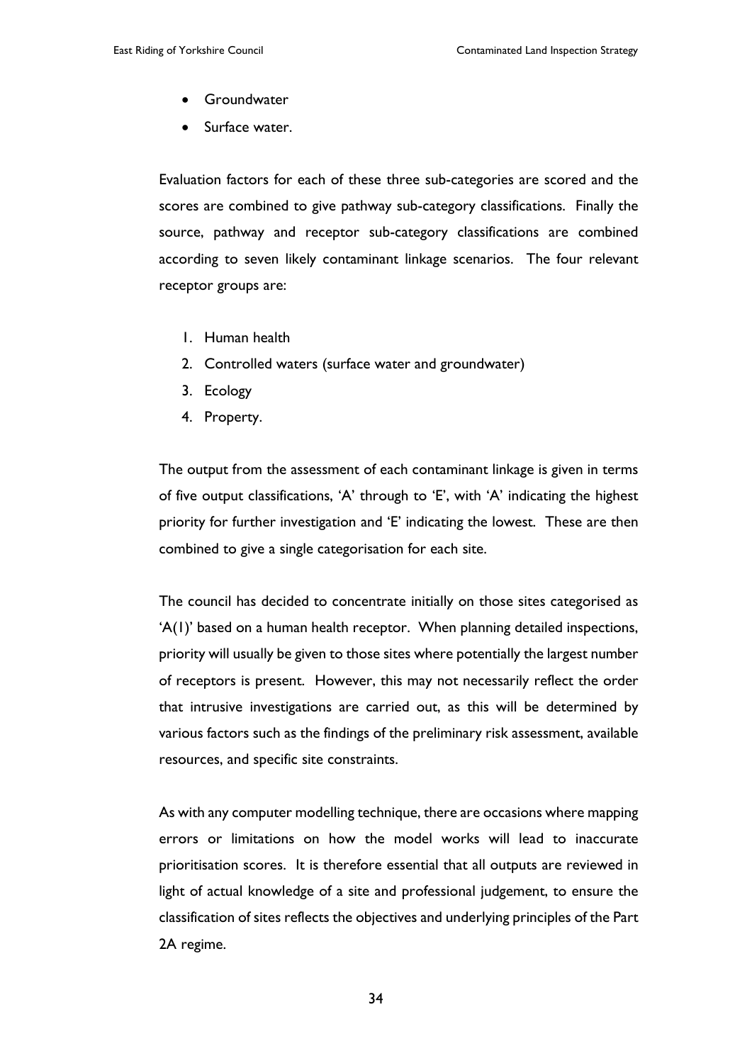- Groundwater
- Surface water.

Evaluation factors for each of these three sub-categories are scored and the scores are combined to give pathway sub-category classifications. Finally the source, pathway and receptor sub-category classifications are combined according to seven likely contaminant linkage scenarios. The four relevant receptor groups are:

1. Human health
2. Controlled waters (surface water and groundwater)
3. Ecology
4. Property.

The output from the assessment of each contaminant linkage is given in terms of five output classifications, 'A' through to 'E', with 'A' indicating the highest priority for further investigation and 'E' indicating the lowest. These are then combined to give a single categorisation for each site.

The council has decided to concentrate initially on those sites categorised as 'A(1)' based on a human health receptor. When planning detailed inspections, priority will usually be given to those sites where potentially the largest number of receptors is present. However, this may not necessarily reflect the order that intrusive investigations are carried out, as this will be determined by various factors such as the findings of the preliminary risk assessment, available resources, and specific site constraints.

As with any computer modelling technique, there are occasions where mapping errors or limitations on how the model works will lead to inaccurate prioritisation scores. It is therefore essential that all outputs are reviewed in light of actual knowledge of a site and professional judgement, to ensure the classification of sites reflects the objectives and underlying principles of the Part 2A regime.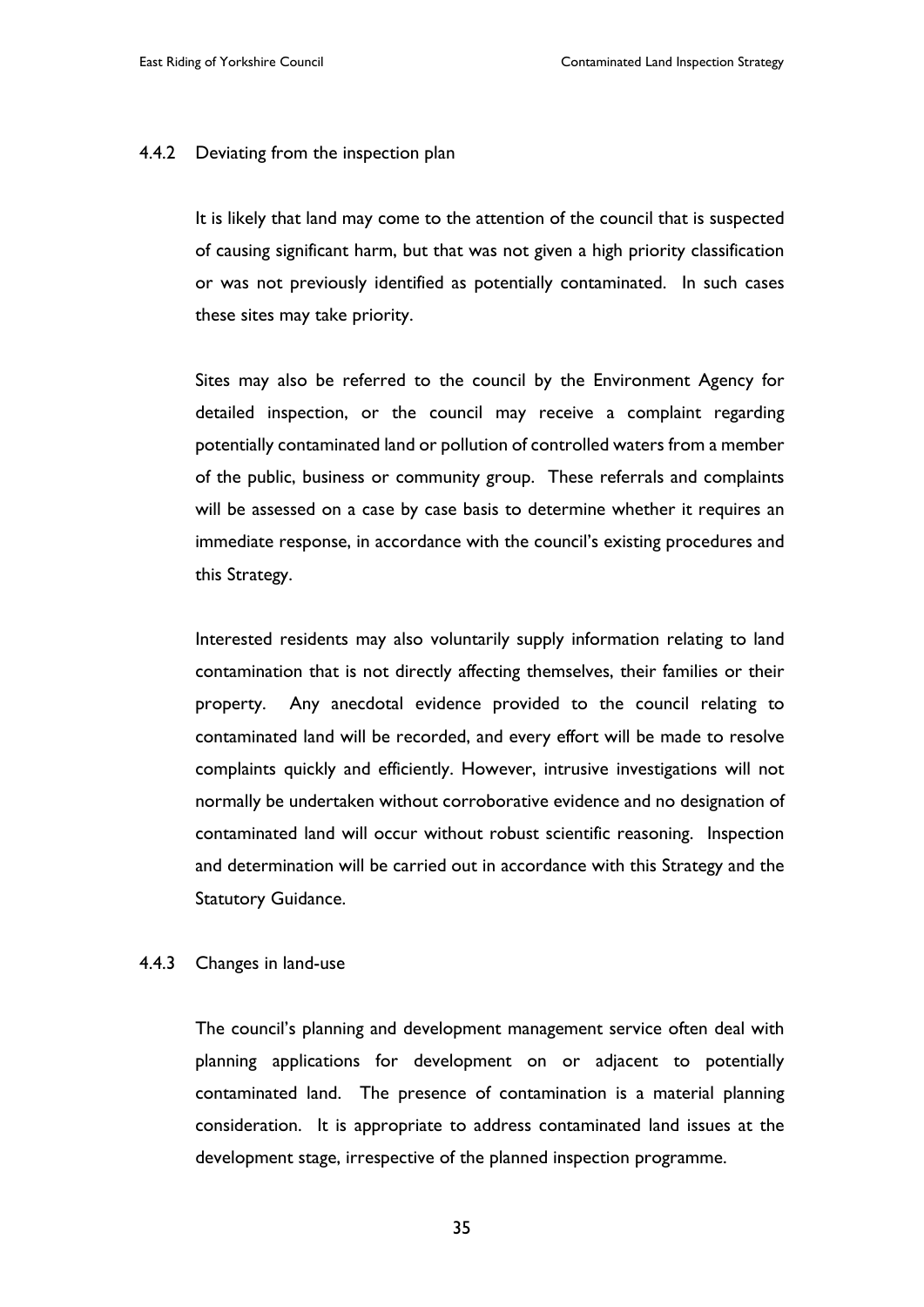#### 4.4.2 Deviating from the inspection plan

It is likely that land may come to the attention of the council that is suspected of causing significant harm, but that was not given a high priority classification or was not previously identified as potentially contaminated. In such cases these sites may take priority.

Sites may also be referred to the council by the Environment Agency for detailed inspection, or the council may receive a complaint regarding potentially contaminated land or pollution of controlled waters from a member of the public, business or community group. These referrals and complaints will be assessed on a case by case basis to determine whether it requires an immediate response, in accordance with the council's existing procedures and this Strategy.

Interested residents may also voluntarily supply information relating to land contamination that is not directly affecting themselves, their families or their property. Any anecdotal evidence provided to the council relating to contaminated land will be recorded, and every effort will be made to resolve complaints quickly and efficiently. However, intrusive investigations will not normally be undertaken without corroborative evidence and no designation of contaminated land will occur without robust scientific reasoning. Inspection and determination will be carried out in accordance with this Strategy and the Statutory Guidance.

#### 4.4.3 Changes in land-use

The council's planning and development management service often deal with planning applications for development on or adjacent to potentially contaminated land. The presence of contamination is a material planning consideration. It is appropriate to address contaminated land issues at the development stage, irrespective of the planned inspection programme.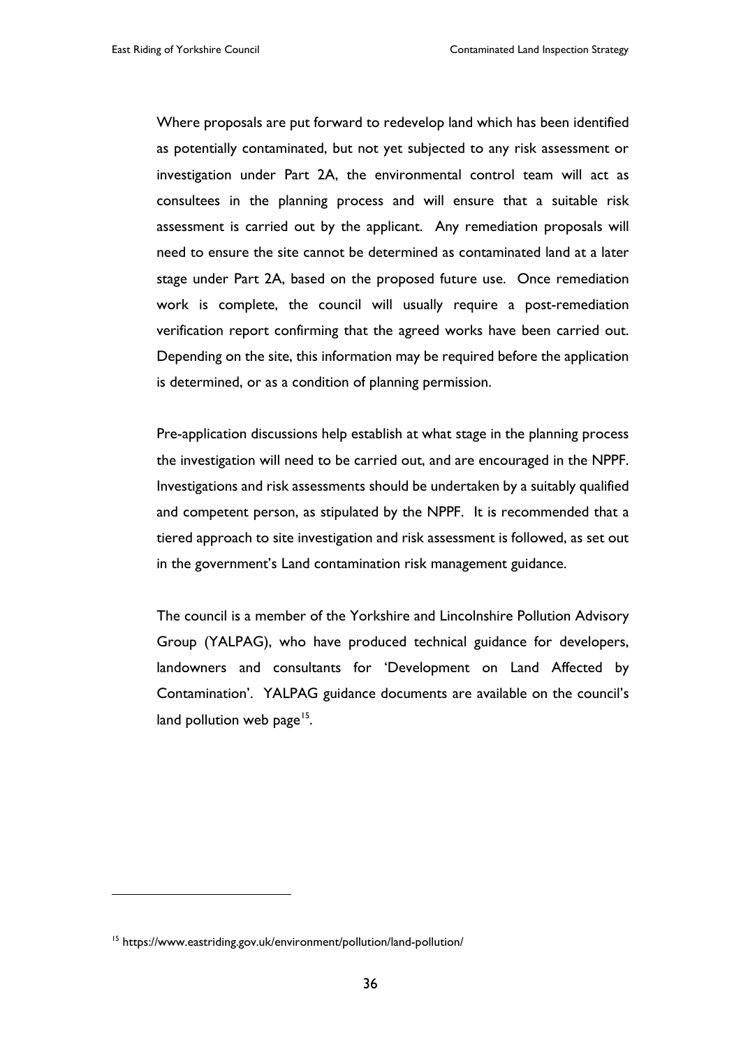Where proposals are put forward to redevelop land which has been identified as potentially contaminated, but not yet subjected to any risk assessment or investigation under Part 2A, the environmental control team will act as consultees in the planning process and will ensure that a suitable risk assessment is carried out by the applicant. Any remediation proposals will need to ensure the site cannot be determined as contaminated land at a later stage under Part 2A, based on the proposed future use. Once remediation work is complete, the council will usually require a post-remediation verification report confirming that the agreed works have been carried out. Depending on the site, this information may be required before the application is determined, or as a condition of planning permission.

Pre-application discussions help establish at what stage in the planning process the investigation will need to be carried out, and are encouraged in the NPPF. Investigations and risk assessments should be undertaken by a suitably qualified and competent person, as stipulated by the NPPF. It is recommended that a tiered approach to site investigation and risk assessment is followed, as set out in the government's Land contamination risk management guidance.

The council is a member of the Yorkshire and Lincolnshire Pollution Advisory Group (YALPAG), who have produced technical guidance for developers, landowners and consultants for 'Development on Land Affected by Contamination'. YALPAG guidance documents are available on the council's land pollution web page[15].

[15] https://www.eastriding.gov.uk/environment/pollution/land-pollution/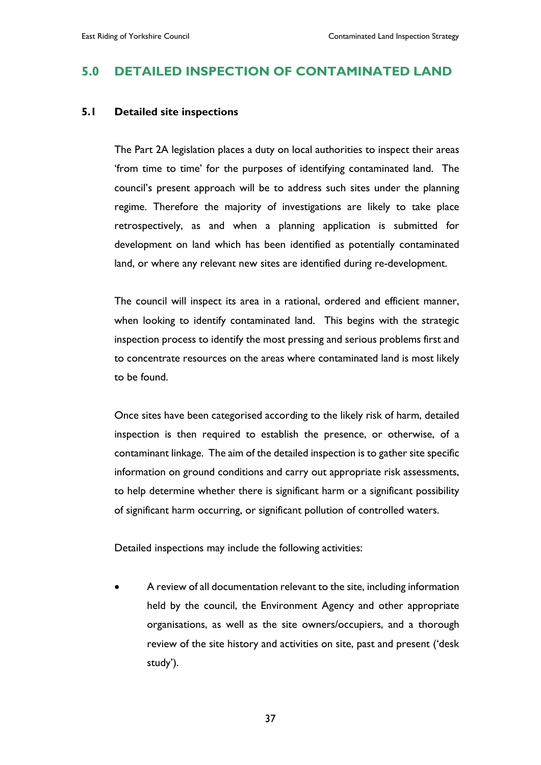# 5.0 DETAILED INSPECTION OF CONTAMINATED LAND

## 5.1 Detailed site inspections

The Part 2A legislation places a duty on local authorities to inspect their areas 'from time to time' for the purposes of identifying contaminated land. The council's present approach will be to address such sites under the planning regime. Therefore the majority of investigations are likely to take place retrospectively, as and when a planning application is submitted for development on land which has been identified as potentially contaminated land, or where any relevant new sites are identified during re-development.

The council will inspect its area in a rational, ordered and efficient manner, when looking to identify contaminated land. This begins with the strategic inspection process to identify the most pressing and serious problems first and to concentrate resources on the areas where contaminated land is most likely to be found.

Once sites have been categorised according to the likely risk of harm, detailed inspection is then required to establish the presence, or otherwise, of a contaminant linkage. The aim of the detailed inspection is to gather site specific information on ground conditions and carry out appropriate risk assessments, to help determine whether there is significant harm or a significant possibility of significant harm occurring, or significant pollution of controlled waters.

Detailed inspections may include the following activities:

- A review of all documentation relevant to the site, including information held by the council, the Environment Agency and other appropriate organisations, as well as the site owners/occupiers, and a thorough review of the site history and activities on site, past and present ('desk study').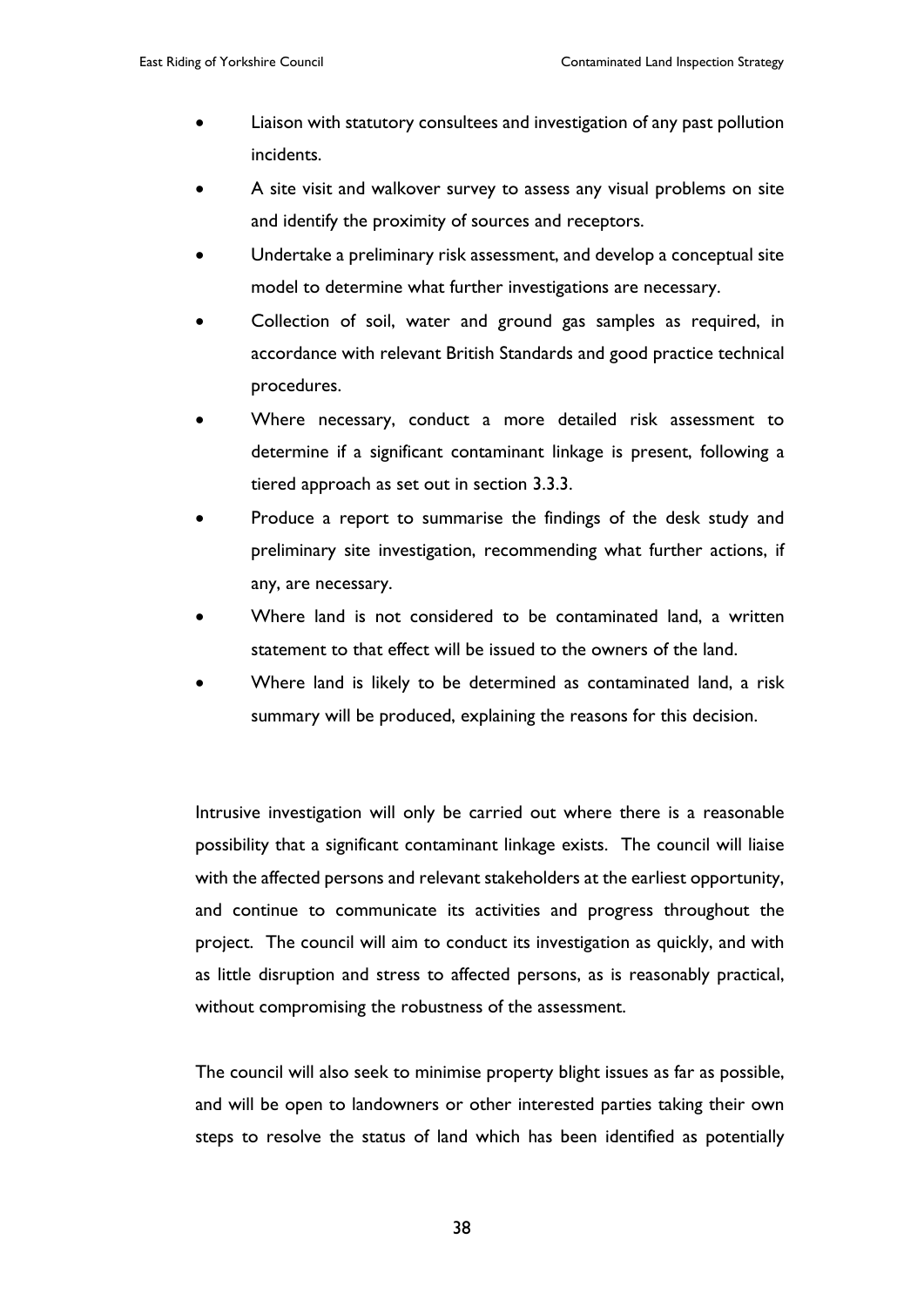- Liaison with statutory consultees and investigation of any past pollution incidents.
- A site visit and walkover survey to assess any visual problems on site and identify the proximity of sources and receptors.
- Undertake a preliminary risk assessment, and develop a conceptual site model to determine what further investigations are necessary.
- Collection of soil, water and ground gas samples as required, in accordance with relevant British Standards and good practice technical procedures.
- Where necessary, conduct a more detailed risk assessment to determine if a significant contaminant linkage is present, following a tiered approach as set out in section 3.3.3.
- Produce a report to summarise the findings of the desk study and preliminary site investigation, recommending what further actions, if any, are necessary.
- Where land is not considered to be contaminated land, a written statement to that effect will be issued to the owners of the land.
- Where land is likely to be determined as contaminated land, a risk summary will be produced, explaining the reasons for this decision.

Intrusive investigation will only be carried out where there is a reasonable possibility that a significant contaminant linkage exists. The council will liaise with the affected persons and relevant stakeholders at the earliest opportunity, and continue to communicate its activities and progress throughout the project. The council will aim to conduct its investigation as quickly, and with as little disruption and stress to affected persons, as is reasonably practical, without compromising the robustness of the assessment.

The council will also seek to minimise property blight issues as far as possible, and will be open to landowners or other interested parties taking their own steps to resolve the status of land which has been identified as potentially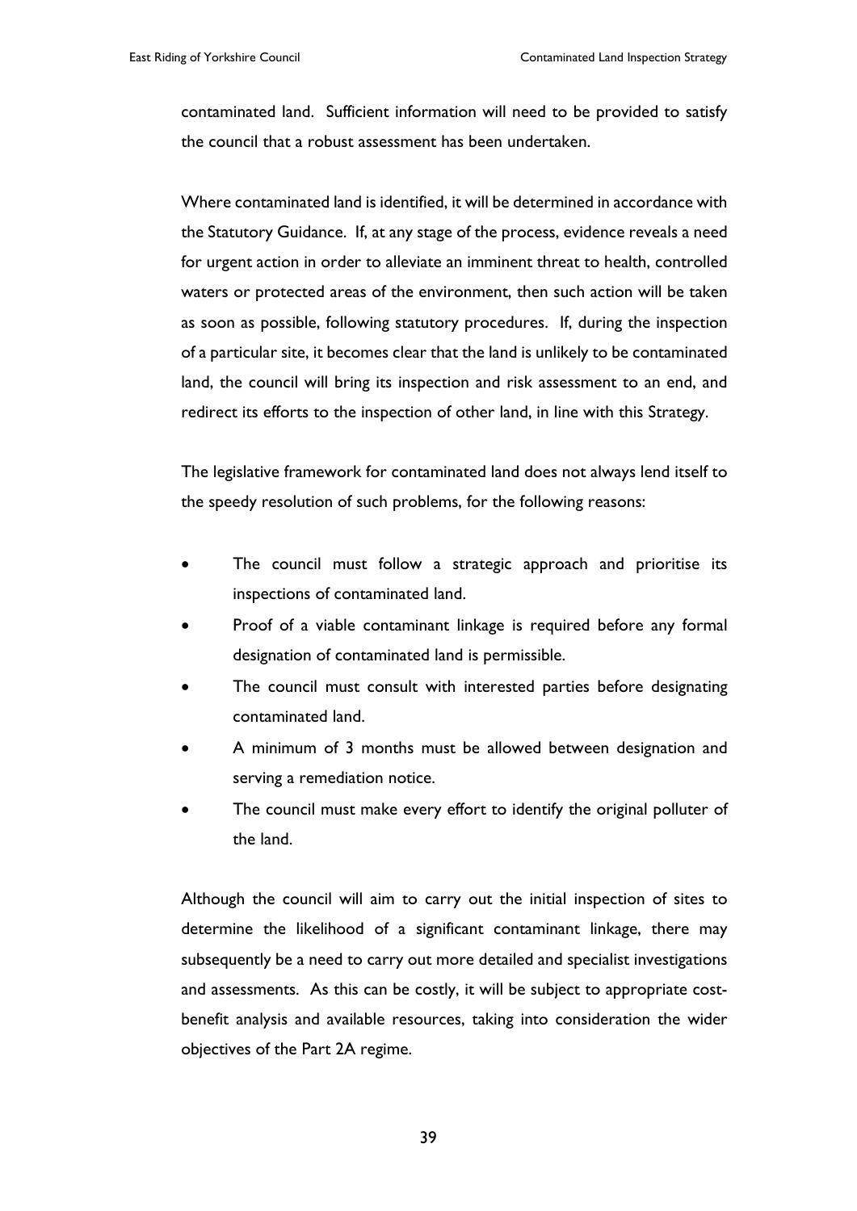contaminated land. Sufficient information will need to be provided to satisfy the council that a robust assessment has been undertaken.

Where contaminated land is identified, it will be determined in accordance with the Statutory Guidance. If, at any stage of the process, evidence reveals a need for urgent action in order to alleviate an imminent threat to health, controlled waters or protected areas of the environment, then such action will be taken as soon as possible, following statutory procedures. If, during the inspection of a particular site, it becomes clear that the land is unlikely to be contaminated land, the council will bring its inspection and risk assessment to an end, and redirect its efforts to the inspection of other land, in line with this Strategy.

The legislative framework for contaminated land does not always lend itself to the speedy resolution of such problems, for the following reasons:

- The council must follow a strategic approach and prioritise its inspections of contaminated land.
- Proof of a viable contaminant linkage is required before any formal designation of contaminated land is permissible.
- The council must consult with interested parties before designating contaminated land.
- A minimum of 3 months must be allowed between designation and serving a remediation notice.
- The council must make every effort to identify the original polluter of the land.

Although the council will aim to carry out the initial inspection of sites to determine the likelihood of a significant contaminant linkage, there may subsequently be a need to carry out more detailed and specialist investigations and assessments. As this can be costly, it will be subject to appropriate cost-benefit analysis and available resources, taking into consideration the wider objectives of the Part 2A regime.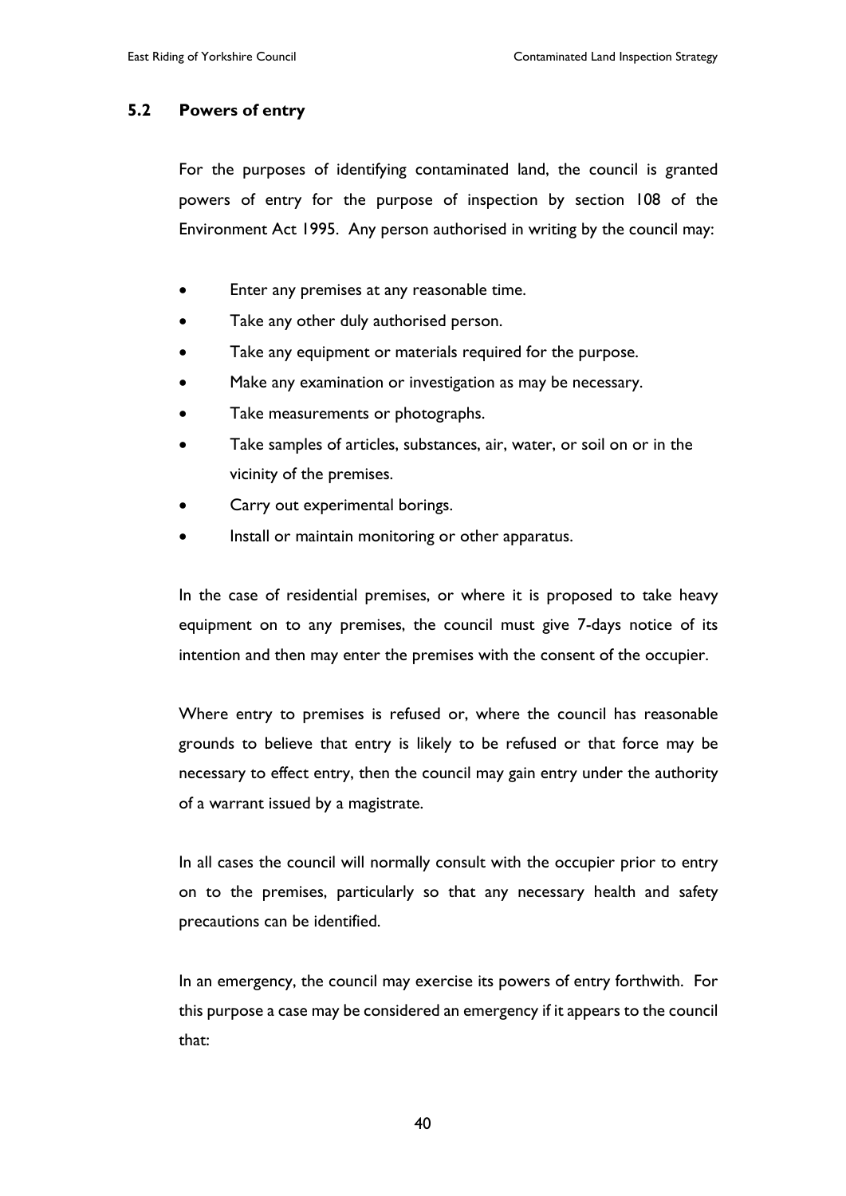### 5.2 Powers of entry

For the purposes of identifying contaminated land, the council is granted powers of entry for the purpose of inspection by section 108 of the Environment Act 1995. Any person authorised in writing by the council may:

- Enter any premises at any reasonable time.
- Take any other duly authorised person.
- Take any equipment or materials required for the purpose.
- Make any examination or investigation as may be necessary.
- Take measurements or photographs.
- Take samples of articles, substances, air, water, or soil on or in the vicinity of the premises.
- Carry out experimental borings.
- Install or maintain monitoring or other apparatus.

In the case of residential premises, or where it is proposed to take heavy equipment on to any premises, the council must give 7-days notice of its intention and then may enter the premises with the consent of the occupier.

Where entry to premises is refused or, where the council has reasonable grounds to believe that entry is likely to be refused or that force may be necessary to effect entry, then the council may gain entry under the authority of a warrant issued by a magistrate.

In all cases the council will normally consult with the occupier prior to entry on to the premises, particularly so that any necessary health and safety precautions can be identified.

In an emergency, the council may exercise its powers of entry forthwith. For this purpose a case may be considered an emergency if it appears to the council that: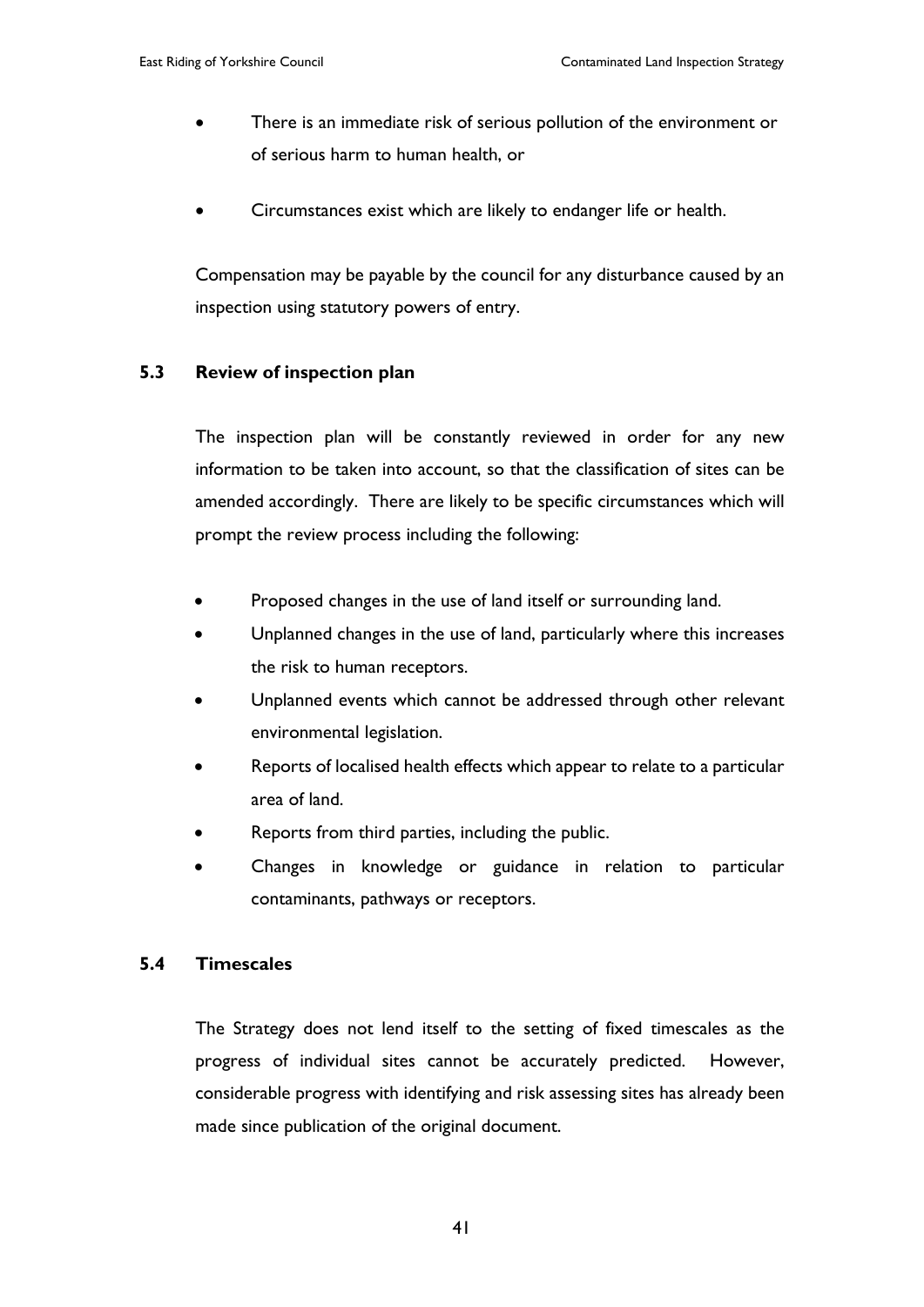- There is an immediate risk of serious pollution of the environment or of serious harm to human health, or
- Circumstances exist which are likely to endanger life or health.

Compensation may be payable by the council for any disturbance caused by an inspection using statutory powers of entry.

### 5.3 Review of inspection plan

The inspection plan will be constantly reviewed in order for any new information to be taken into account, so that the classification of sites can be amended accordingly. There are likely to be specific circumstances which will prompt the review process including the following:

- Proposed changes in the use of land itself or surrounding land.
- Unplanned changes in the use of land, particularly where this increases the risk to human receptors.
- Unplanned events which cannot be addressed through other relevant environmental legislation.
- Reports of localised health effects which appear to relate to a particular area of land.
- Reports from third parties, including the public.
- Changes in knowledge or guidance in relation to particular contaminants, pathways or receptors.

### 5.4 Timescales

The Strategy does not lend itself to the setting of fixed timescales as the progress of individual sites cannot be accurately predicted. However, considerable progress with identifying and risk assessing sites has already been made since publication of the original document.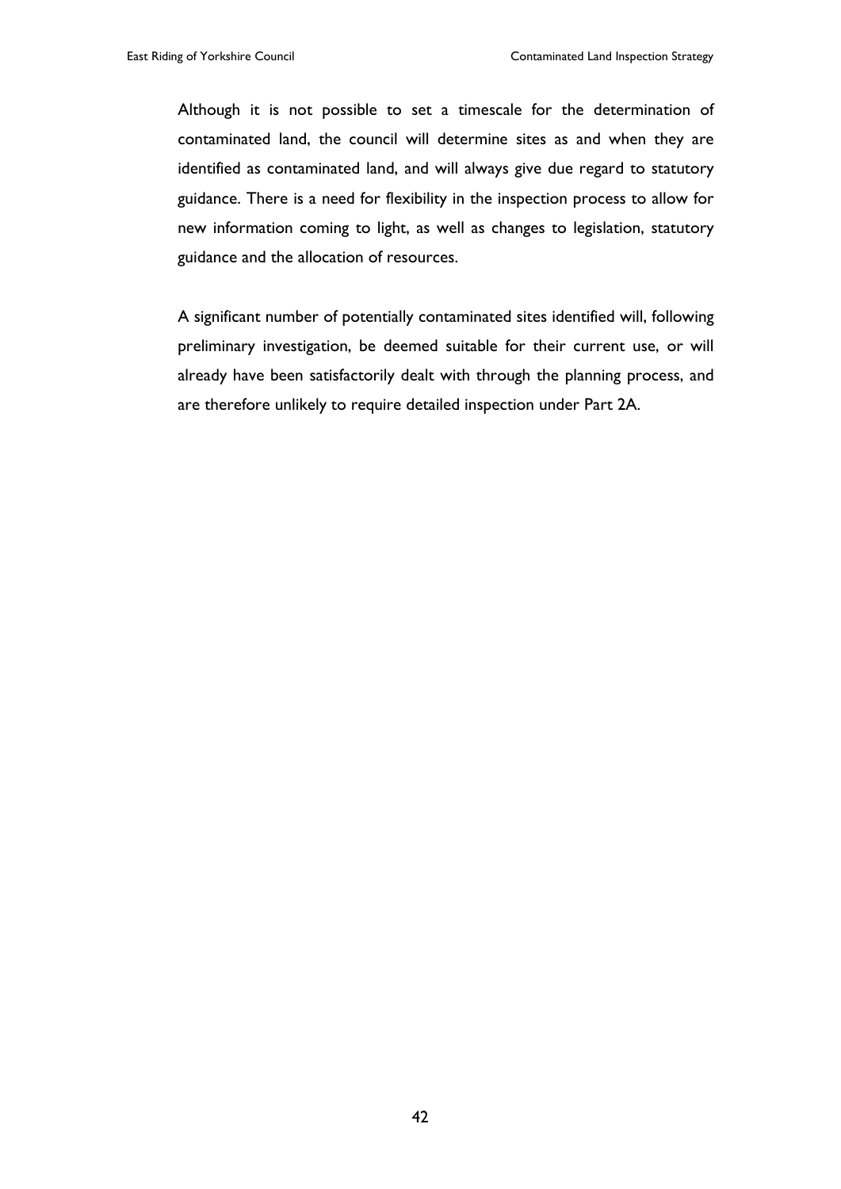Although it is not possible to set a timescale for the determination of contaminated land, the council will determine sites as and when they are identified as contaminated land, and will always give due regard to statutory guidance. There is a need for flexibility in the inspection process to allow for new information coming to light, as well as changes to legislation, statutory guidance and the allocation of resources.

A significant number of potentially contaminated sites identified will, following preliminary investigation, be deemed suitable for their current use, or will already have been satisfactorily dealt with through the planning process, and are therefore unlikely to require detailed inspection under Part 2A.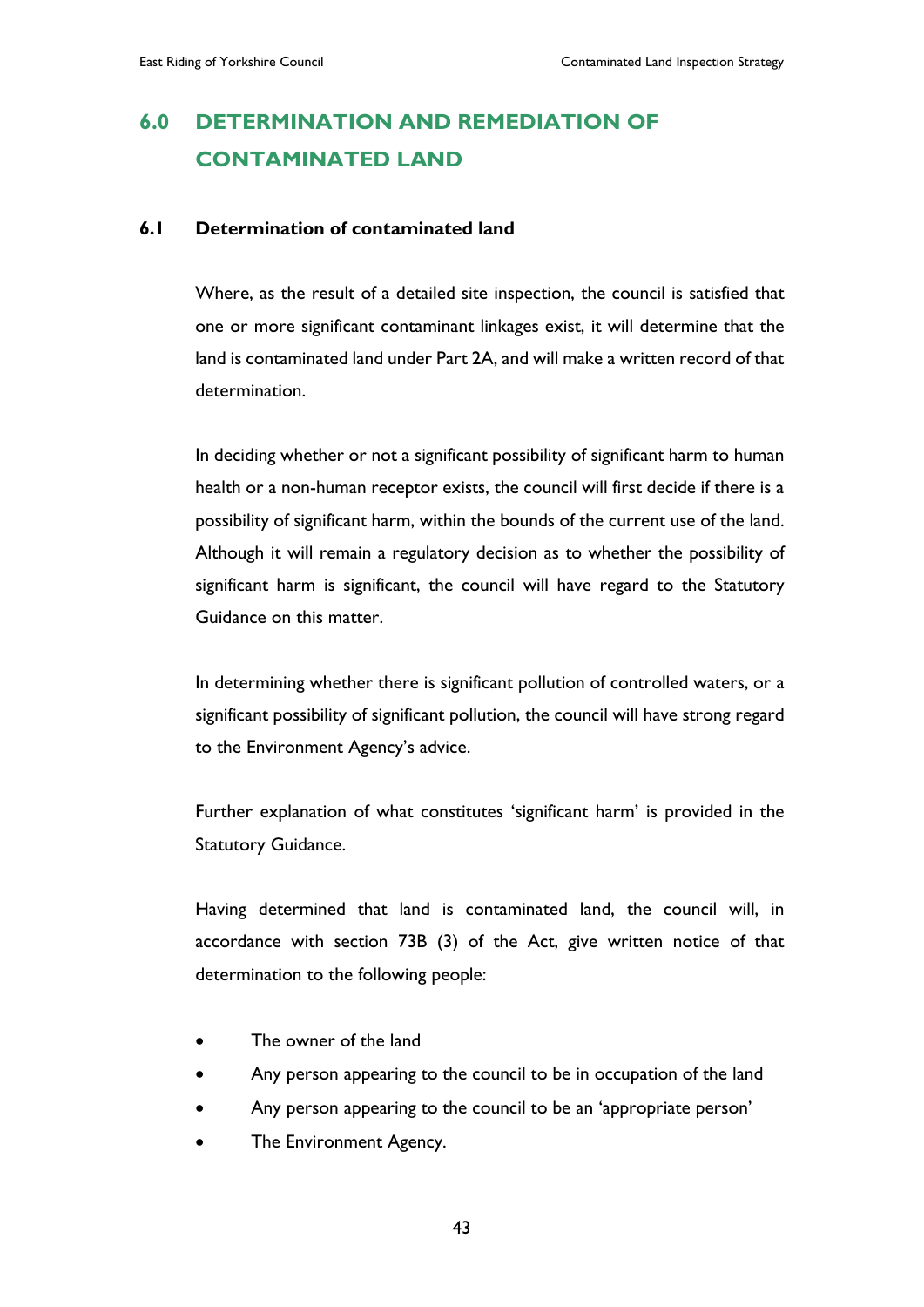# 6.0 DETERMINATION AND REMEDIATION OF CONTAMINATED LAND

## 6.1 Determination of contaminated land

Where, as the result of a detailed site inspection, the council is satisfied that one or more significant contaminant linkages exist, it will determine that the land is contaminated land under Part 2A, and will make a written record of that determination.

In deciding whether or not a significant possibility of significant harm to human health or a non-human receptor exists, the council will first decide if there is a possibility of significant harm, within the bounds of the current use of the land. Although it will remain a regulatory decision as to whether the possibility of significant harm is significant, the council will have regard to the Statutory Guidance on this matter.

In determining whether there is significant pollution of controlled waters, or a significant possibility of significant pollution, the council will have strong regard to the Environment Agency's advice.

Further explanation of what constitutes 'significant harm' is provided in the Statutory Guidance.

Having determined that land is contaminated land, the council will, in accordance with section 73B (3) of the Act, give written notice of that determination to the following people:

- The owner of the land
- Any person appearing to the council to be in occupation of the land
- Any person appearing to the council to be an 'appropriate person'
- The Environment Agency.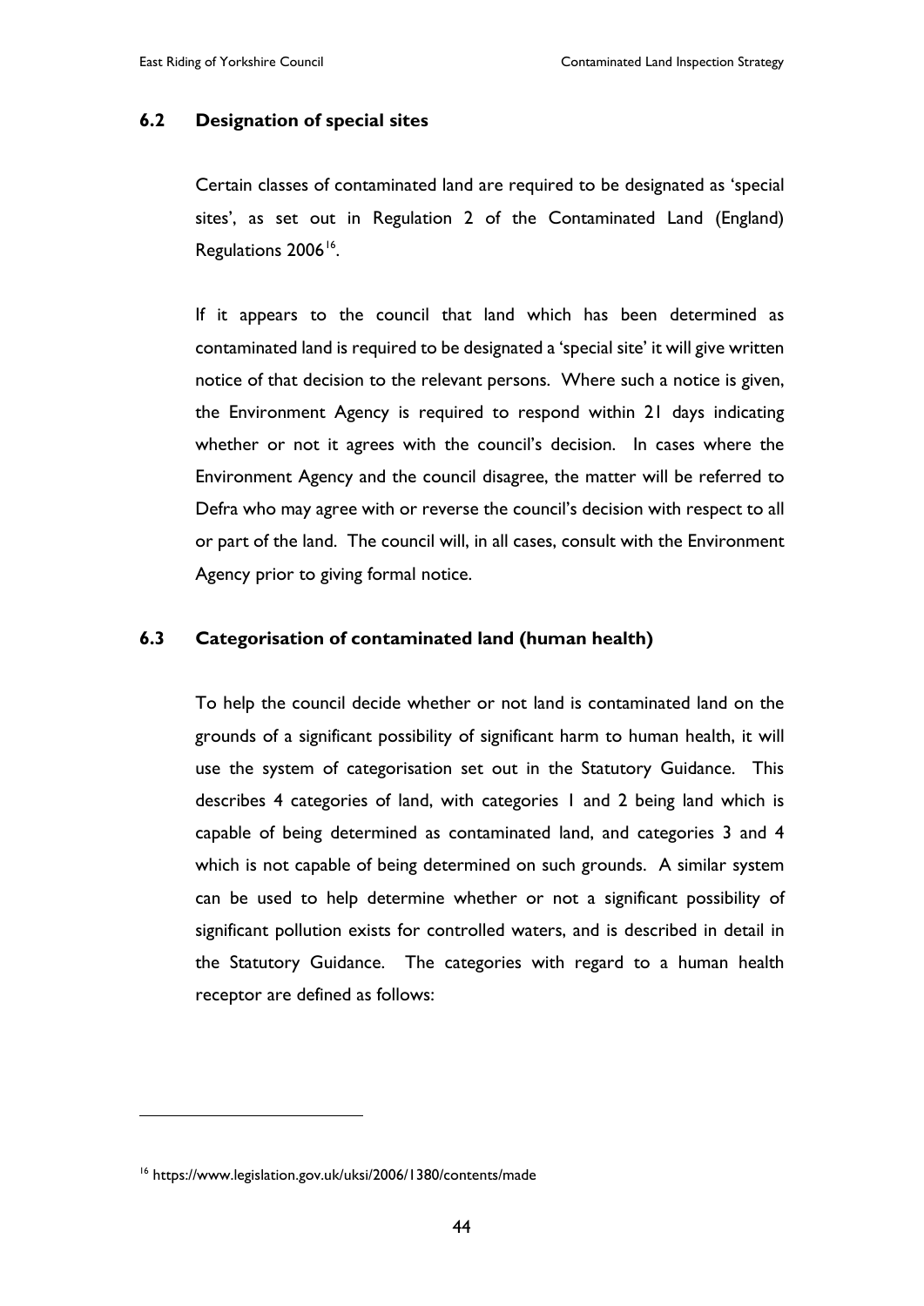## 6.2 Designation of special sites

Certain classes of contaminated land are required to be designated as 'special sites', as set out in Regulation 2 of the Contaminated Land (England) Regulations 2006[16].

If it appears to the council that land which has been determined as contaminated land is required to be designated a 'special site' it will give written notice of that decision to the relevant persons. Where such a notice is given, the Environment Agency is required to respond within 21 days indicating whether or not it agrees with the council's decision. In cases where the Environment Agency and the council disagree, the matter will be referred to Defra who may agree with or reverse the council's decision with respect to all or part of the land. The council will, in all cases, consult with the Environment Agency prior to giving formal notice.

## 6.3 Categorisation of contaminated land (human health)

To help the council decide whether or not land is contaminated land on the grounds of a significant possibility of significant harm to human health, it will use the system of categorisation set out in the Statutory Guidance. This describes 4 categories of land, with categories 1 and 2 being land which is capable of being determined as contaminated land, and categories 3 and 4 which is not capable of being determined on such grounds. A similar system can be used to help determine whether or not a significant possibility of significant pollution exists for controlled waters, and is described in detail in the Statutory Guidance. The categories with regard to a human health receptor are defined as follows:

---

[16] https://www.legislation.gov.uk/uksi/2006/1380/contents/made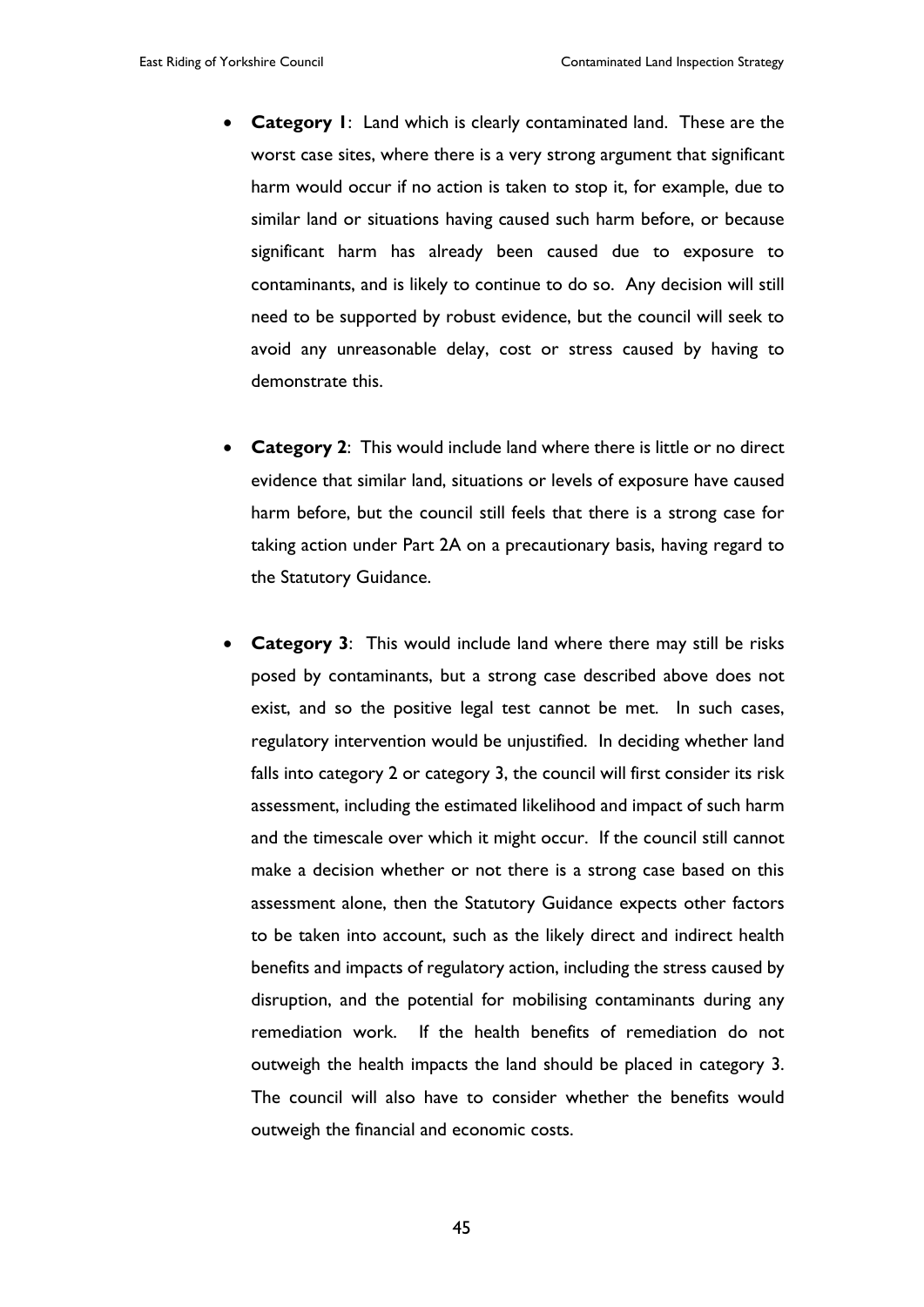- **Category 1**: Land which is clearly contaminated land. These are the worst case sites, where there is a very strong argument that significant harm would occur if no action is taken to stop it, for example, due to similar land or situations having caused such harm before, or because significant harm has already been caused due to exposure to contaminants, and is likely to continue to do so. Any decision will still need to be supported by robust evidence, but the council will seek to avoid any unreasonable delay, cost or stress caused by having to demonstrate this.

- **Category 2**: This would include land where there is little or no direct evidence that similar land, situations or levels of exposure have caused harm before, but the council still feels that there is a strong case for taking action under Part 2A on a precautionary basis, having regard to the Statutory Guidance.

- **Category 3**: This would include land where there may still be risks posed by contaminants, but a strong case described above does not exist, and so the positive legal test cannot be met. In such cases, regulatory intervention would be unjustified. In deciding whether land falls into category 2 or category 3, the council will first consider its risk assessment, including the estimated likelihood and impact of such harm and the timescale over which it might occur. If the council still cannot make a decision whether or not there is a strong case based on this assessment alone, then the Statutory Guidance expects other factors to be taken into account, such as the likely direct and indirect health benefits and impacts of regulatory action, including the stress caused by disruption, and the potential for mobilising contaminants during any remediation work. If the health benefits of remediation do not outweigh the health impacts the land should be placed in category 3. The council will also have to consider whether the benefits would outweigh the financial and economic costs.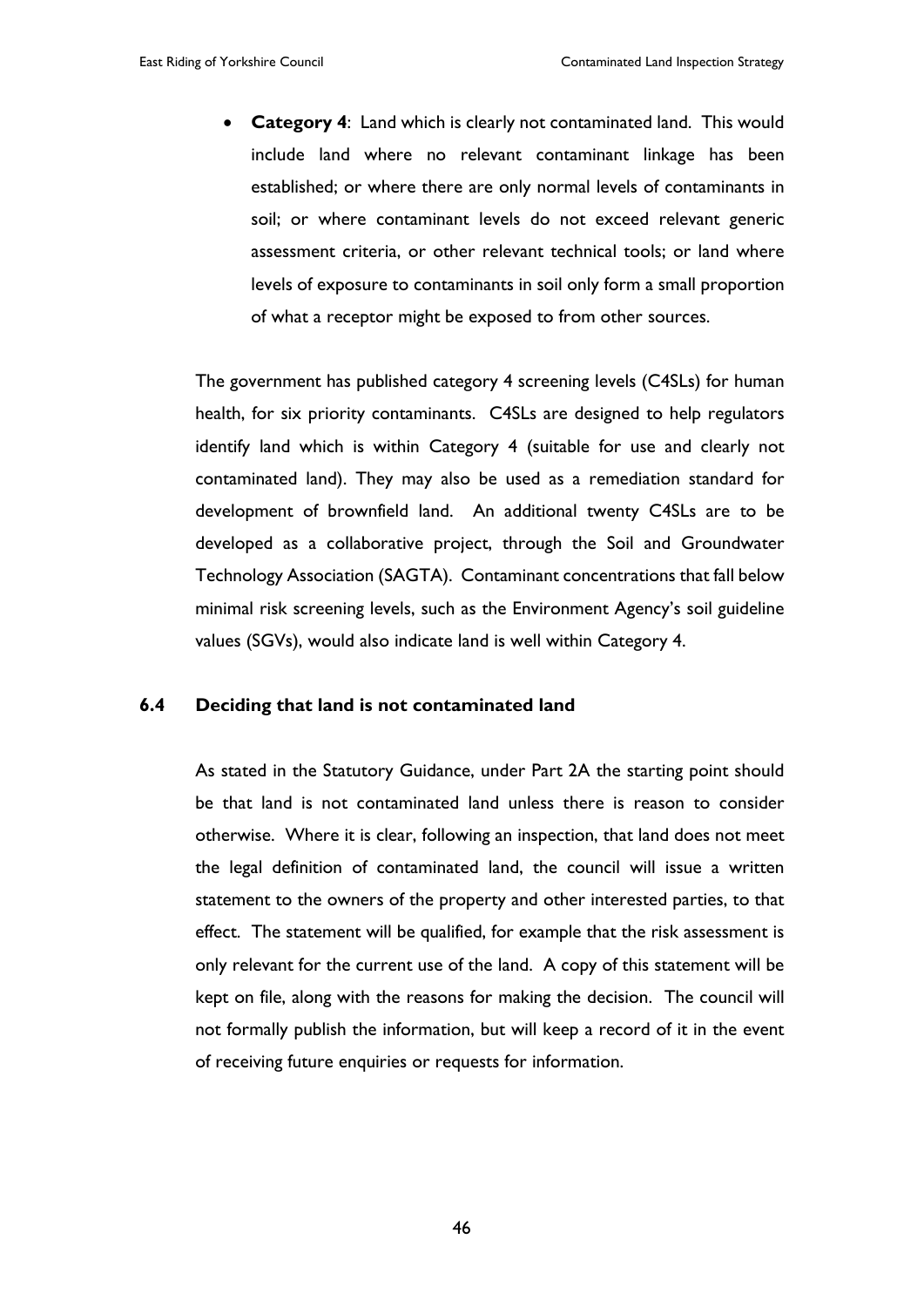- **Category 4**: Land which is clearly not contaminated land. This would include land where no relevant contaminant linkage has been established; or where there are only normal levels of contaminants in soil; or where contaminant levels do not exceed relevant generic assessment criteria, or other relevant technical tools; or land where levels of exposure to contaminants in soil only form a small proportion of what a receptor might be exposed to from other sources.

The government has published category 4 screening levels (C4SLs) for human health, for six priority contaminants. C4SLs are designed to help regulators identify land which is within Category 4 (suitable for use and clearly not contaminated land). They may also be used as a remediation standard for development of brownfield land. An additional twenty C4SLs are to be developed as a collaborative project, through the Soil and Groundwater Technology Association (SAGTA). Contaminant concentrations that fall below minimal risk screening levels, such as the Environment Agency's soil guideline values (SGVs), would also indicate land is well within Category 4.

### 6.4 Deciding that land is not contaminated land

As stated in the Statutory Guidance, under Part 2A the starting point should be that land is not contaminated land unless there is reason to consider otherwise. Where it is clear, following an inspection, that land does not meet the legal definition of contaminated land, the council will issue a written statement to the owners of the property and other interested parties, to that effect. The statement will be qualified, for example that the risk assessment is only relevant for the current use of the land. A copy of this statement will be kept on file, along with the reasons for making the decision. The council will not formally publish the information, but will keep a record of it in the event of receiving future enquiries or requests for information.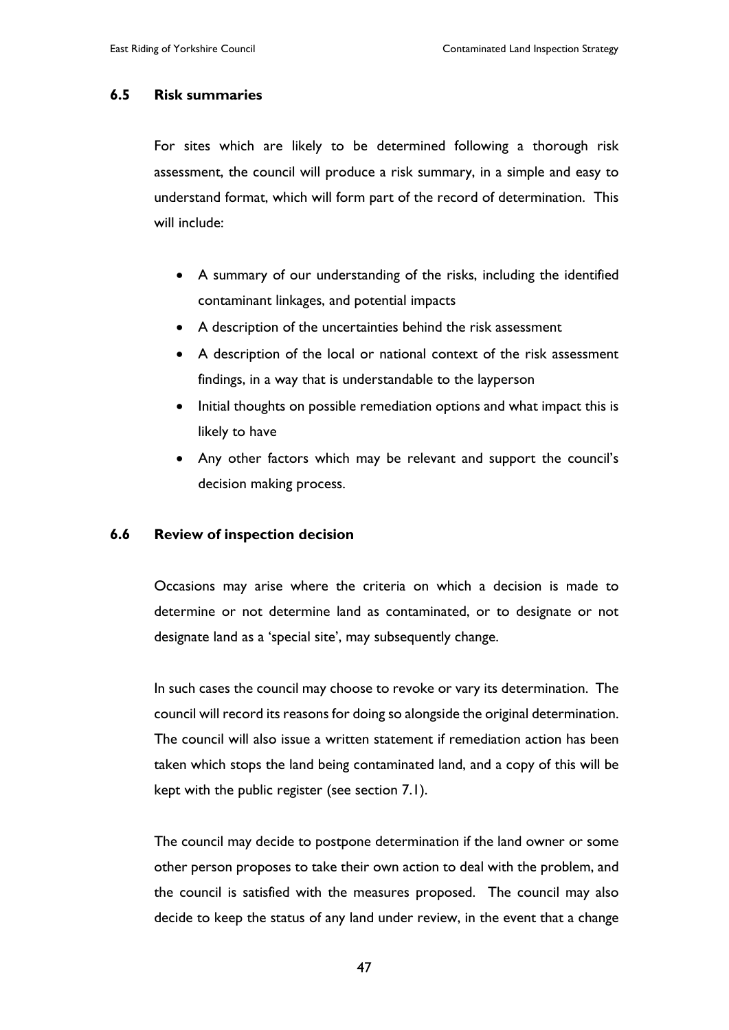### 6.5 Risk summaries

For sites which are likely to be determined following a thorough risk assessment, the council will produce a risk summary, in a simple and easy to understand format, which will form part of the record of determination. This will include:

- A summary of our understanding of the risks, including the identified contaminant linkages, and potential impacts
- A description of the uncertainties behind the risk assessment
- A description of the local or national context of the risk assessment findings, in a way that is understandable to the layperson
- Initial thoughts on possible remediation options and what impact this is likely to have
- Any other factors which may be relevant and support the council's decision making process.

### 6.6 Review of inspection decision

Occasions may arise where the criteria on which a decision is made to determine or not determine land as contaminated, or to designate or not designate land as a 'special site', may subsequently change.

In such cases the council may choose to revoke or vary its determination. The council will record its reasons for doing so alongside the original determination. The council will also issue a written statement if remediation action has been taken which stops the land being contaminated land, and a copy of this will be kept with the public register (see section 7.1).

The council may decide to postpone determination if the land owner or some other person proposes to take their own action to deal with the problem, and the council is satisfied with the measures proposed. The council may also decide to keep the status of any land under review, in the event that a change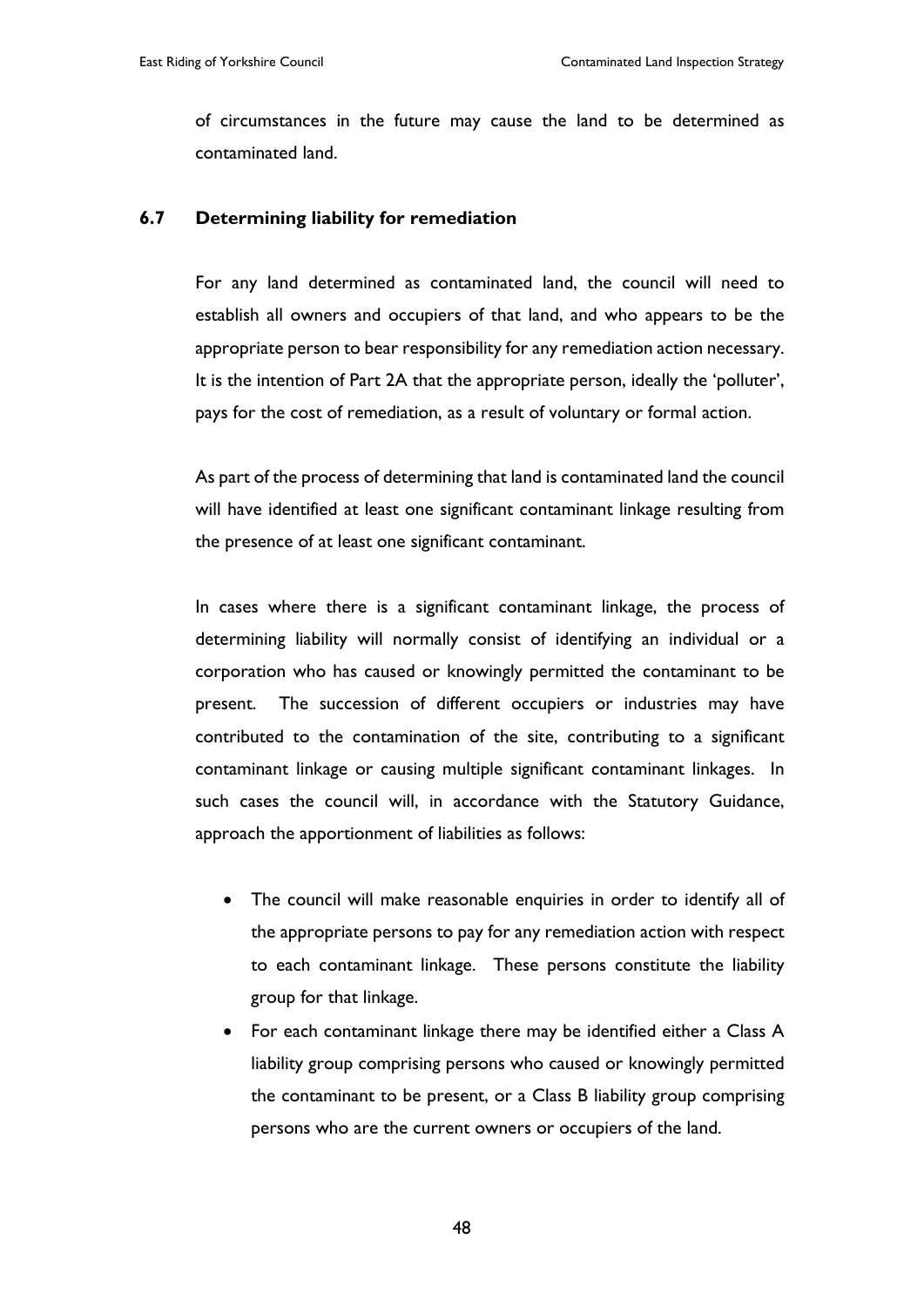of circumstances in the future may cause the land to be determined as contaminated land.

### 6.7 Determining liability for remediation

For any land determined as contaminated land, the council will need to establish all owners and occupiers of that land, and who appears to be the appropriate person to bear responsibility for any remediation action necessary. It is the intention of Part 2A that the appropriate person, ideally the 'polluter', pays for the cost of remediation, as a result of voluntary or formal action.

As part of the process of determining that land is contaminated land the council will have identified at least one significant contaminant linkage resulting from the presence of at least one significant contaminant.

In cases where there is a significant contaminant linkage, the process of determining liability will normally consist of identifying an individual or a corporation who has caused or knowingly permitted the contaminant to be present. The succession of different occupiers or industries may have contributed to the contamination of the site, contributing to a significant contaminant linkage or causing multiple significant contaminant linkages. In such cases the council will, in accordance with the Statutory Guidance, approach the apportionment of liabilities as follows:

- The council will make reasonable enquiries in order to identify all of the appropriate persons to pay for any remediation action with respect to each contaminant linkage. These persons constitute the liability group for that linkage.
- For each contaminant linkage there may be identified either a Class A liability group comprising persons who caused or knowingly permitted the contaminant to be present, or a Class B liability group comprising persons who are the current owners or occupiers of the land.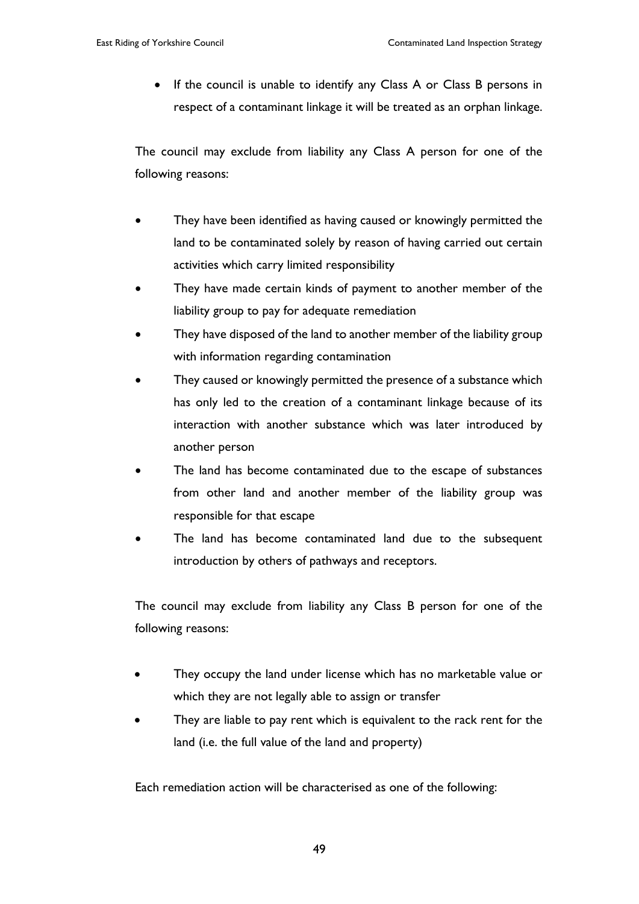- If the council is unable to identify any Class A or Class B persons in respect of a contaminant linkage it will be treated as an orphan linkage.

The council may exclude from liability any Class A person for one of the following reasons:

- They have been identified as having caused or knowingly permitted the land to be contaminated solely by reason of having carried out certain activities which carry limited responsibility
- They have made certain kinds of payment to another member of the liability group to pay for adequate remediation
- They have disposed of the land to another member of the liability group with information regarding contamination
- They caused or knowingly permitted the presence of a substance which has only led to the creation of a contaminant linkage because of its interaction with another substance which was later introduced by another person
- The land has become contaminated due to the escape of substances from other land and another member of the liability group was responsible for that escape
- The land has become contaminated land due to the subsequent introduction by others of pathways and receptors.

The council may exclude from liability any Class B person for one of the following reasons:

- They occupy the land under license which has no marketable value or which they are not legally able to assign or transfer
- They are liable to pay rent which is equivalent to the rack rent for the land (i.e. the full value of the land and property)

Each remediation action will be characterised as one of the following: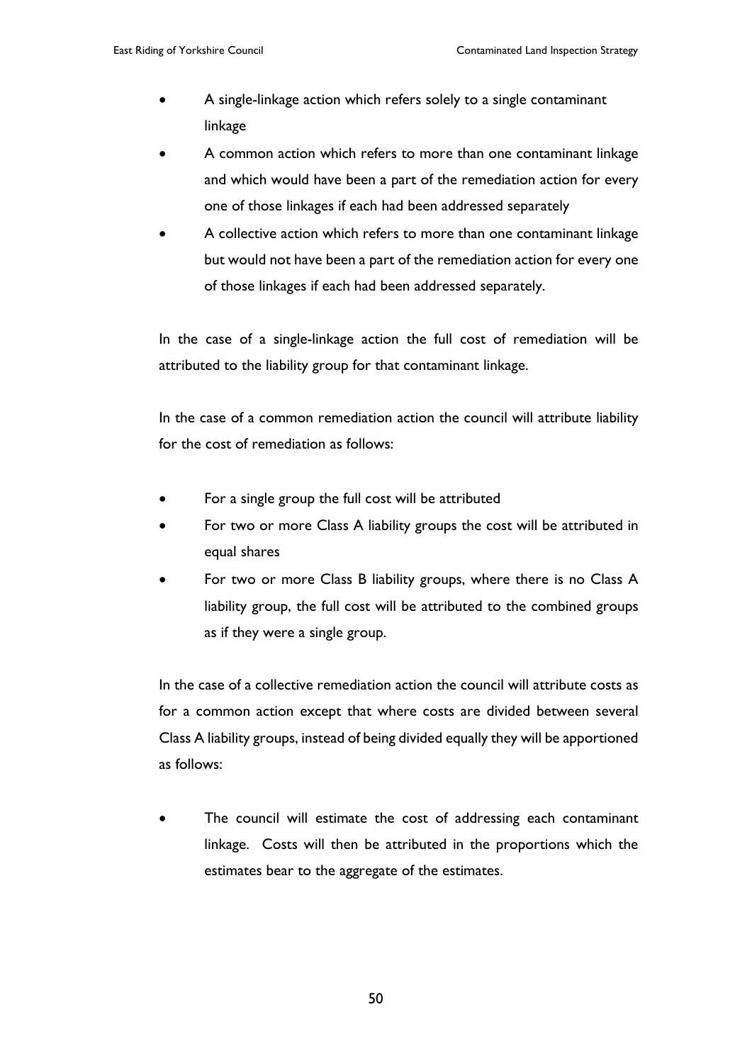- A single-linkage action which refers solely to a single contaminant linkage
- A common action which refers to more than one contaminant linkage and which would have been a part of the remediation action for every one of those linkages if each had been addressed separately
- A collective action which refers to more than one contaminant linkage but would not have been a part of the remediation action for every one of those linkages if each had been addressed separately.

In the case of a single-linkage action the full cost of remediation will be attributed to the liability group for that contaminant linkage.

In the case of a common remediation action the council will attribute liability for the cost of remediation as follows:

- For a single group the full cost will be attributed
- For two or more Class A liability groups the cost will be attributed in equal shares
- For two or more Class B liability groups, where there is no Class A liability group, the full cost will be attributed to the combined groups as if they were a single group.

In the case of a collective remediation action the council will attribute costs as for a common action except that where costs are divided between several Class A liability groups, instead of being divided equally they will be apportioned as follows:

- The council will estimate the cost of addressing each contaminant linkage. Costs will then be attributed in the proportions which the estimates bear to the aggregate of the estimates.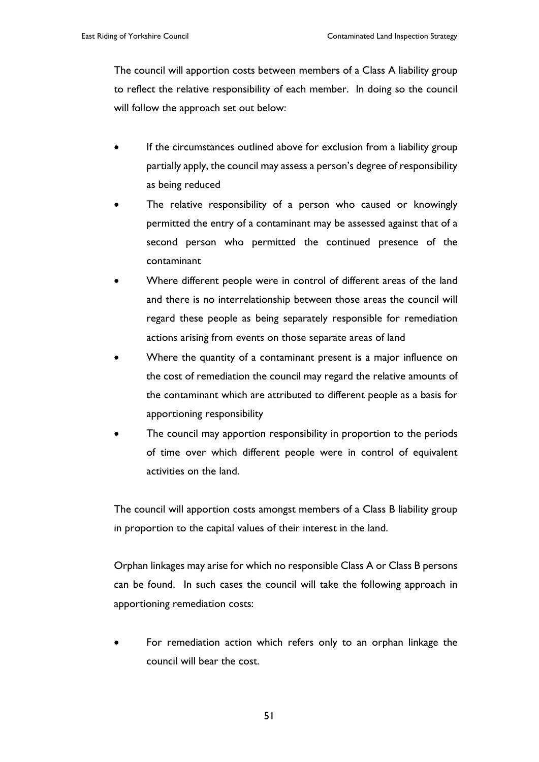The council will apportion costs between members of a Class A liability group to reflect the relative responsibility of each member. In doing so the council will follow the approach set out below:

- If the circumstances outlined above for exclusion from a liability group partially apply, the council may assess a person's degree of responsibility as being reduced
- The relative responsibility of a person who caused or knowingly permitted the entry of a contaminant may be assessed against that of a second person who permitted the continued presence of the contaminant
- Where different people were in control of different areas of the land and there is no interrelationship between those areas the council will regard these people as being separately responsible for remediation actions arising from events on those separate areas of land
- Where the quantity of a contaminant present is a major influence on the cost of remediation the council may regard the relative amounts of the contaminant which are attributed to different people as a basis for apportioning responsibility
- The council may apportion responsibility in proportion to the periods of time over which different people were in control of equivalent activities on the land.

The council will apportion costs amongst members of a Class B liability group in proportion to the capital values of their interest in the land.

Orphan linkages may arise for which no responsible Class A or Class B persons can be found. In such cases the council will take the following approach in apportioning remediation costs:

- For remediation action which refers only to an orphan linkage the council will bear the cost.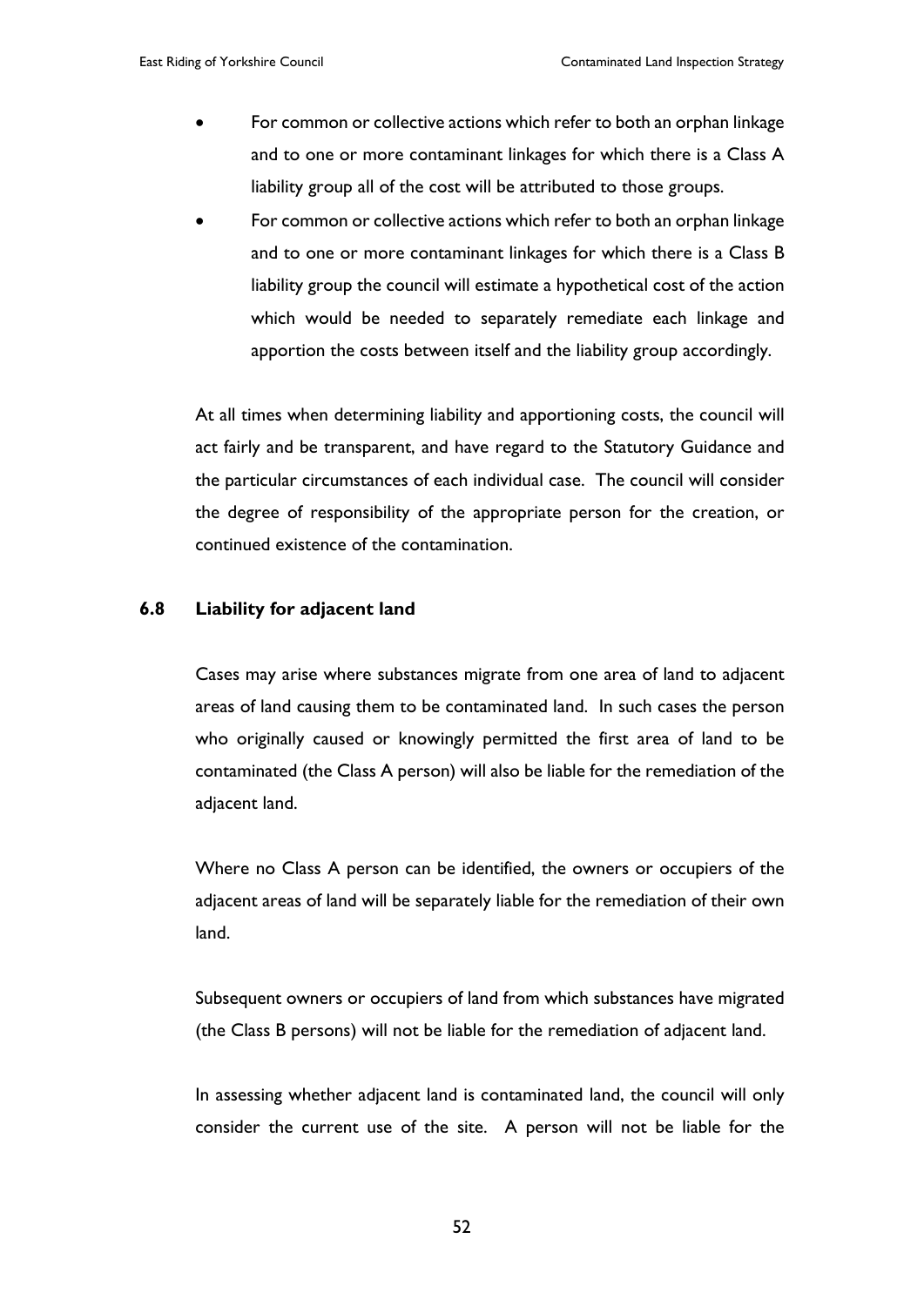- For common or collective actions which refer to both an orphan linkage and to one or more contaminant linkages for which there is a Class A liability group all of the cost will be attributed to those groups.
- For common or collective actions which refer to both an orphan linkage and to one or more contaminant linkages for which there is a Class B liability group the council will estimate a hypothetical cost of the action which would be needed to separately remediate each linkage and apportion the costs between itself and the liability group accordingly.

At all times when determining liability and apportioning costs, the council will act fairly and be transparent, and have regard to the Statutory Guidance and the particular circumstances of each individual case. The council will consider the degree of responsibility of the appropriate person for the creation, or continued existence of the contamination.

### 6.8 Liability for adjacent land

Cases may arise where substances migrate from one area of land to adjacent areas of land causing them to be contaminated land. In such cases the person who originally caused or knowingly permitted the first area of land to be contaminated (the Class A person) will also be liable for the remediation of the adjacent land.

Where no Class A person can be identified, the owners or occupiers of the adjacent areas of land will be separately liable for the remediation of their own land.

Subsequent owners or occupiers of land from which substances have migrated (the Class B persons) will not be liable for the remediation of adjacent land.

In assessing whether adjacent land is contaminated land, the council will only consider the current use of the site. A person will not be liable for the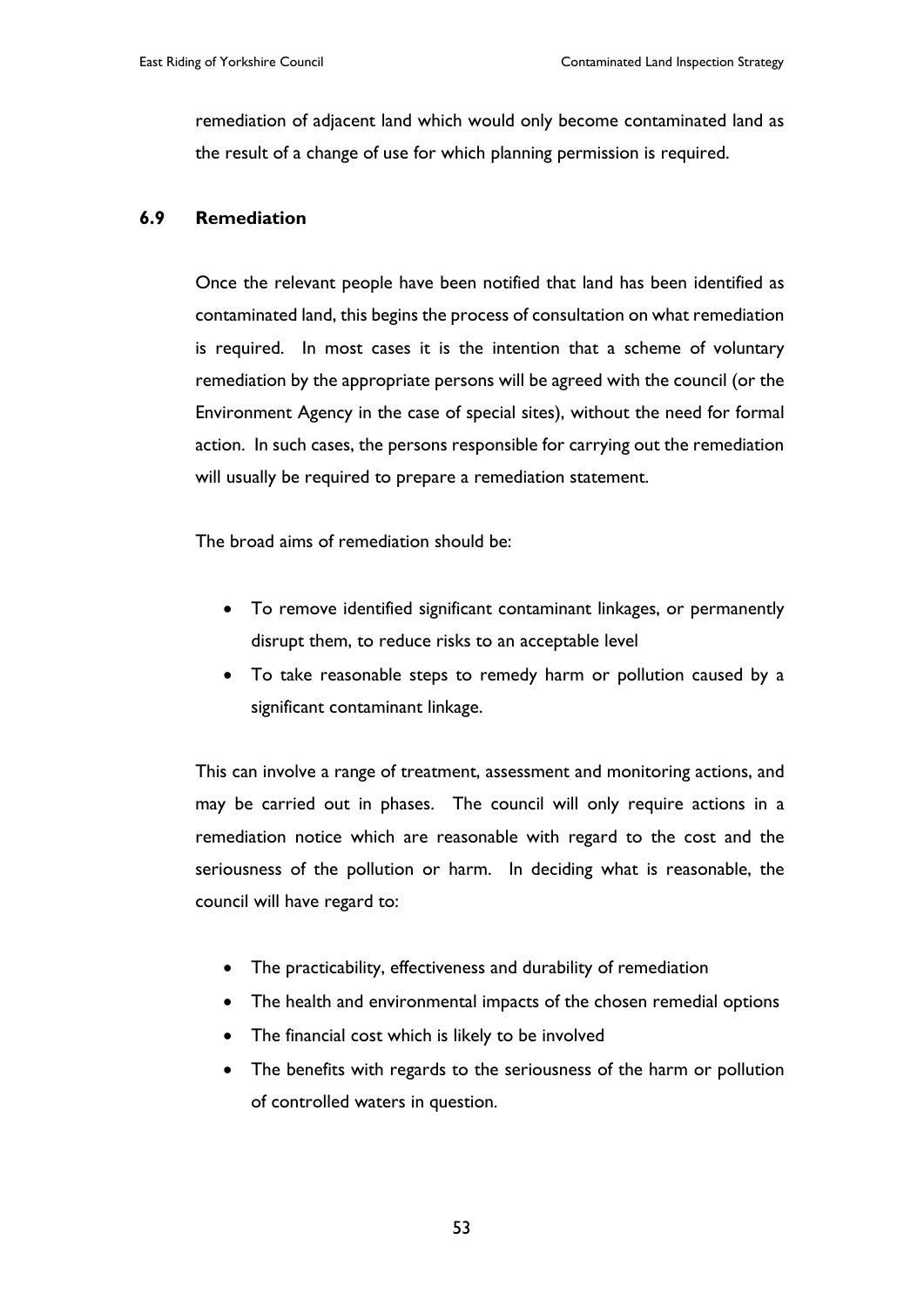remediation of adjacent land which would only become contaminated land as the result of a change of use for which planning permission is required.

### 6.9 Remediation

Once the relevant people have been notified that land has been identified as contaminated land, this begins the process of consultation on what remediation is required. In most cases it is the intention that a scheme of voluntary remediation by the appropriate persons will be agreed with the council (or the Environment Agency in the case of special sites), without the need for formal action. In such cases, the persons responsible for carrying out the remediation will usually be required to prepare a remediation statement.

The broad aims of remediation should be:

- To remove identified significant contaminant linkages, or permanently disrupt them, to reduce risks to an acceptable level
- To take reasonable steps to remedy harm or pollution caused by a significant contaminant linkage.

This can involve a range of treatment, assessment and monitoring actions, and may be carried out in phases. The council will only require actions in a remediation notice which are reasonable with regard to the cost and the seriousness of the pollution or harm. In deciding what is reasonable, the council will have regard to:

- The practicability, effectiveness and durability of remediation
- The health and environmental impacts of the chosen remedial options
- The financial cost which is likely to be involved
- The benefits with regards to the seriousness of the harm or pollution of controlled waters in question.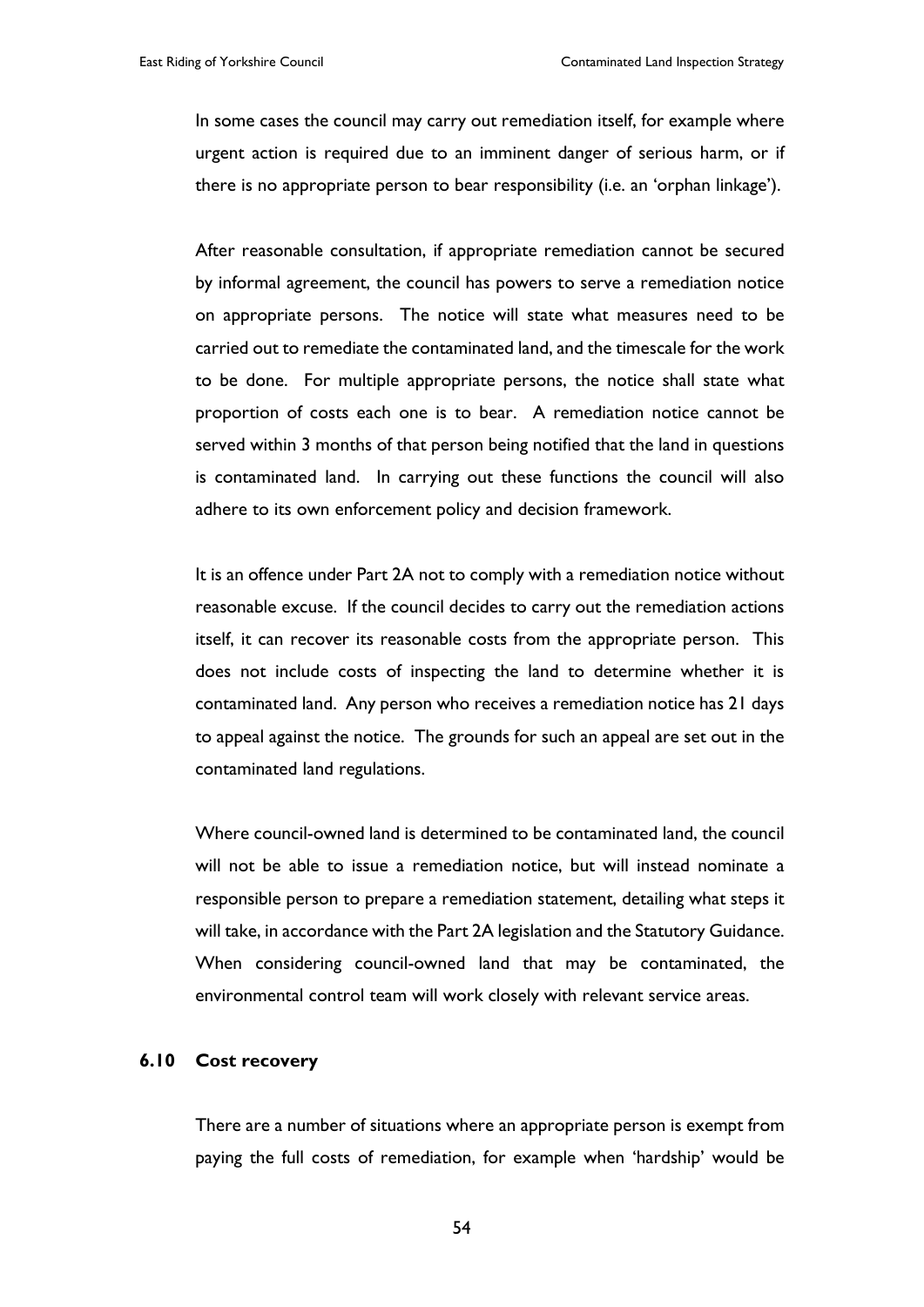In some cases the council may carry out remediation itself, for example where urgent action is required due to an imminent danger of serious harm, or if there is no appropriate person to bear responsibility (i.e. an 'orphan linkage').

After reasonable consultation, if appropriate remediation cannot be secured by informal agreement, the council has powers to serve a remediation notice on appropriate persons. The notice will state what measures need to be carried out to remediate the contaminated land, and the timescale for the work to be done. For multiple appropriate persons, the notice shall state what proportion of costs each one is to bear. A remediation notice cannot be served within 3 months of that person being notified that the land in questions is contaminated land. In carrying out these functions the council will also adhere to its own enforcement policy and decision framework.

It is an offence under Part 2A not to comply with a remediation notice without reasonable excuse. If the council decides to carry out the remediation actions itself, it can recover its reasonable costs from the appropriate person. This does not include costs of inspecting the land to determine whether it is contaminated land. Any person who receives a remediation notice has 21 days to appeal against the notice. The grounds for such an appeal are set out in the contaminated land regulations.

Where council-owned land is determined to be contaminated land, the council will not be able to issue a remediation notice, but will instead nominate a responsible person to prepare a remediation statement, detailing what steps it will take, in accordance with the Part 2A legislation and the Statutory Guidance. When considering council-owned land that may be contaminated, the environmental control team will work closely with relevant service areas.

### 6.10 Cost recovery

There are a number of situations where an appropriate person is exempt from paying the full costs of remediation, for example when 'hardship' would be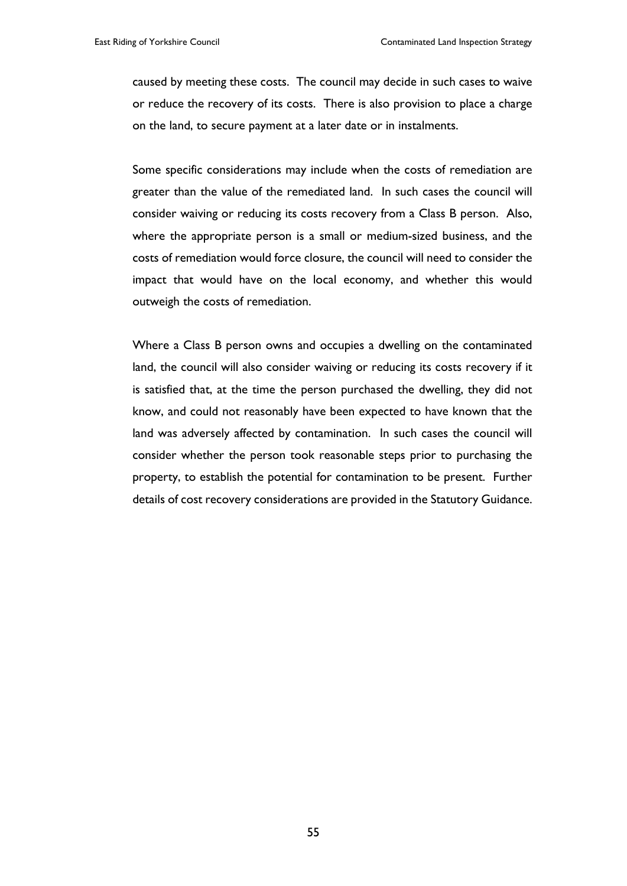caused by meeting these costs. The council may decide in such cases to waive or reduce the recovery of its costs. There is also provision to place a charge on the land, to secure payment at a later date or in instalments.

Some specific considerations may include when the costs of remediation are greater than the value of the remediated land. In such cases the council will consider waiving or reducing its costs recovery from a Class B person. Also, where the appropriate person is a small or medium-sized business, and the costs of remediation would force closure, the council will need to consider the impact that would have on the local economy, and whether this would outweigh the costs of remediation.

Where a Class B person owns and occupies a dwelling on the contaminated land, the council will also consider waiving or reducing its costs recovery if it is satisfied that, at the time the person purchased the dwelling, they did not know, and could not reasonably have been expected to have known that the land was adversely affected by contamination. In such cases the council will consider whether the person took reasonable steps prior to purchasing the property, to establish the potential for contamination to be present. Further details of cost recovery considerations are provided in the Statutory Guidance.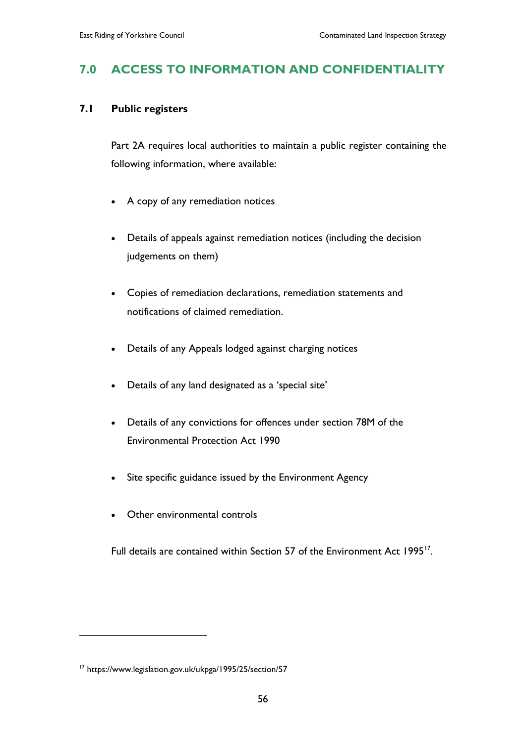## 7.0 ACCESS TO INFORMATION AND CONFIDENTIALITY

### 7.1 Public registers

Part 2A requires local authorities to maintain a public register containing the following information, where available:

- A copy of any remediation notices
- Details of appeals against remediation notices (including the decision judgements on them)
- Copies of remediation declarations, remediation statements and notifications of claimed remediation.
- Details of any Appeals lodged against charging notices
- Details of any land designated as a 'special site'
- Details of any convictions for offences under section 78M of the Environmental Protection Act 1990
- Site specific guidance issued by the Environment Agency
- Other environmental controls

Full details are contained within Section 57 of the Environment Act 1995[17].

[17] https://www.legislation.gov.uk/ukpga/1995/25/section/57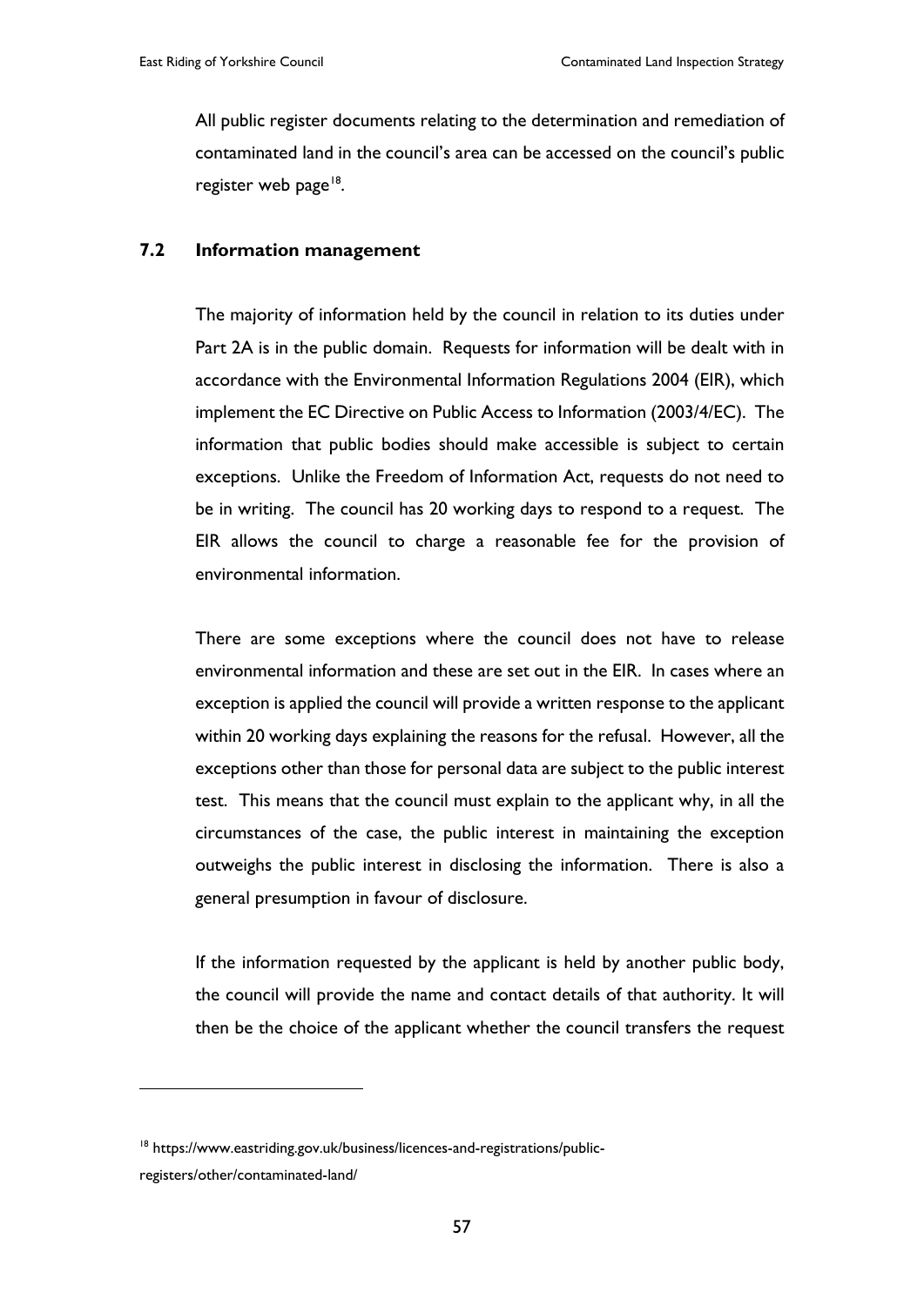All public register documents relating to the determination and remediation of contaminated land in the council's area can be accessed on the council's public register web page[18].

### 7.2 Information management

The majority of information held by the council in relation to its duties under Part 2A is in the public domain. Requests for information will be dealt with in accordance with the Environmental Information Regulations 2004 (EIR), which implement the EC Directive on Public Access to Information (2003/4/EC). The information that public bodies should make accessible is subject to certain exceptions. Unlike the Freedom of Information Act, requests do not need to be in writing. The council has 20 working days to respond to a request. The EIR allows the council to charge a reasonable fee for the provision of environmental information.

There are some exceptions where the council does not have to release environmental information and these are set out in the EIR. In cases where an exception is applied the council will provide a written response to the applicant within 20 working days explaining the reasons for the refusal. However, all the exceptions other than those for personal data are subject to the public interest test. This means that the council must explain to the applicant why, in all the circumstances of the case, the public interest in maintaining the exception outweighs the public interest in disclosing the information. There is also a general presumption in favour of disclosure.

If the information requested by the applicant is held by another public body, the council will provide the name and contact details of that authority. It will then be the choice of the applicant whether the council transfers the request

---

[18] https://www.eastriding.gov.uk/business/licences-and-registrations/public-registers/other/contaminated-land/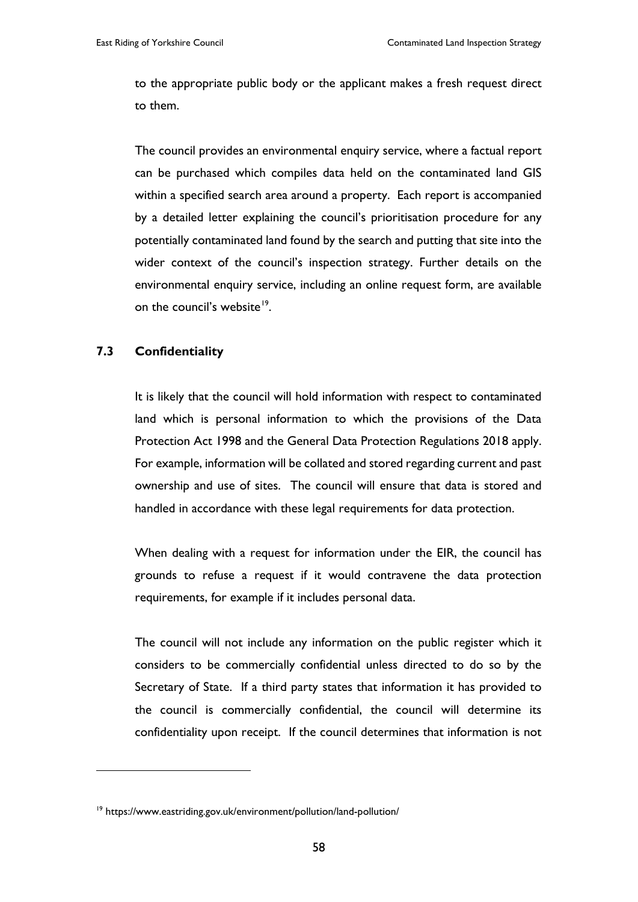to the appropriate public body or the applicant makes a fresh request direct to them.

The council provides an environmental enquiry service, where a factual report can be purchased which compiles data held on the contaminated land GIS within a specified search area around a property. Each report is accompanied by a detailed letter explaining the council's prioritisation procedure for any potentially contaminated land found by the search and putting that site into the wider context of the council's inspection strategy. Further details on the environmental enquiry service, including an online request form, are available on the council's website[19].

### 7.3 Confidentiality

It is likely that the council will hold information with respect to contaminated land which is personal information to which the provisions of the Data Protection Act 1998 and the General Data Protection Regulations 2018 apply. For example, information will be collated and stored regarding current and past ownership and use of sites. The council will ensure that data is stored and handled in accordance with these legal requirements for data protection.

When dealing with a request for information under the EIR, the council has grounds to refuse a request if it would contravene the data protection requirements, for example if it includes personal data.

The council will not include any information on the public register which it considers to be commercially confidential unless directed to do so by the Secretary of State. If a third party states that information it has provided to the council is commercially confidential, the council will determine its confidentiality upon receipt. If the council determines that information is not

[19] https://www.eastriding.gov.uk/environment/pollution/land-pollution/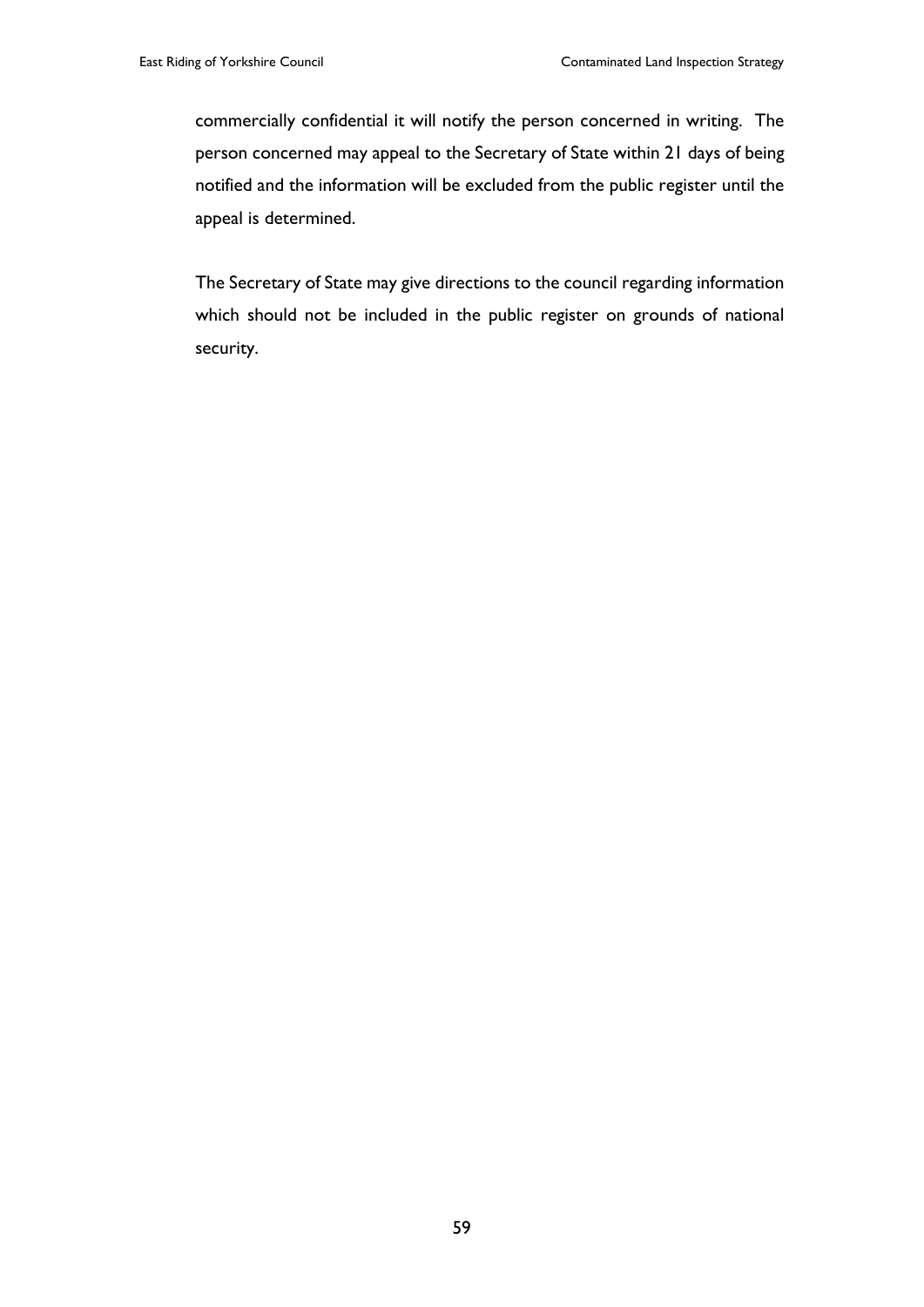commercially confidential it will notify the person concerned in writing. The person concerned may appeal to the Secretary of State within 21 days of being notified and the information will be excluded from the public register until the appeal is determined.

The Secretary of State may give directions to the council regarding information which should not be included in the public register on grounds of national security.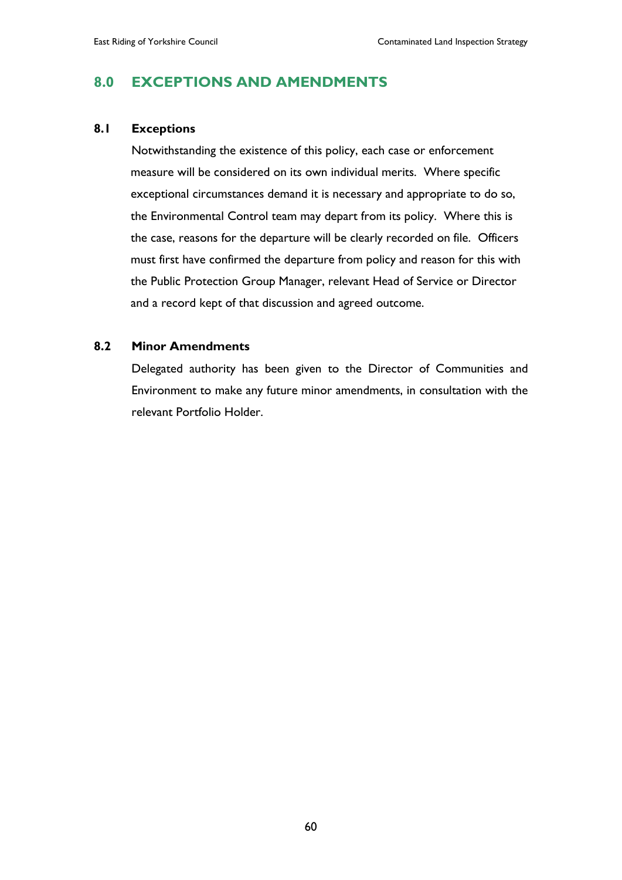## 8.0 EXCEPTIONS AND AMENDMENTS

### 8.1 Exceptions

Notwithstanding the existence of this policy, each case or enforcement measure will be considered on its own individual merits. Where specific exceptional circumstances demand it is necessary and appropriate to do so, the Environmental Control team may depart from its policy. Where this is the case, reasons for the departure will be clearly recorded on file. Officers must first have confirmed the departure from policy and reason for this with the Public Protection Group Manager, relevant Head of Service or Director and a record kept of that discussion and agreed outcome.

### 8.2 Minor Amendments

Delegated authority has been given to the Director of Communities and Environment to make any future minor amendments, in consultation with the relevant Portfolio Holder.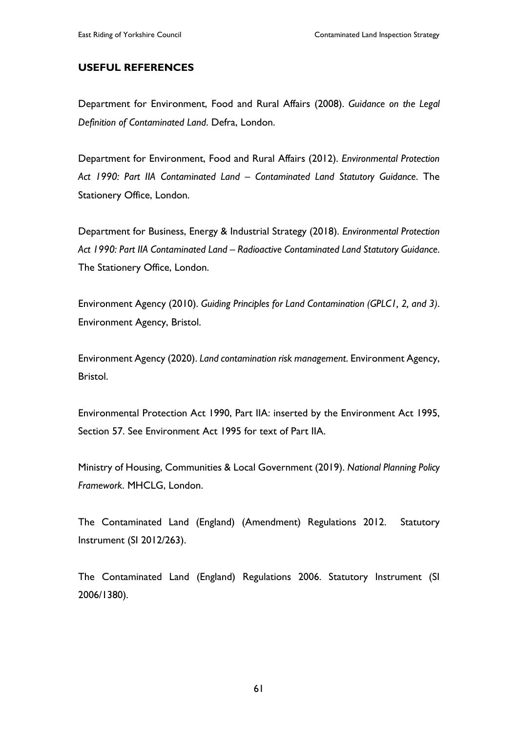## USEFUL REFERENCES

Department for Environment, Food and Rural Affairs (2008). *Guidance on the Legal Definition of Contaminated Land*. Defra, London.

Department for Environment, Food and Rural Affairs (2012). *Environmental Protection Act 1990: Part IIA Contaminated Land – Contaminated Land Statutory Guidance*. The Stationery Office, London.

Department for Business, Energy & Industrial Strategy (2018). *Environmental Protection Act 1990: Part IIA Contaminated Land – Radioactive Contaminated Land Statutory Guidance*. The Stationery Office, London.

Environment Agency (2010). *Guiding Principles for Land Contamination (GPLC1, 2, and 3)*. Environment Agency, Bristol.

Environment Agency (2020). *Land contamination risk management*. Environment Agency, Bristol.

Environmental Protection Act 1990, Part IIA: inserted by the Environment Act 1995, Section 57. See Environment Act 1995 for text of Part IIA.

Ministry of Housing, Communities & Local Government (2019). *National Planning Policy Framework*. MHCLG, London.

The Contaminated Land (England) (Amendment) Regulations 2012. Statutory Instrument (SI 2012/263).

The Contaminated Land (England) Regulations 2006. Statutory Instrument (SI 2006/1380).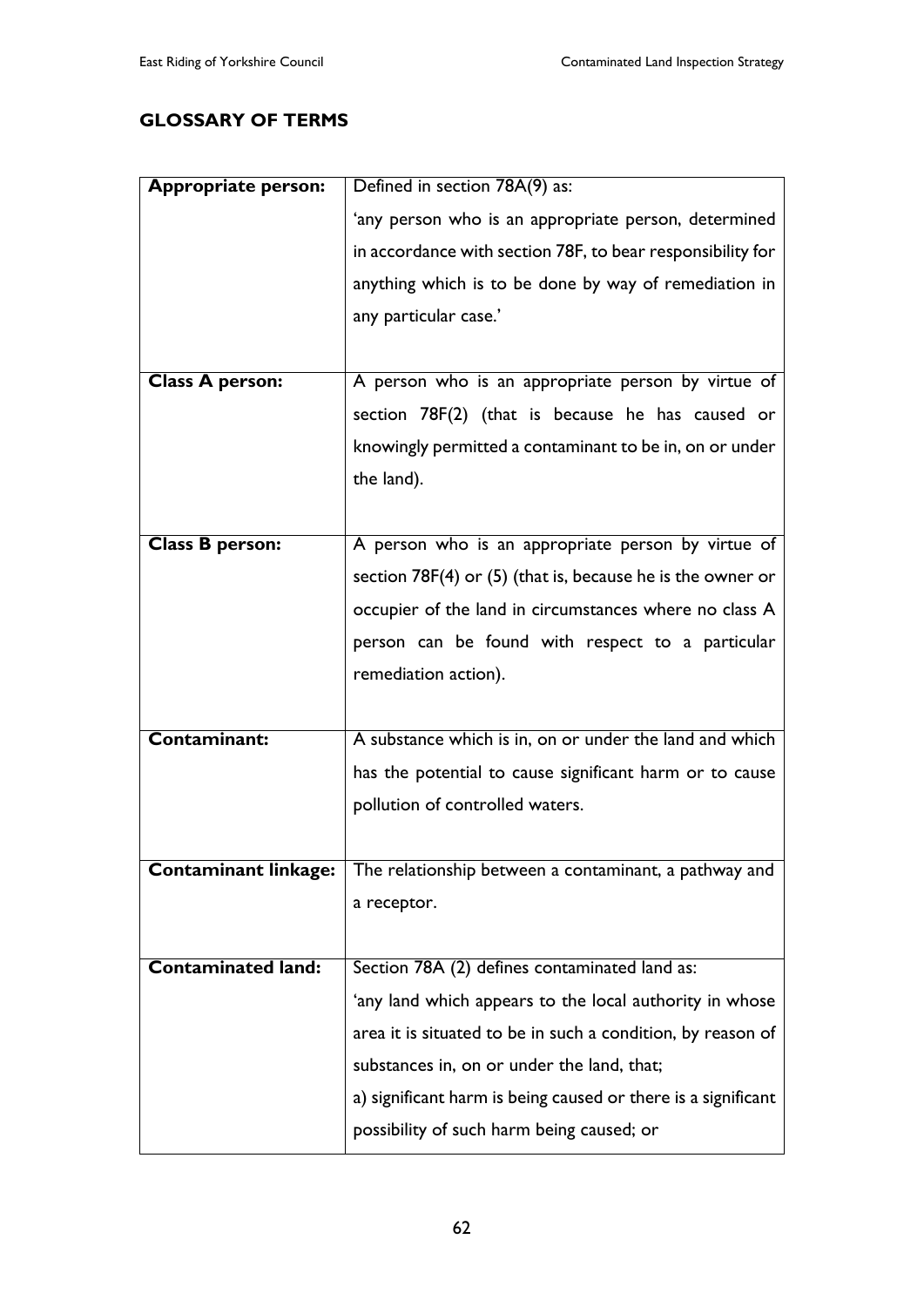## GLOSSARY OF TERMS

| | |
|---|---|
| **Appropriate person:** | Defined in section 78A(9) as:<br>'any person who is an appropriate person, determined in accordance with section 78F, to bear responsibility for anything which is to be done by way of remediation in any particular case.' |
| **Class A person:** | A person who is an appropriate person by virtue of section 78F(2) (that is because he has caused or knowingly permitted a contaminant to be in, on or under the land). |
| **Class B person:** | A person who is an appropriate person by virtue of section 78F(4) or (5) (that is, because he is the owner or occupier of the land in circumstances where no class A person can be found with respect to a particular remediation action). |
| **Contaminant:** | A substance which is in, on or under the land and which has the potential to cause significant harm or to cause pollution of controlled waters. |
| **Contaminant linkage:** | The relationship between a contaminant, a pathway and a receptor. |
| **Contaminated land:** | Section 78A (2) defines contaminated land as:<br>'any land which appears to the local authority in whose area it is situated to be in such a condition, by reason of substances in, on or under the land, that;<br>a) significant harm is being caused or there is a significant possibility of such harm being caused; or |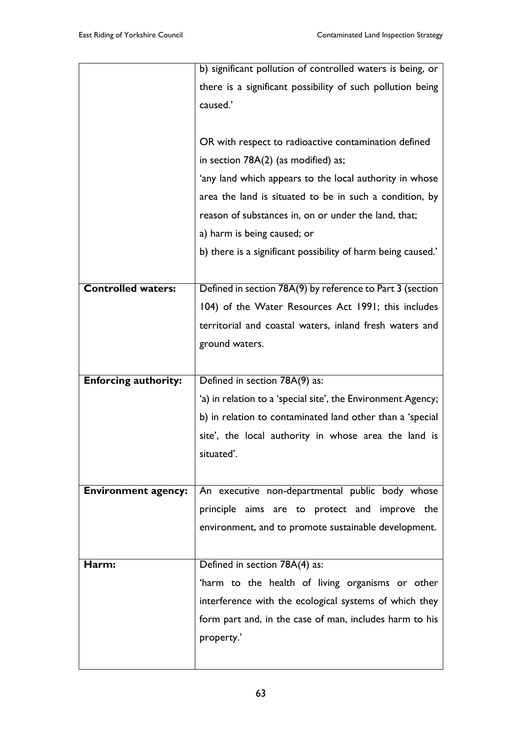| | |
|---|---|
| | b) significant pollution of controlled waters is being, or there is a significant possibility of such pollution being caused.'<br><br>OR with respect to radioactive contamination defined in section 78A(2) (as modified) as;<br>'any land which appears to the local authority in whose area the land is situated to be in such a condition, by reason of substances in, on or under the land, that;<br>a) harm is being caused; or<br>b) there is a significant possibility of harm being caused.' |
| **Controlled waters:** | Defined in section 78A(9) by reference to Part 3 (section 104) of the Water Resources Act 1991; this includes territorial and coastal waters, inland fresh waters and ground waters. |
| **Enforcing authority:** | Defined in section 78A(9) as:<br>'a) in relation to a 'special site', the Environment Agency;<br>b) in relation to contaminated land other than a 'special site', the local authority in whose area the land is situated'. |
| **Environment agency:** | An executive non-departmental public body whose principle aims are to protect and improve the environment, and to promote sustainable development. |
| **Harm:** | Defined in section 78A(4) as:<br>'harm to the health of living organisms or other interference with the ecological systems of which they form part and, in the case of man, includes harm to his property.' |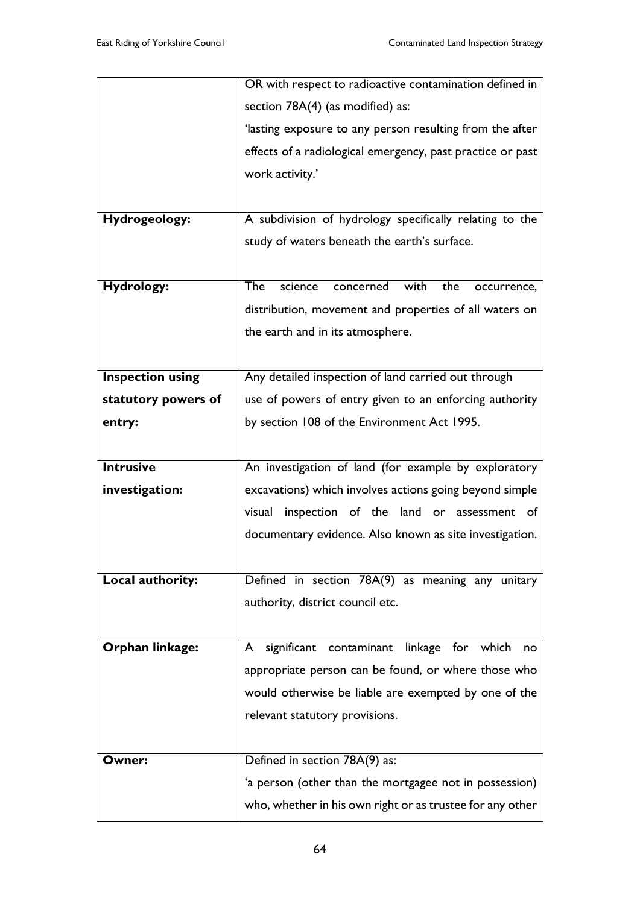| | |
|---|---|
| | OR with respect to radioactive contamination defined in section 78A(4) (as modified) as: 'lasting exposure to any person resulting from the after effects of a radiological emergency, past practice or past work activity.' |
| **Hydrogeology:** | A subdivision of hydrology specifically relating to the study of waters beneath the earth's surface. |
| **Hydrology:** | The science concerned with the occurrence, distribution, movement and properties of all waters on the earth and in its atmosphere. |
| **Inspection using statutory powers of entry:** | Any detailed inspection of land carried out through use of powers of entry given to an enforcing authority by section 108 of the Environment Act 1995. |
| **Intrusive investigation:** | An investigation of land (for example by exploratory excavations) which involves actions going beyond simple visual inspection of the land or assessment of documentary evidence. Also known as site investigation. |
| **Local authority:** | Defined in section 78A(9) as meaning any unitary authority, district council etc. |
| **Orphan linkage:** | A significant contaminant linkage for which no appropriate person can be found, or where those who would otherwise be liable are exempted by one of the relevant statutory provisions. |
| **Owner:** | Defined in section 78A(9) as: 'a person (other than the mortgagee not in possession) who, whether in his own right or as trustee for any other |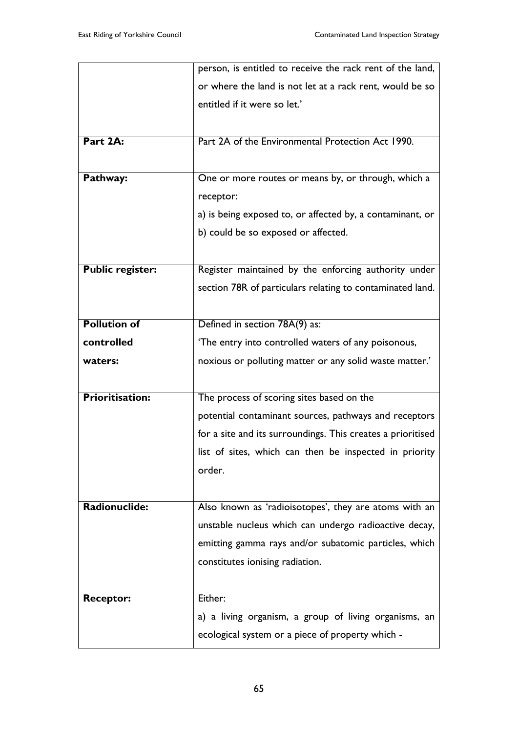| | |
|---|---|
| | person, is entitled to receive the rack rent of the land, or where the land is not let at a rack rent, would be so entitled if it were so let.' |
| **Part 2A:** | Part 2A of the Environmental Protection Act 1990. |
| **Pathway:** | One or more routes or means by, or through, which a receptor:<br>a) is being exposed to, or affected by, a contaminant, or<br>b) could be so exposed or affected. |
| **Public register:** | Register maintained by the enforcing authority under section 78R of particulars relating to contaminated land. |
| **Pollution of controlled waters:** | Defined in section 78A(9) as:<br>'The entry into controlled waters of any poisonous, noxious or polluting matter or any solid waste matter.' |
| **Prioritisation:** | The process of scoring sites based on the potential contaminant sources, pathways and receptors for a site and its surroundings. This creates a prioritised list of sites, which can then be inspected in priority order. |
| **Radionuclide:** | Also known as 'radioisotopes', they are atoms with an unstable nucleus which can undergo radioactive decay, emitting gamma rays and/or subatomic particles, which constitutes ionising radiation. |
| **Receptor:** | Either:<br>a) a living organism, a group of living organisms, an ecological system or a piece of property which - |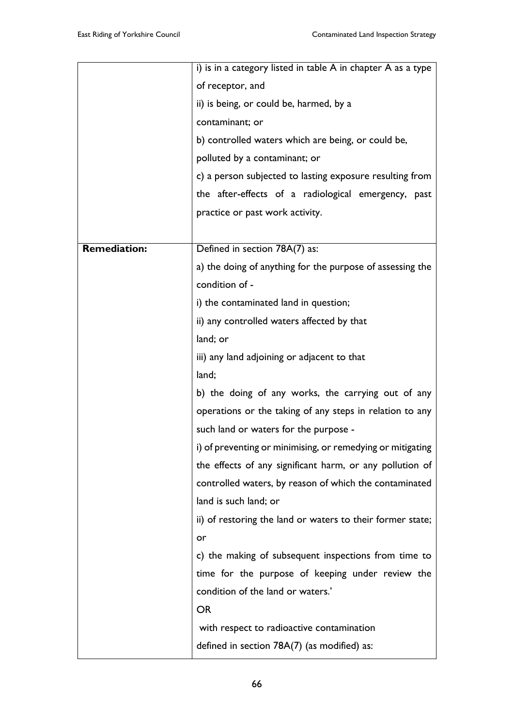| | |
|---|---|
| | i) is in a category listed in table A in chapter A as a type of receptor, and<br>ii) is being, or could be, harmed, by a contaminant; or<br>b) controlled waters which are being, or could be, polluted by a contaminant; or<br>c) a person subjected to lasting exposure resulting from the after-effects of a radiological emergency, past practice or past work activity. |
| **Remediation:** | Defined in section 78A(7) as:<br>a) the doing of anything for the purpose of assessing the condition of -<br>i) the contaminated land in question;<br>ii) any controlled waters affected by that land; or<br>iii) any land adjoining or adjacent to that land;<br>b) the doing of any works, the carrying out of any operations or the taking of any steps in relation to any such land or waters for the purpose -<br>i) of preventing or minimising, or remedying or mitigating the effects of any significant harm, or any pollution of controlled waters, by reason of which the contaminated land is such land; or<br>ii) of restoring the land or waters to their former state; or<br>c) the making of subsequent inspections from time to time for the purpose of keeping under review the condition of the land or waters.'<br>OR<br>with respect to radioactive contamination defined in section 78A(7) (as modified) as: |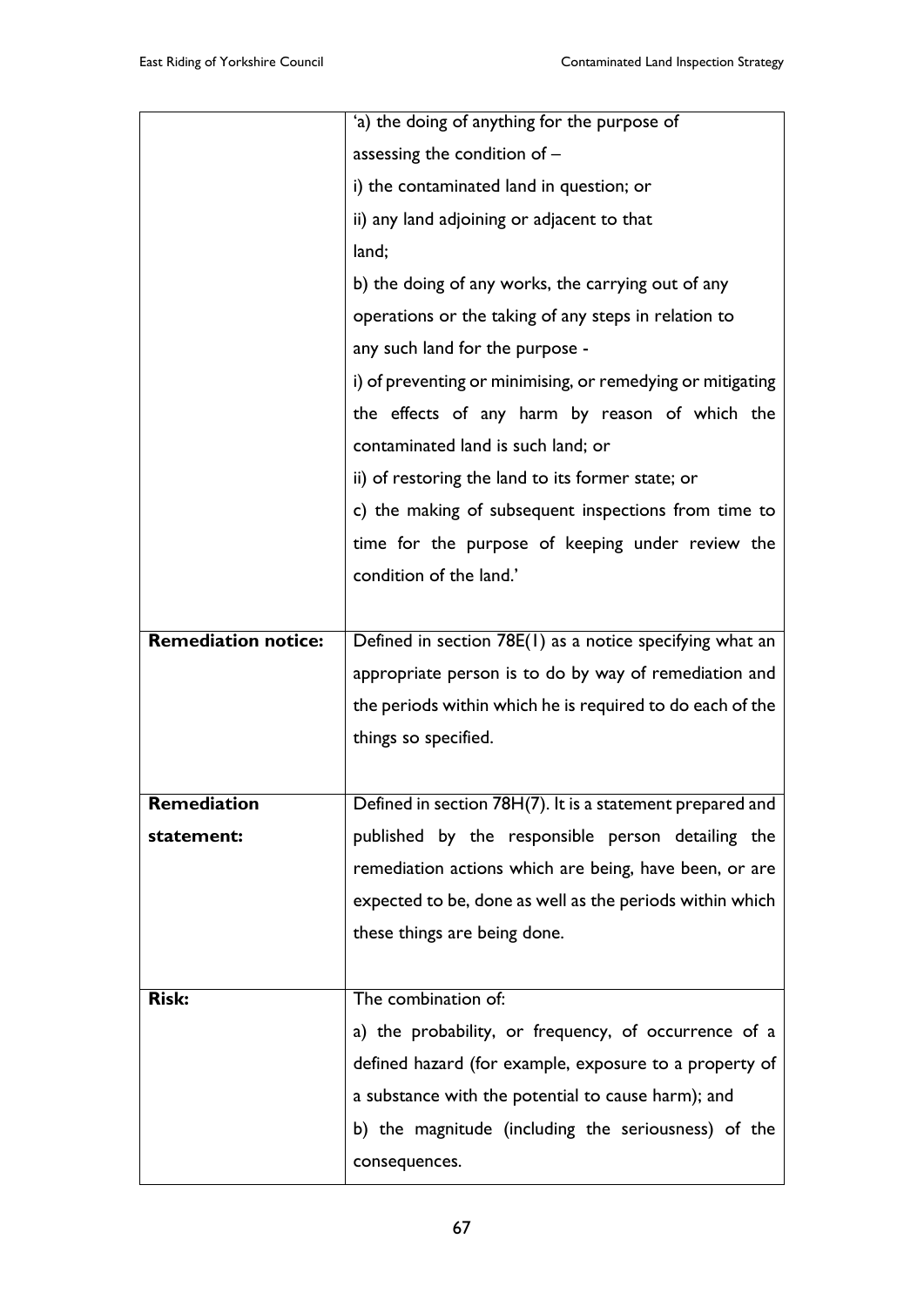| | |
|---|---|
| | 'a) the doing of anything for the purpose of assessing the condition of –<br>i) the contaminated land in question; or<br>ii) any land adjoining or adjacent to that land;<br>b) the doing of any works, the carrying out of any operations or the taking of any steps in relation to any such land for the purpose -<br>i) of preventing or minimising, or remedying or mitigating the effects of any harm by reason of which the contaminated land is such land; or<br>ii) of restoring the land to its former state; or<br>c) the making of subsequent inspections from time to time for the purpose of keeping under review the condition of the land.' |
| **Remediation notice:** | Defined in section 78E(1) as a notice specifying what an appropriate person is to do by way of remediation and the periods within which he is required to do each of the things so specified. |
| **Remediation statement:** | Defined in section 78H(7). It is a statement prepared and published by the responsible person detailing the remediation actions which are being, have been, or are expected to be, done as well as the periods within which these things are being done. |
| **Risk:** | The combination of:<br>a) the probability, or frequency, of occurrence of a defined hazard (for example, exposure to a property of a substance with the potential to cause harm); and<br>b) the magnitude (including the seriousness) of the consequences. |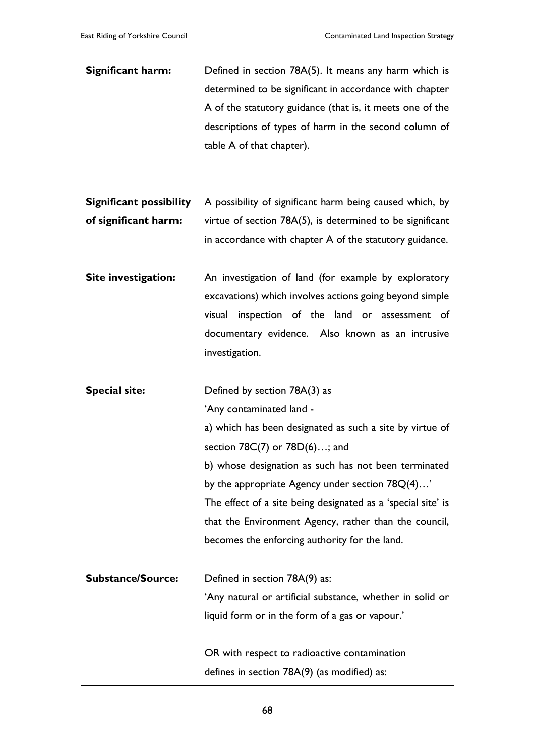| | |
|---|---|
| **Significant harm:** | Defined in section 78A(5). It means any harm which is determined to be significant in accordance with chapter A of the statutory guidance (that is, it meets one of the descriptions of types of harm in the second column of table A of that chapter). |
| **Significant possibility of significant harm:** | A possibility of significant harm being caused which, by virtue of section 78A(5), is determined to be significant in accordance with chapter A of the statutory guidance. |
| **Site investigation:** | An investigation of land (for example by exploratory excavations) which involves actions going beyond simple visual inspection of the land or assessment of documentary evidence. Also known as an intrusive investigation. |
| **Special site:** | Defined by section 78A(3) as<br>'Any contaminated land -<br>a) which has been designated as such a site by virtue of section 78C(7) or 78D(6)…; and<br>b) whose designation as such has not been terminated by the appropriate Agency under section 78Q(4)…'<br>The effect of a site being designated as a 'special site' is that the Environment Agency, rather than the council, becomes the enforcing authority for the land. |
| **Substance/Source:** | Defined in section 78A(9) as:<br>'Any natural or artificial substance, whether in solid or liquid form or in the form of a gas or vapour.'<br><br>OR with respect to radioactive contamination defines in section 78A(9) (as modified) as: |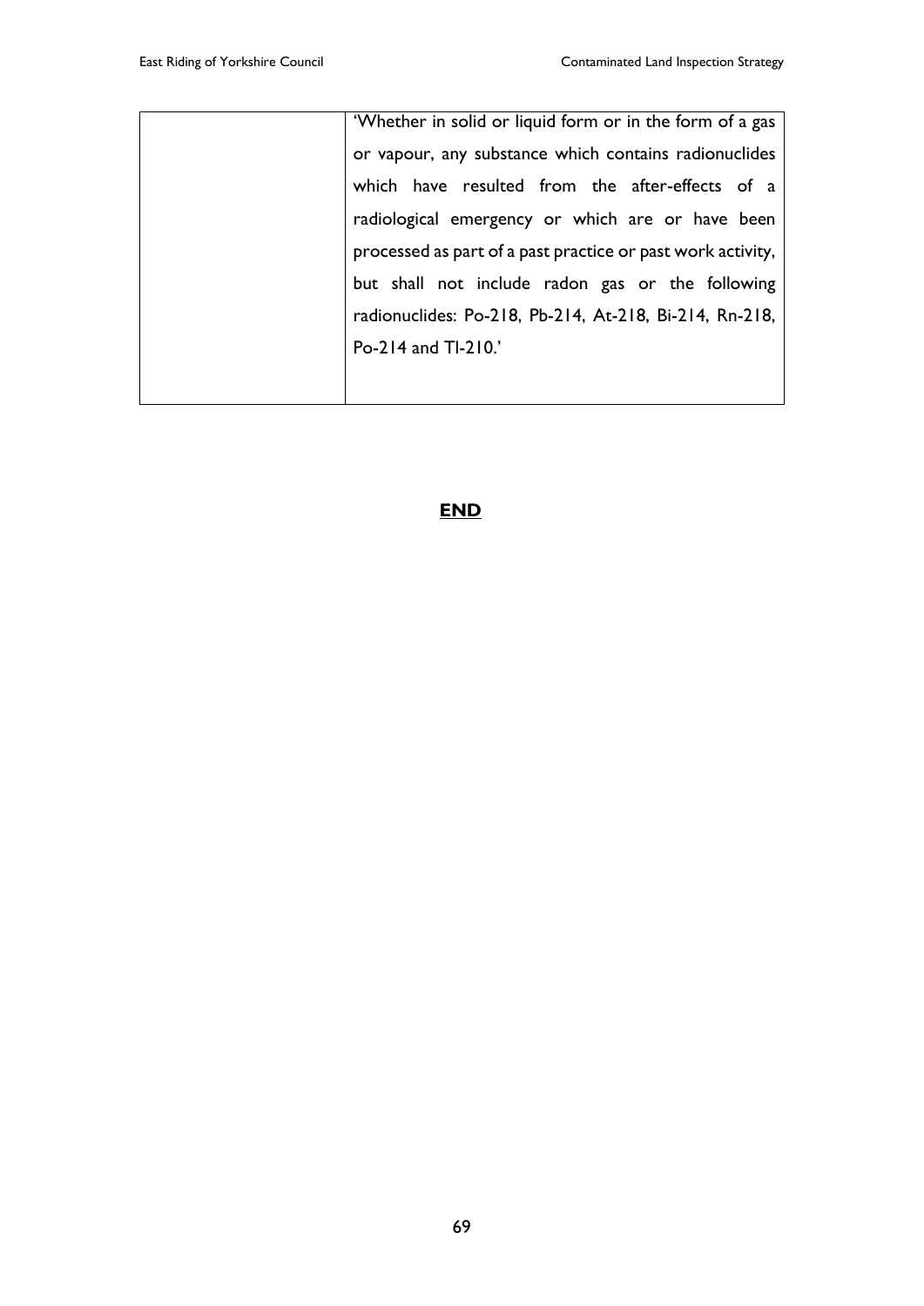| | |
|---|---|
| | 'Whether in solid or liquid form or in the form of a gas or vapour, any substance which contains radionuclides which have resulted from the after-effects of a radiological emergency or which are or have been processed as part of a past practice or past work activity, but shall not include radon gas or the following radionuclides: Po-218, Pb-214, At-218, Bi-214, Rn-218, Po-214 and Tl-210.' |

**END**